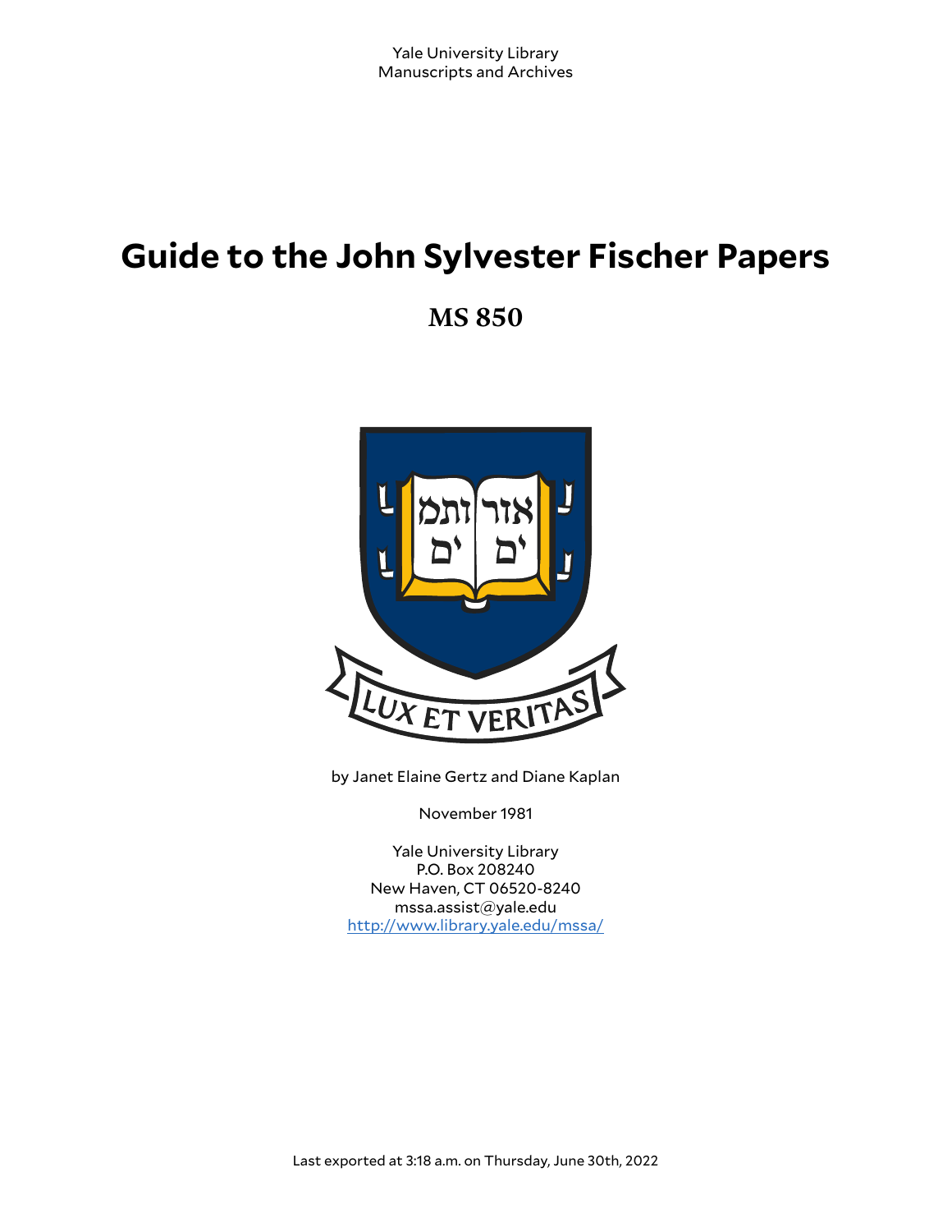Yale University Library
Manuscripts and Archives

# Guide to the John Sylvester Fischer Papers

## MS 850

by Janet Elaine Gertz and Diane Kaplan

November 1981

Yale University Library
P.O. Box 208240
New Haven, CT 06520-8240
mssa.assist@yale.edu
http://www.library.yale.edu/mssa/

Last exported at 3:18 a.m. on Thursday, June 30th, 2022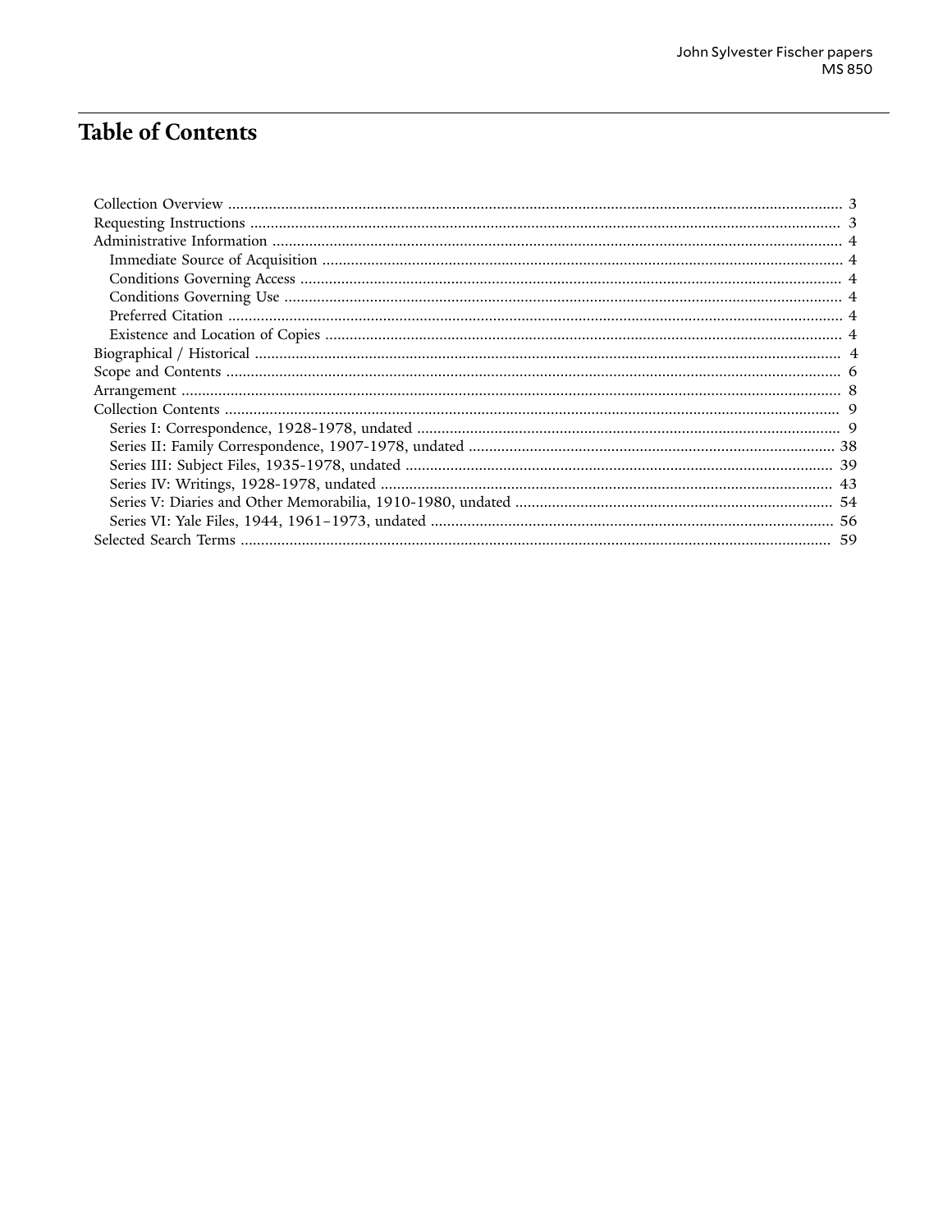# Table of Contents

- Collection Overview ..... 3
- Requesting Instructions ..... 3
- Administrative Information ..... 4
  - Immediate Source of Acquisition ..... 4
  - Conditions Governing Access ..... 4
  - Conditions Governing Use ..... 4
  - Preferred Citation ..... 4
  - Existence and Location of Copies ..... 4
- Biographical / Historical ..... 4
- Scope and Contents ..... 6
- Arrangement ..... 8
- Collection Contents ..... 9
  - Series I: Correspondence, 1928-1978, undated ..... 9
  - Series II: Family Correspondence, 1907-1978, undated ..... 38
  - Series III: Subject Files, 1935-1978, undated ..... 39
  - Series IV: Writings, 1928-1978, undated ..... 43
  - Series V: Diaries and Other Memorabilia, 1910-1980, undated ..... 54
  - Series VI: Yale Files, 1944, 1961–1973, undated ..... 56
- Selected Search Terms ..... 59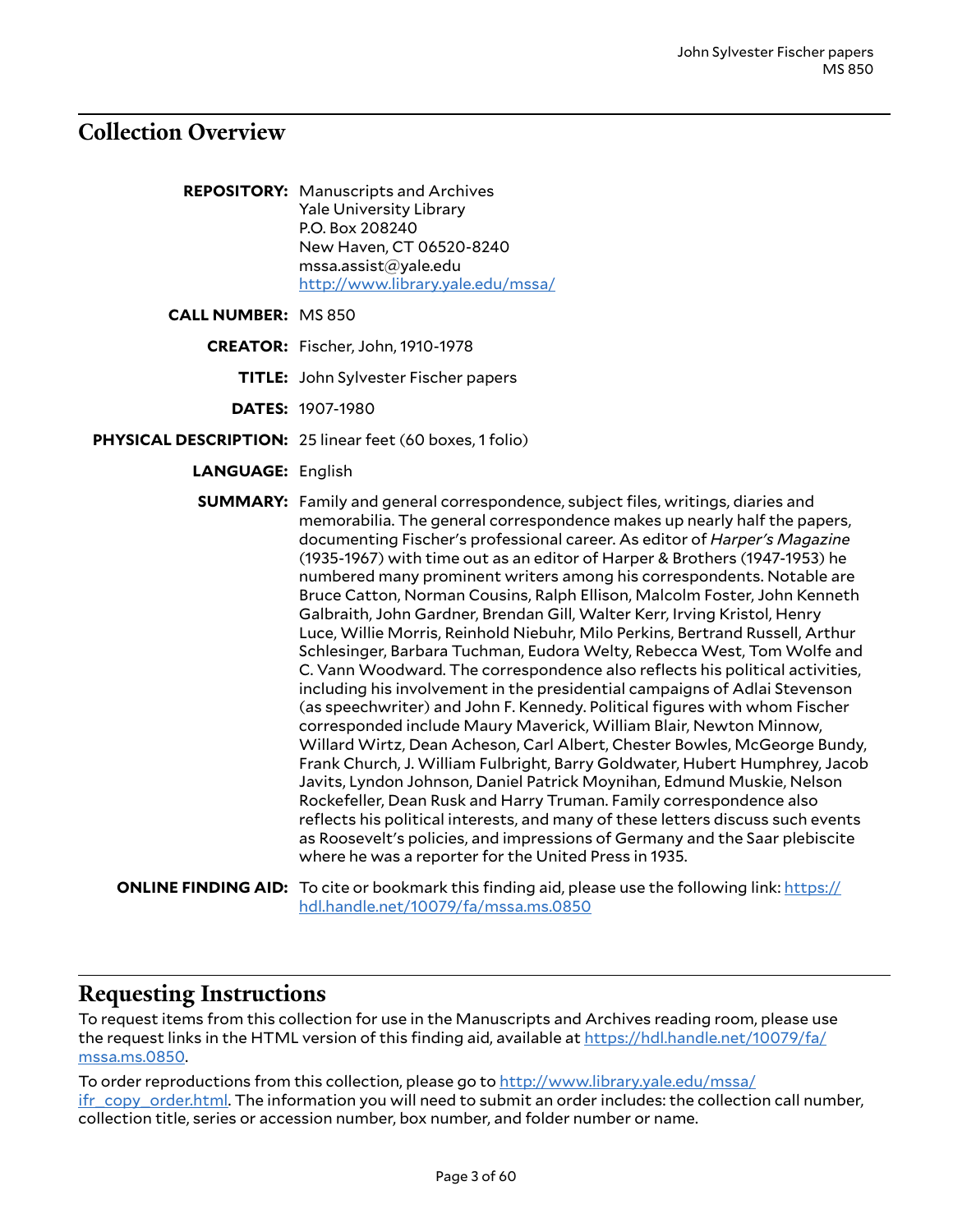## Collection Overview

**REPOSITORY:** Manuscripts and Archives
Yale University Library
P.O. Box 208240
New Haven, CT 06520-8240
mssa.assist@yale.edu
http://www.library.yale.edu/mssa/

**CALL NUMBER:** MS 850

**CREATOR:** Fischer, John, 1910-1978

**TITLE:** John Sylvester Fischer papers

**DATES:** 1907-1980

**PHYSICAL DESCRIPTION:** 25 linear feet (60 boxes, 1 folio)

**LANGUAGE:** English

**SUMMARY:** Family and general correspondence, subject files, writings, diaries and memorabilia. The general correspondence makes up nearly half the papers, documenting Fischer's professional career. As editor of *Harper's Magazine* (1935-1967) with time out as an editor of Harper & Brothers (1947-1953) he numbered many prominent writers among his correspondents. Notable are Bruce Catton, Norman Cousins, Ralph Ellison, Malcolm Foster, John Kenneth Galbraith, John Gardner, Brendan Gill, Walter Kerr, Irving Kristol, Henry Luce, Willie Morris, Reinhold Niebuhr, Milo Perkins, Bertrand Russell, Arthur Schlesinger, Barbara Tuchman, Eudora Welty, Rebecca West, Tom Wolfe and C. Vann Woodward. The correspondence also reflects his political activities, including his involvement in the presidential campaigns of Adlai Stevenson (as speechwriter) and John F. Kennedy. Political figures with whom Fischer corresponded include Maury Maverick, William Blair, Newton Minnow, Willard Wirtz, Dean Acheson, Carl Albert, Chester Bowles, McGeorge Bundy, Frank Church, J. William Fulbright, Barry Goldwater, Hubert Humphrey, Jacob Javits, Lyndon Johnson, Daniel Patrick Moynihan, Edmund Muskie, Nelson Rockefeller, Dean Rusk and Harry Truman. Family correspondence also reflects his political interests, and many of these letters discuss such events as Roosevelt's policies, and impressions of Germany and the Saar plebiscite where he was a reporter for the United Press in 1935.

**ONLINE FINDING AID:** To cite or bookmark this finding aid, please use the following link: https://hdl.handle.net/10079/fa/mssa.ms.0850

## Requesting Instructions

To request items from this collection for use in the Manuscripts and Archives reading room, please use the request links in the HTML version of this finding aid, available at https://hdl.handle.net/10079/fa/mssa.ms.0850.

To order reproductions from this collection, please go to http://www.library.yale.edu/mssa/ifr_copy_order.html. The information you will need to submit an order includes: the collection call number, collection title, series or accession number, box number, and folder number or name.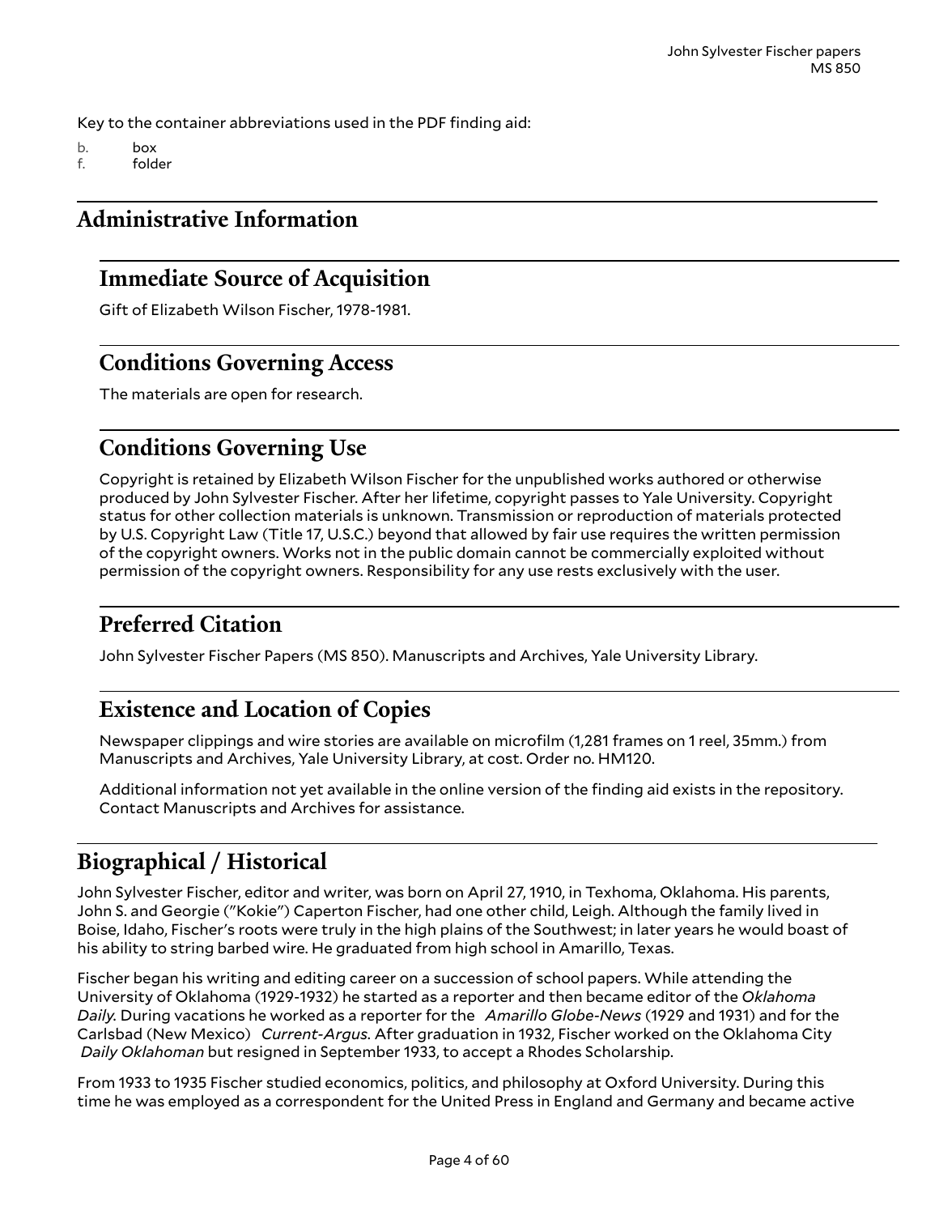Key to the container abbreviations used in the PDF finding aid:

b. box
f. folder

## Administrative Information

### Immediate Source of Acquisition

Gift of Elizabeth Wilson Fischer, 1978-1981.

### Conditions Governing Access

The materials are open for research.

### Conditions Governing Use

Copyright is retained by Elizabeth Wilson Fischer for the unpublished works authored or otherwise produced by John Sylvester Fischer. After her lifetime, copyright passes to Yale University. Copyright status for other collection materials is unknown. Transmission or reproduction of materials protected by U.S. Copyright Law (Title 17, U.S.C.) beyond that allowed by fair use requires the written permission of the copyright owners. Works not in the public domain cannot be commercially exploited without permission of the copyright owners. Responsibility for any use rests exclusively with the user.

### Preferred Citation

John Sylvester Fischer Papers (MS 850). Manuscripts and Archives, Yale University Library.

### Existence and Location of Copies

Newspaper clippings and wire stories are available on microfilm (1,281 frames on 1 reel, 35mm.) from Manuscripts and Archives, Yale University Library, at cost. Order no. HM120.

Additional information not yet available in the online version of the finding aid exists in the repository. Contact Manuscripts and Archives for assistance.

## Biographical / Historical

John Sylvester Fischer, editor and writer, was born on April 27, 1910, in Texhoma, Oklahoma. His parents, John S. and Georgie ("Kokie") Caperton Fischer, had one other child, Leigh. Although the family lived in Boise, Idaho, Fischer's roots were truly in the high plains of the Southwest; in later years he would boast of his ability to string barbed wire. He graduated from high school in Amarillo, Texas.

Fischer began his writing and editing career on a succession of school papers. While attending the University of Oklahoma (1929-1932) he started as a reporter and then became editor of the *Oklahoma Daily*. During vacations he worked as a reporter for the *Amarillo Globe-News* (1929 and 1931) and for the Carlsbad (New Mexico) *Current-Argus*. After graduation in 1932, Fischer worked on the Oklahoma City *Daily Oklahoman* but resigned in September 1933, to accept a Rhodes Scholarship.

From 1933 to 1935 Fischer studied economics, politics, and philosophy at Oxford University. During this time he was employed as a correspondent for the United Press in England and Germany and became active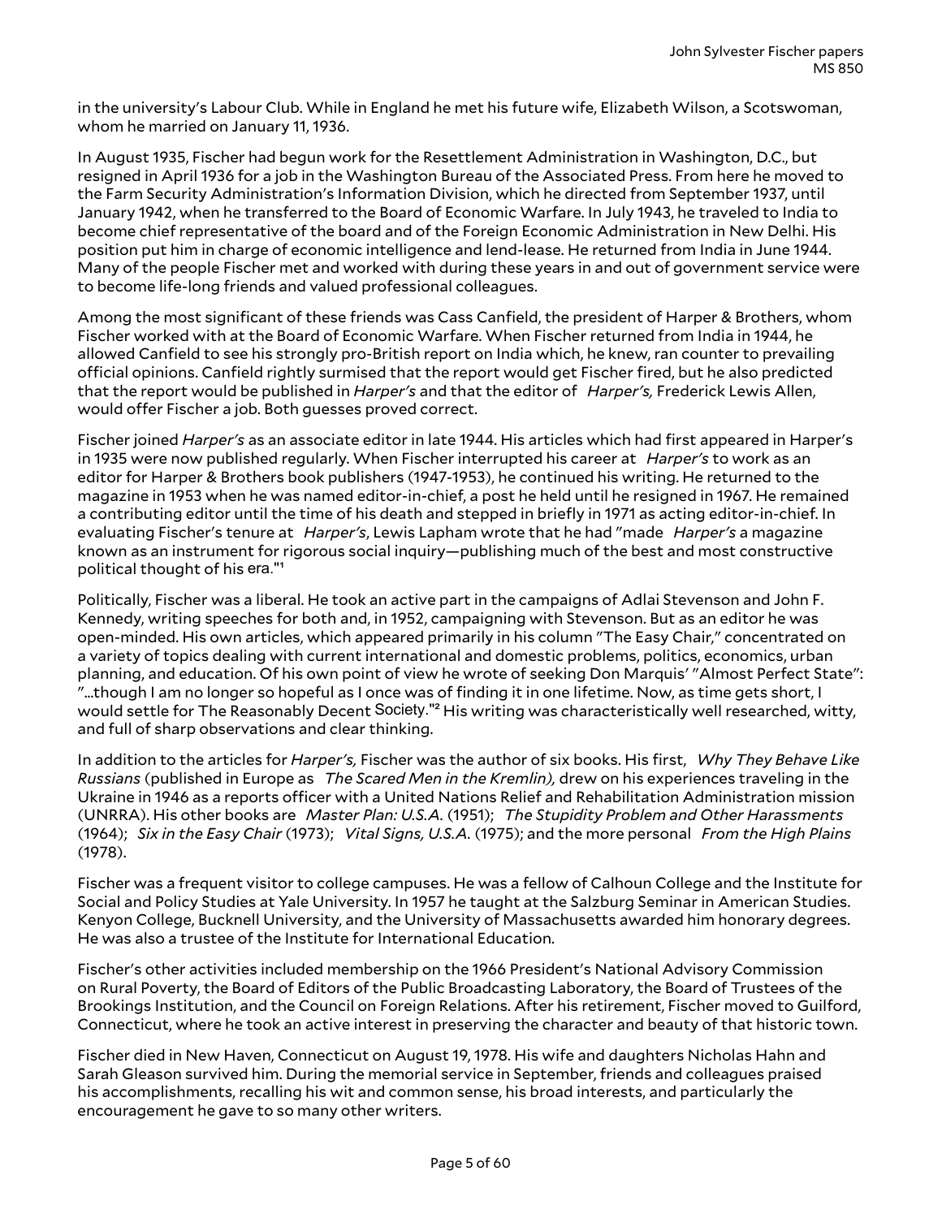in the university's Labour Club. While in England he met his future wife, Elizabeth Wilson, a Scotswoman, whom he married on January 11, 1936.

In August 1935, Fischer had begun work for the Resettlement Administration in Washington, D.C., but resigned in April 1936 for a job in the Washington Bureau of the Associated Press. From here he moved to the Farm Security Administration's Information Division, which he directed from September 1937, until January 1942, when he transferred to the Board of Economic Warfare. In July 1943, he traveled to India to become chief representative of the board and of the Foreign Economic Administration in New Delhi. His position put him in charge of economic intelligence and lend-lease. He returned from India in June 1944. Many of the people Fischer met and worked with during these years in and out of government service were to become life-long friends and valued professional colleagues.

Among the most significant of these friends was Cass Canfield, the president of Harper & Brothers, whom Fischer worked with at the Board of Economic Warfare. When Fischer returned from India in 1944, he allowed Canfield to see his strongly pro-British report on India which, he knew, ran counter to prevailing official opinions. Canfield rightly surmised that the report would get Fischer fired, but he also predicted that the report would be published in *Harper's* and that the editor of *Harper's,* Frederick Lewis Allen, would offer Fischer a job. Both guesses proved correct.

Fischer joined *Harper's* as an associate editor in late 1944. His articles which had first appeared in Harper's in 1935 were now published regularly. When Fischer interrupted his career at *Harper's* to work as an editor for Harper & Brothers book publishers (1947-1953), he continued his writing. He returned to the magazine in 1953 when he was named editor-in-chief, a post he held until he resigned in 1967. He remained a contributing editor until the time of his death and stepped in briefly in 1971 as acting editor-in-chief. In evaluating Fischer's tenure at *Harper's*, Lewis Lapham wrote that he had "made *Harper's* a magazine known as an instrument for rigorous social inquiry—publishing much of the best and most constructive political thought of his era."[1]

Politically, Fischer was a liberal. He took an active part in the campaigns of Adlai Stevenson and John F. Kennedy, writing speeches for both and, in 1952, campaigning with Stevenson. But as an editor he was open-minded. His own articles, which appeared primarily in his column "The Easy Chair," concentrated on a variety of topics dealing with current international and domestic problems, politics, economics, urban planning, and education. Of his own point of view he wrote of seeking Don Marquis' "Almost Perfect State": "...though I am no longer so hopeful as I once was of finding it in one lifetime. Now, as time gets short, I would settle for The Reasonably Decent Society."[2] His writing was characteristically well researched, witty, and full of sharp observations and clear thinking.

In addition to the articles for *Harper's,* Fischer was the author of six books. His first, *Why They Behave Like Russians* (published in Europe as *The Scared Men in the Kremlin),* drew on his experiences traveling in the Ukraine in 1946 as a reports officer with a United Nations Relief and Rehabilitation Administration mission (UNRRA). His other books are *Master Plan: U.S.A.* (1951); *The Stupidity Problem and Other Harassments* (1964); *Six in the Easy Chair* (1973); *Vital Signs, U.S.A.* (1975); and the more personal *From the High Plains* (1978).

Fischer was a frequent visitor to college campuses. He was a fellow of Calhoun College and the Institute for Social and Policy Studies at Yale University. In 1957 he taught at the Salzburg Seminar in American Studies. Kenyon College, Bucknell University, and the University of Massachusetts awarded him honorary degrees. He was also a trustee of the Institute for International Education.

Fischer's other activities included membership on the 1966 President's National Advisory Commission on Rural Poverty, the Board of Editors of the Public Broadcasting Laboratory, the Board of Trustees of the Brookings Institution, and the Council on Foreign Relations. After his retirement, Fischer moved to Guilford, Connecticut, where he took an active interest in preserving the character and beauty of that historic town.

Fischer died in New Haven, Connecticut on August 19, 1978. His wife and daughters Nicholas Hahn and Sarah Gleason survived him. During the memorial service in September, friends and colleagues praised his accomplishments, recalling his wit and common sense, his broad interests, and particularly the encouragement he gave to so many other writers.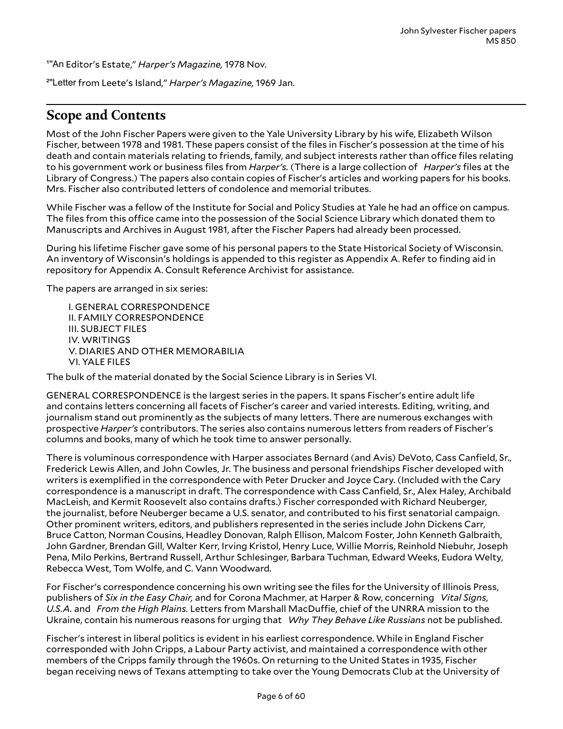[1] "An Editor's Estate," *Harper's Magazine,* 1978 Nov.

[2] "Letter from Leete's Island," *Harper's Magazine,* 1969 Jan.

## Scope and Contents

Most of the John Fischer Papers were given to the Yale University Library by his wife, Elizabeth Wilson Fischer, between 1978 and 1981. These papers consist of the files in Fischer's possession at the time of his death and contain materials relating to friends, family, and subject interests rather than office files relating to his government work or business files from *Harper's.* (There is a large collection of *Harper's* files at the Library of Congress.) The papers also contain copies of Fischer's articles and working papers for his books. Mrs. Fischer also contributed letters of condolence and memorial tributes.

While Fischer was a fellow of the Institute for Social and Policy Studies at Yale he had an office on campus. The files from this office came into the possession of the Social Science Library which donated them to Manuscripts and Archives in August 1981, after the Fischer Papers had already been processed.

During his lifetime Fischer gave some of his personal papers to the State Historical Society of Wisconsin. An inventory of Wisconsin's holdings is appended to this register as Appendix A. Refer to finding aid in repository for Appendix A. Consult Reference Archivist for assistance.

The papers are arranged in six series:

I. GENERAL CORRESPONDENCE
II. FAMILY CORRESPONDENCE
III. SUBJECT FILES
IV. WRITINGS
V. DIARIES AND OTHER MEMORABILIA
VI. YALE FILES

The bulk of the material donated by the Social Science Library is in Series VI.

GENERAL CORRESPONDENCE is the largest series in the papers. It spans Fischer's entire adult life and contains letters concerning all facets of Fischer's career and varied interests. Editing, writing, and journalism stand out prominently as the subjects of many letters. There are numerous exchanges with prospective *Harper's* contributors. The series also contains numerous letters from readers of Fischer's columns and books, many of which he took time to answer personally.

There is voluminous correspondence with Harper associates Bernard (and Avis) DeVoto, Cass Canfield, Sr., Frederick Lewis Allen, and John Cowles, Jr. The business and personal friendships Fischer developed with writers is exemplified in the correspondence with Peter Drucker and Joyce Cary. (Included with the Cary correspondence is a manuscript in draft. The correspondence with Cass Canfield, Sr., Alex Haley, Archibald MacLeish, and Kermit Roosevelt also contains drafts.) Fischer corresponded with Richard Neuberger, the journalist, before Neuberger became a U.S. senator, and contributed to his first senatorial campaign. Other prominent writers, editors, and publishers represented in the series include John Dickens Carr, Bruce Catton, Norman Cousins, Headley Donovan, Ralph Ellison, Malcom Foster, John Kenneth Galbraith, John Gardner, Brendan Gill, Walter Kerr, Irving Kristol, Henry Luce, Willie Morris, Reinhold Niebuhr, Joseph Pena, Milo Perkins, Bertrand Russell, Arthur Schlesinger, Barbara Tuchman, Edward Weeks, Eudora Welty, Rebecca West, Tom Wolfe, and C. Vann Woodward.

For Fischer's correspondence concerning his own writing see the files for the University of Illinois Press, publishers of *Six in the Easy Chair,* and for Corona Machmer, at Harper & Row, concerning *Vital Signs, U.S.A.* and *From the High Plains.* Letters from Marshall MacDuffie, chief of the UNRRA mission to the Ukraine, contain his numerous reasons for urging that *Why They Behave Like Russians* not be published.

Fischer's interest in liberal politics is evident in his earliest correspondence. While in England Fischer corresponded with John Cripps, a Labour Party activist, and maintained a correspondence with other members of the Cripps family through the 1960s. On returning to the United States in 1935, Fischer began receiving news of Texans attempting to take over the Young Democrats Club at the University of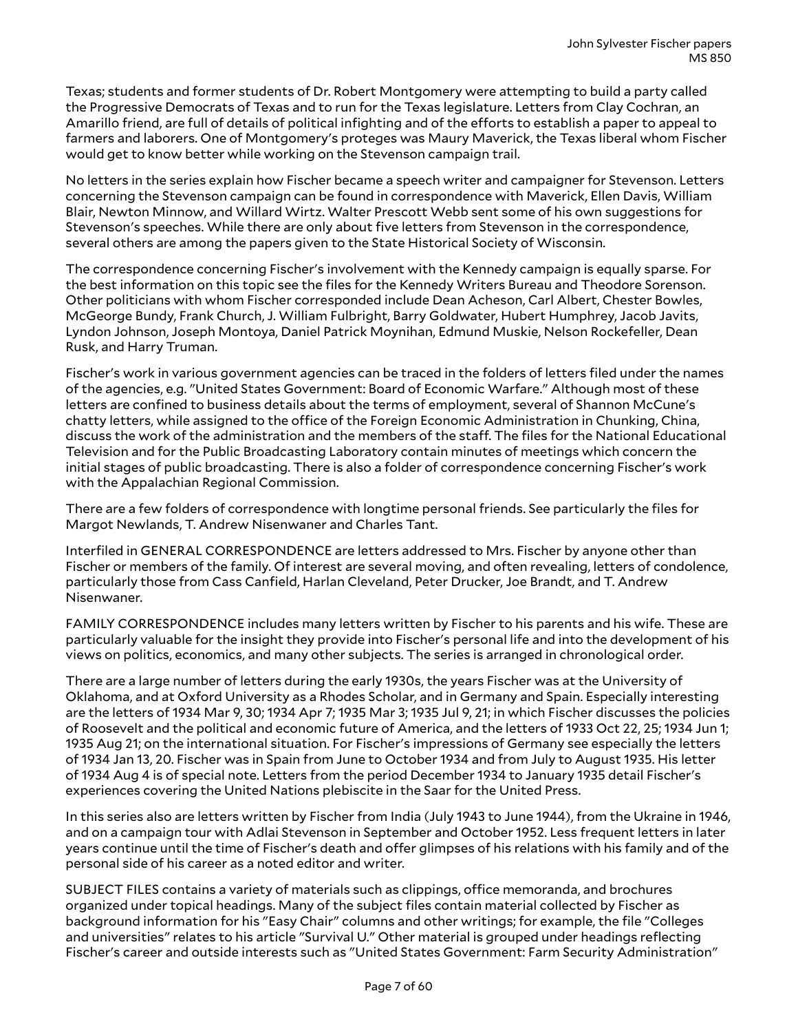Texas; students and former students of Dr. Robert Montgomery were attempting to build a party called the Progressive Democrats of Texas and to run for the Texas legislature. Letters from Clay Cochran, an Amarillo friend, are full of details of political infighting and of the efforts to establish a paper to appeal to farmers and laborers. One of Montgomery's proteges was Maury Maverick, the Texas liberal whom Fischer would get to know better while working on the Stevenson campaign trail.

No letters in the series explain how Fischer became a speech writer and campaigner for Stevenson. Letters concerning the Stevenson campaign can be found in correspondence with Maverick, Ellen Davis, William Blair, Newton Minnow, and Willard Wirtz. Walter Prescott Webb sent some of his own suggestions for Stevenson's speeches. While there are only about five letters from Stevenson in the correspondence, several others are among the papers given to the State Historical Society of Wisconsin.

The correspondence concerning Fischer's involvement with the Kennedy campaign is equally sparse. For the best information on this topic see the files for the Kennedy Writers Bureau and Theodore Sorenson. Other politicians with whom Fischer corresponded include Dean Acheson, Carl Albert, Chester Bowles, McGeorge Bundy, Frank Church, J. William Fulbright, Barry Goldwater, Hubert Humphrey, Jacob Javits, Lyndon Johnson, Joseph Montoya, Daniel Patrick Moynihan, Edmund Muskie, Nelson Rockefeller, Dean Rusk, and Harry Truman.

Fischer's work in various government agencies can be traced in the folders of letters filed under the names of the agencies, e.g. "United States Government: Board of Economic Warfare." Although most of these letters are confined to business details about the terms of employment, several of Shannon McCune's chatty letters, while assigned to the office of the Foreign Economic Administration in Chunking, China, discuss the work of the administration and the members of the staff. The files for the National Educational Television and for the Public Broadcasting Laboratory contain minutes of meetings which concern the initial stages of public broadcasting. There is also a folder of correspondence concerning Fischer's work with the Appalachian Regional Commission.

There are a few folders of correspondence with longtime personal friends. See particularly the files for Margot Newlands, T. Andrew Nisenwaner and Charles Tant.

Interfiled in GENERAL CORRESPONDENCE are letters addressed to Mrs. Fischer by anyone other than Fischer or members of the family. Of interest are several moving, and often revealing, letters of condolence, particularly those from Cass Canfield, Harlan Cleveland, Peter Drucker, Joe Brandt, and T. Andrew Nisenwaner.

FAMILY CORRESPONDENCE includes many letters written by Fischer to his parents and his wife. These are particularly valuable for the insight they provide into Fischer's personal life and into the development of his views on politics, economics, and many other subjects. The series is arranged in chronological order.

There are a large number of letters during the early 1930s, the years Fischer was at the University of Oklahoma, and at Oxford University as a Rhodes Scholar, and in Germany and Spain. Especially interesting are the letters of 1934 Mar 9, 30; 1934 Apr 7; 1935 Mar 3; 1935 Jul 9, 21; in which Fischer discusses the policies of Roosevelt and the political and economic future of America, and the letters of 1933 Oct 22, 25; 1934 Jun 1; 1935 Aug 21; on the international situation. For Fischer's impressions of Germany see especially the letters of 1934 Jan 13, 20. Fischer was in Spain from June to October 1934 and from July to August 1935. His letter of 1934 Aug 4 is of special note. Letters from the period December 1934 to January 1935 detail Fischer's experiences covering the United Nations plebiscite in the Saar for the United Press.

In this series also are letters written by Fischer from India (July 1943 to June 1944), from the Ukraine in 1946, and on a campaign tour with Adlai Stevenson in September and October 1952. Less frequent letters in later years continue until the time of Fischer's death and offer glimpses of his relations with his family and of the personal side of his career as a noted editor and writer.

SUBJECT FILES contains a variety of materials such as clippings, office memoranda, and brochures organized under topical headings. Many of the subject files contain material collected by Fischer as background information for his "Easy Chair" columns and other writings; for example, the file "Colleges and universities" relates to his article "Survival U." Other material is grouped under headings reflecting Fischer's career and outside interests such as "United States Government: Farm Security Administration"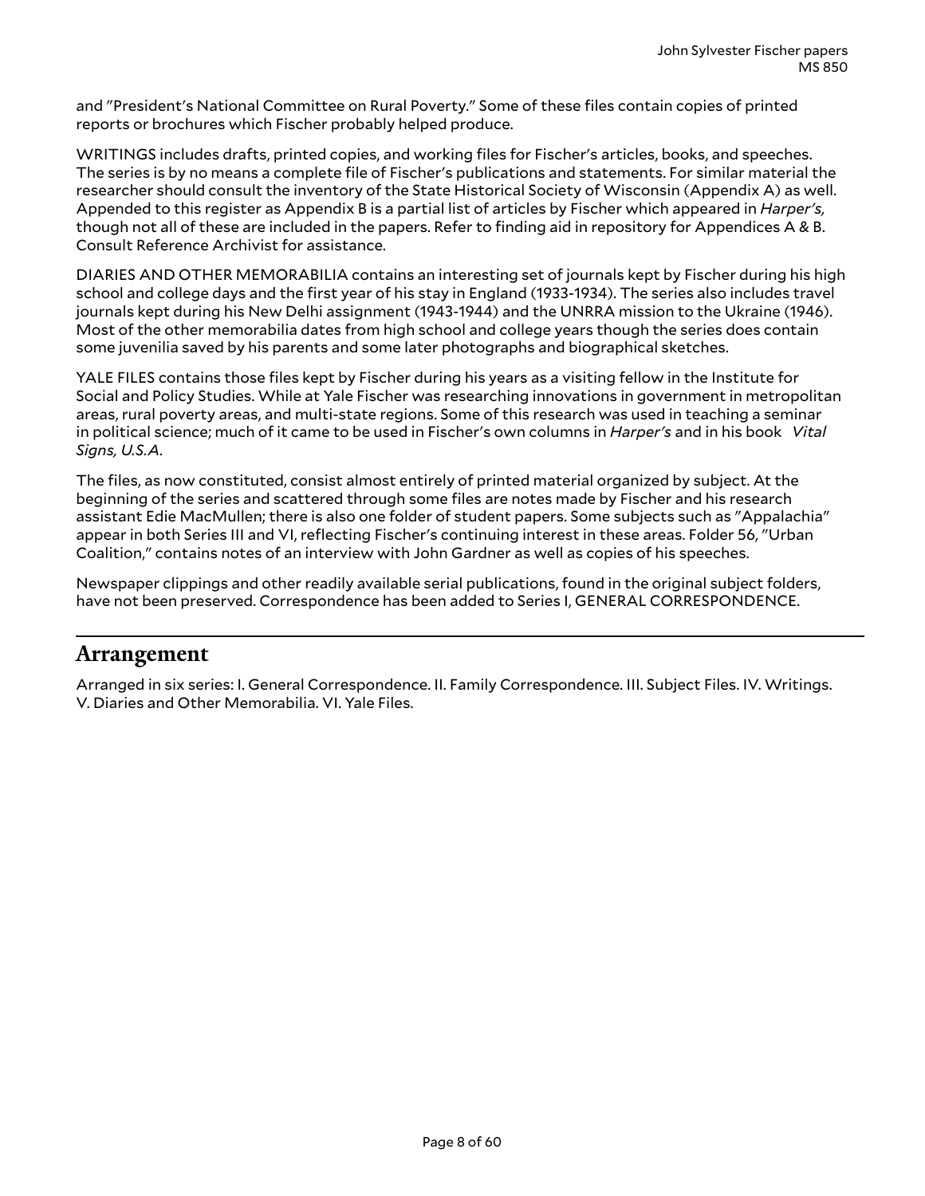and "President's National Committee on Rural Poverty." Some of these files contain copies of printed reports or brochures which Fischer probably helped produce.

WRITINGS includes drafts, printed copies, and working files for Fischer's articles, books, and speeches. The series is by no means a complete file of Fischer's publications and statements. For similar material the researcher should consult the inventory of the State Historical Society of Wisconsin (Appendix A) as well. Appended to this register as Appendix B is a partial list of articles by Fischer which appeared in *Harper's,* though not all of these are included in the papers. Refer to finding aid in repository for Appendices A & B. Consult Reference Archivist for assistance.

DIARIES AND OTHER MEMORABILIA contains an interesting set of journals kept by Fischer during his high school and college days and the first year of his stay in England (1933-1934). The series also includes travel journals kept during his New Delhi assignment (1943-1944) and the UNRRA mission to the Ukraine (1946). Most of the other memorabilia dates from high school and college years though the series does contain some juvenilia saved by his parents and some later photographs and biographical sketches.

YALE FILES contains those files kept by Fischer during his years as a visiting fellow in the Institute for Social and Policy Studies. While at Yale Fischer was researching innovations in government in metropolitan areas, rural poverty areas, and multi-state regions. Some of this research was used in teaching a seminar in political science; much of it came to be used in Fischer's own columns in *Harper's* and in his book *Vital Signs, U.S.A.*

The files, as now constituted, consist almost entirely of printed material organized by subject. At the beginning of the series and scattered through some files are notes made by Fischer and his research assistant Edie MacMullen; there is also one folder of student papers. Some subjects such as "Appalachia" appear in both Series III and VI, reflecting Fischer's continuing interest in these areas. Folder 56, "Urban Coalition," contains notes of an interview with John Gardner as well as copies of his speeches.

Newspaper clippings and other readily available serial publications, found in the original subject folders, have not been preserved. Correspondence has been added to Series I, GENERAL CORRESPONDENCE.

## Arrangement

Arranged in six series: I. General Correspondence. II. Family Correspondence. III. Subject Files. IV. Writings. V. Diaries and Other Memorabilia. VI. Yale Files.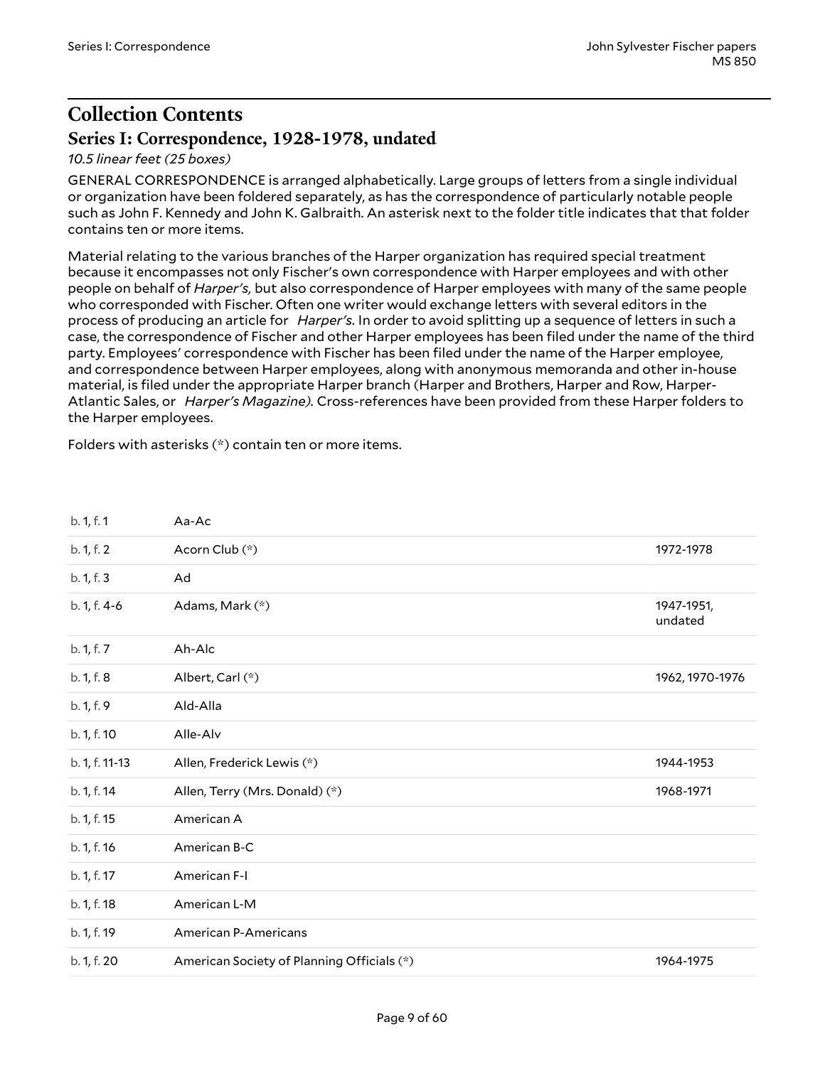# Collection Contents

## Series I: Correspondence, 1928-1978, undated

*10.5 linear feet (25 boxes)*

GENERAL CORRESPONDENCE is arranged alphabetically. Large groups of letters from a single individual or organization have been foldered separately, as has the correspondence of particularly notable people such as John F. Kennedy and John K. Galbraith. An asterisk next to the folder title indicates that that folder contains ten or more items.

Material relating to the various branches of the Harper organization has required special treatment because it encompasses not only Fischer's own correspondence with Harper employees and with other people on behalf of *Harper's,* but also correspondence of Harper employees with many of the same people who corresponded with Fischer. Often one writer would exchange letters with several editors in the process of producing an article for *Harper's*. In order to avoid splitting up a sequence of letters in such a case, the correspondence of Fischer and other Harper employees has been filed under the name of the third party. Employees' correspondence with Fischer has been filed under the name of the Harper employee, and correspondence between Harper employees, along with anonymous memoranda and other in-house material, is filed under the appropriate Harper branch (Harper and Brothers, Harper and Row, Harper-Atlantic Sales, or *Harper's Magazine).* Cross-references have been provided from these Harper folders to the Harper employees.

Folders with asterisks (*) contain ten or more items.

| | | |
|---|---|---|
| b. 1, f. 1 | Aa-Ac | |
| b. 1, f. 2 | Acorn Club (*) | 1972-1978 |
| b. 1, f. 3 | Ad | |
| b. 1, f. 4-6 | Adams, Mark (*) | 1947-1951, undated |
| b. 1, f. 7 | Ah-Alc | |
| b. 1, f. 8 | Albert, Carl (*) | 1962, 1970-1976 |
| b. 1, f. 9 | Ald-Alla | |
| b. 1, f. 10 | Alle-Alv | |
| b. 1, f. 11-13 | Allen, Frederick Lewis (*) | 1944-1953 |
| b. 1, f. 14 | Allen, Terry (Mrs. Donald) (*) | 1968-1971 |
| b. 1, f. 15 | American A | |
| b. 1, f. 16 | American B-C | |
| b. 1, f. 17 | American F-I | |
| b. 1, f. 18 | American L-M | |
| b. 1, f. 19 | American P-Americans | |
| b. 1, f. 20 | American Society of Planning Officials (*) | 1964-1975 |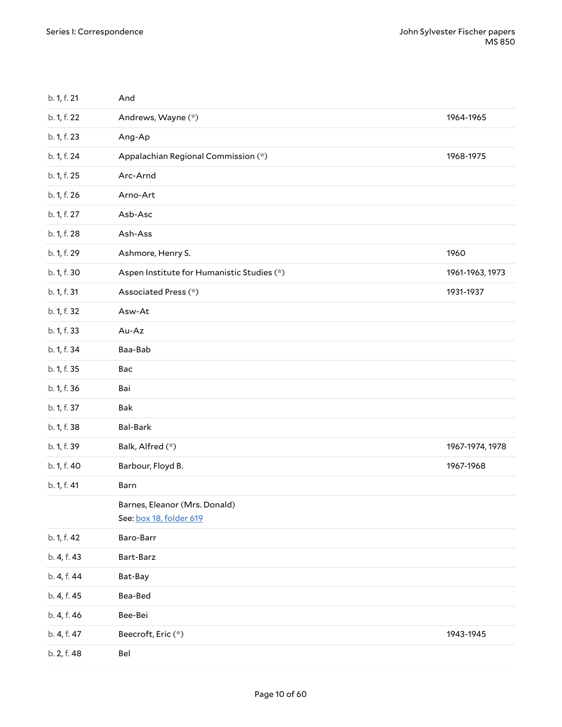| | | |
|---|---|---|
| b. 1, f. 21 | And | |
| b. 1, f. 22 | Andrews, Wayne (*) | 1964-1965 |
| b. 1, f. 23 | Ang-Ap | |
| b. 1, f. 24 | Appalachian Regional Commission (*) | 1968-1975 |
| b. 1, f. 25 | Arc-Arnd | |
| b. 1, f. 26 | Arno-Art | |
| b. 1, f. 27 | Asb-Asc | |
| b. 1, f. 28 | Ash-Ass | |
| b. 1, f. 29 | Ashmore, Henry S. | 1960 |
| b. 1, f. 30 | Aspen Institute for Humanistic Studies (*) | 1961-1963, 1973 |
| b. 1, f. 31 | Associated Press (*) | 1931-1937 |
| b. 1, f. 32 | Asw-At | |
| b. 1, f. 33 | Au-Az | |
| b. 1, f. 34 | Baa-Bab | |
| b. 1, f. 35 | Bac | |
| b. 1, f. 36 | Bai | |
| b. 1, f. 37 | Bak | |
| b. 1, f. 38 | Bal-Bark | |
| b. 1, f. 39 | Balk, Alfred (*) | 1967-1974, 1978 |
| b. 1, f. 40 | Barbour, Floyd B. | 1967-1968 |
| b. 1, f. 41 | Barn | |
| | Barnes, Eleanor (Mrs. Donald)<br>See: box 18, folder 619 | |
| b. 1, f. 42 | Baro-Barr | |
| b. 4, f. 43 | Bart-Barz | |
| b. 4, f. 44 | Bat-Bay | |
| b. 4, f. 45 | Bea-Bed | |
| b. 4, f. 46 | Bee-Bei | |
| b. 4, f. 47 | Beecroft, Eric (*) | 1943-1945 |
| b. 2, f. 48 | Bel | |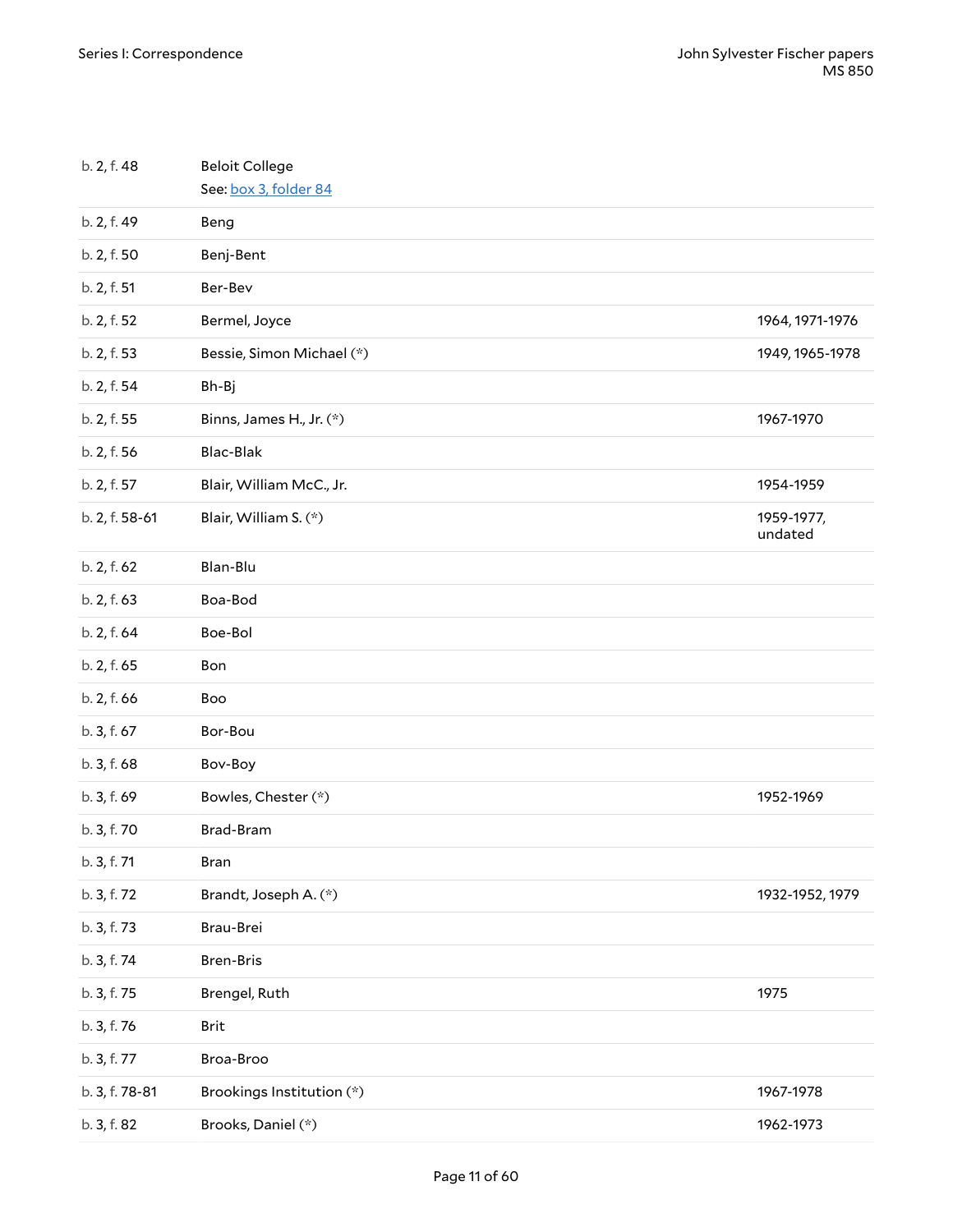| | | |
|---|---|---|
| b. 2, f. 48 | Beloit College<br>See: box 3, folder 84 | |
| b. 2, f. 49 | Beng | |
| b. 2, f. 50 | Benj-Bent | |
| b. 2, f. 51 | Ber-Bev | |
| b. 2, f. 52 | Bermel, Joyce | 1964, 1971-1976 |
| b. 2, f. 53 | Bessie, Simon Michael (*) | 1949, 1965-1978 |
| b. 2, f. 54 | Bh-Bj | |
| b. 2, f. 55 | Binns, James H., Jr. (*) | 1967-1970 |
| b. 2, f. 56 | Blac-Blak | |
| b. 2, f. 57 | Blair, William McC., Jr. | 1954-1959 |
| b. 2, f. 58-61 | Blair, William S. (*) | 1959-1977, undated |
| b. 2, f. 62 | Blan-Blu | |
| b. 2, f. 63 | Boa-Bod | |
| b. 2, f. 64 | Boe-Bol | |
| b. 2, f. 65 | Bon | |
| b. 2, f. 66 | Boo | |
| b. 3, f. 67 | Bor-Bou | |
| b. 3, f. 68 | Bov-Boy | |
| b. 3, f. 69 | Bowles, Chester (*) | 1952-1969 |
| b. 3, f. 70 | Brad-Bram | |
| b. 3, f. 71 | Bran | |
| b. 3, f. 72 | Brandt, Joseph A. (*) | 1932-1952, 1979 |
| b. 3, f. 73 | Brau-Brei | |
| b. 3, f. 74 | Bren-Bris | |
| b. 3, f. 75 | Brengel, Ruth | 1975 |
| b. 3, f. 76 | Brit | |
| b. 3, f. 77 | Broa-Broo | |
| b. 3, f. 78-81 | Brookings Institution (*) | 1967-1978 |
| b. 3, f. 82 | Brooks, Daniel (*) | 1962-1973 |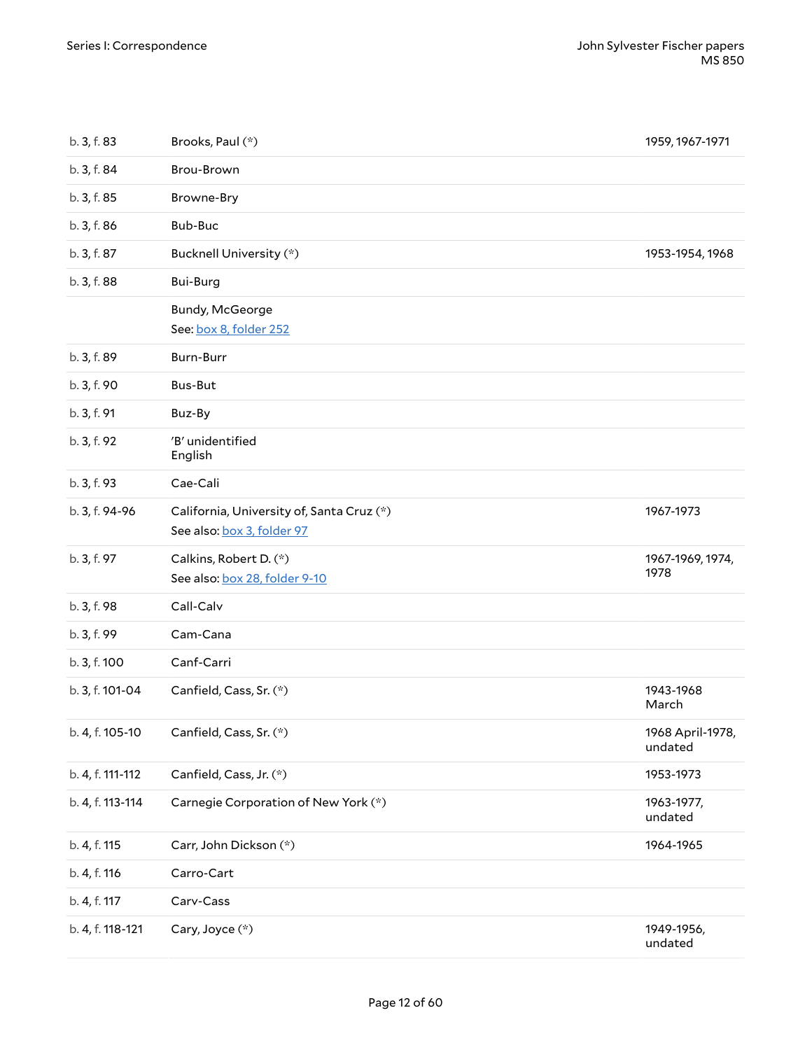| | | |
|---|---|---|
| b. 3, f. 83 | Brooks, Paul (*) | 1959, 1967-1971 |
| b. 3, f. 84 | Brou-Brown | |
| b. 3, f. 85 | Browne-Bry | |
| b. 3, f. 86 | Bub-Buc | |
| b. 3, f. 87 | Bucknell University (*) | 1953-1954, 1968 |
| b. 3, f. 88 | Bui-Burg | |
| | Bundy, McGeorge<br>See: box 8, folder 252 | |
| b. 3, f. 89 | Burn-Burr | |
| b. 3, f. 90 | Bus-But | |
| b. 3, f. 91 | Buz-By | |
| b. 3, f. 92 | 'B' unidentified<br>English | |
| b. 3, f. 93 | Cae-Cali | |
| b. 3, f. 94-96 | California, University of, Santa Cruz (*)<br>See also: box 3, folder 97 | 1967-1973 |
| b. 3, f. 97 | Calkins, Robert D. (*)<br>See also: box 28, folder 9-10 | 1967-1969, 1974, 1978 |
| b. 3, f. 98 | Call-Calv | |
| b. 3, f. 99 | Cam-Cana | |
| b. 3, f. 100 | Canf-Carri | |
| b. 3, f. 101-04 | Canfield, Cass, Sr. (*) | 1943-1968 March |
| b. 4, f. 105-10 | Canfield, Cass, Sr. (*) | 1968 April-1978, undated |
| b. 4, f. 111-112 | Canfield, Cass, Jr. (*) | 1953-1973 |
| b. 4, f. 113-114 | Carnegie Corporation of New York (*) | 1963-1977, undated |
| b. 4, f. 115 | Carr, John Dickson (*) | 1964-1965 |
| b. 4, f. 116 | Carro-Cart | |
| b. 4, f. 117 | Carv-Cass | |
| b. 4, f. 118-121 | Cary, Joyce (*) | 1949-1956, undated |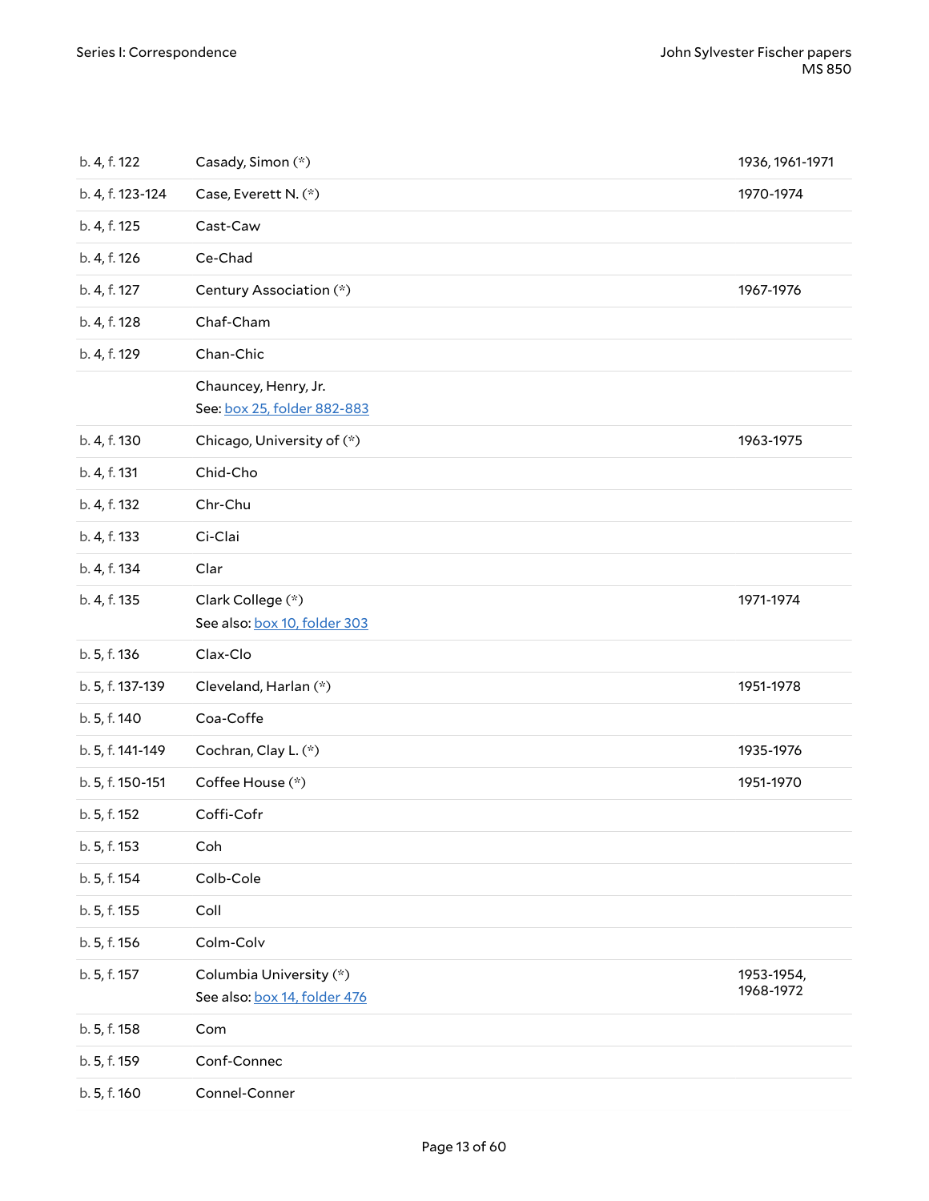| | | |
|---|---|---|
| b. 4, f. 122 | Casady, Simon (*) | 1936, 1961-1971 |
| b. 4, f. 123-124 | Case, Everett N. (*) | 1970-1974 |
| b. 4, f. 125 | Cast-Caw | |
| b. 4, f. 126 | Ce-Chad | |
| b. 4, f. 127 | Century Association (*) | 1967-1976 |
| b. 4, f. 128 | Chaf-Cham | |
| b. 4, f. 129 | Chan-Chic | |
| | Chauncey, Henry, Jr.<br>See: box 25, folder 882-883 | |
| b. 4, f. 130 | Chicago, University of (*) | 1963-1975 |
| b. 4, f. 131 | Chid-Cho | |
| b. 4, f. 132 | Chr-Chu | |
| b. 4, f. 133 | Ci-Clai | |
| b. 4, f. 134 | Clar | |
| b. 4, f. 135 | Clark College (*)<br>See also: box 10, folder 303 | 1971-1974 |
| b. 5, f. 136 | Clax-Clo | |
| b. 5, f. 137-139 | Cleveland, Harlan (*) | 1951-1978 |
| b. 5, f. 140 | Coa-Coffe | |
| b. 5, f. 141-149 | Cochran, Clay L. (*) | 1935-1976 |
| b. 5, f. 150-151 | Coffee House (*) | 1951-1970 |
| b. 5, f. 152 | Coffi-Cofr | |
| b. 5, f. 153 | Coh | |
| b. 5, f. 154 | Colb-Cole | |
| b. 5, f. 155 | Coll | |
| b. 5, f. 156 | Colm-Colv | |
| b. 5, f. 157 | Columbia University (*)<br>See also: box 14, folder 476 | 1953-1954, 1968-1972 |
| b. 5, f. 158 | Com | |
| b. 5, f. 159 | Conf-Connec | |
| b. 5, f. 160 | Connel-Conner | |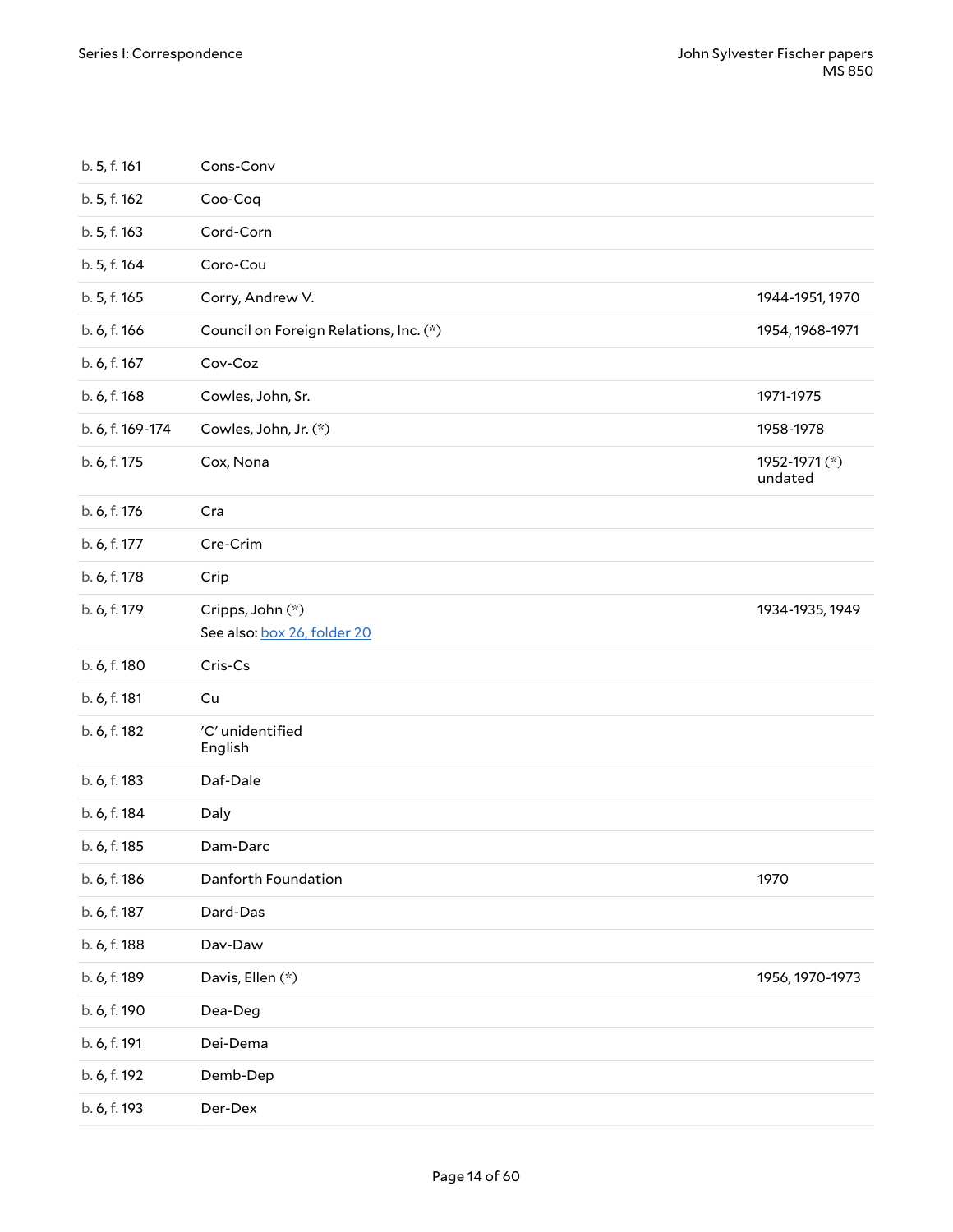| | | |
|---|---|---|
| b. 5, f. 161 | Cons-Conv | |
| b. 5, f. 162 | Coo-Coq | |
| b. 5, f. 163 | Cord-Corn | |
| b. 5, f. 164 | Coro-Cou | |
| b. 5, f. 165 | Corry, Andrew V. | 1944-1951, 1970 |
| b. 6, f. 166 | Council on Foreign Relations, Inc. (*) | 1954, 1968-1971 |
| b. 6, f. 167 | Cov-Coz | |
| b. 6, f. 168 | Cowles, John, Sr. | 1971-1975 |
| b. 6, f. 169-174 | Cowles, John, Jr. (*) | 1958-1978 |
| b. 6, f. 175 | Cox, Nona | 1952-1971 (*) undated |
| b. 6, f. 176 | Cra | |
| b. 6, f. 177 | Cre-Crim | |
| b. 6, f. 178 | Crip | |
| b. 6, f. 179 | Cripps, John (*) See also: box 26, folder 20 | 1934-1935, 1949 |
| b. 6, f. 180 | Cris-Cs | |
| b. 6, f. 181 | Cu | |
| b. 6, f. 182 | 'C' unidentified English | |
| b. 6, f. 183 | Daf-Dale | |
| b. 6, f. 184 | Daly | |
| b. 6, f. 185 | Dam-Darc | |
| b. 6, f. 186 | Danforth Foundation | 1970 |
| b. 6, f. 187 | Dard-Das | |
| b. 6, f. 188 | Dav-Daw | |
| b. 6, f. 189 | Davis, Ellen (*) | 1956, 1970-1973 |
| b. 6, f. 190 | Dea-Deg | |
| b. 6, f. 191 | Dei-Dema | |
| b. 6, f. 192 | Demb-Dep | |
| b. 6, f. 193 | Der-Dex | |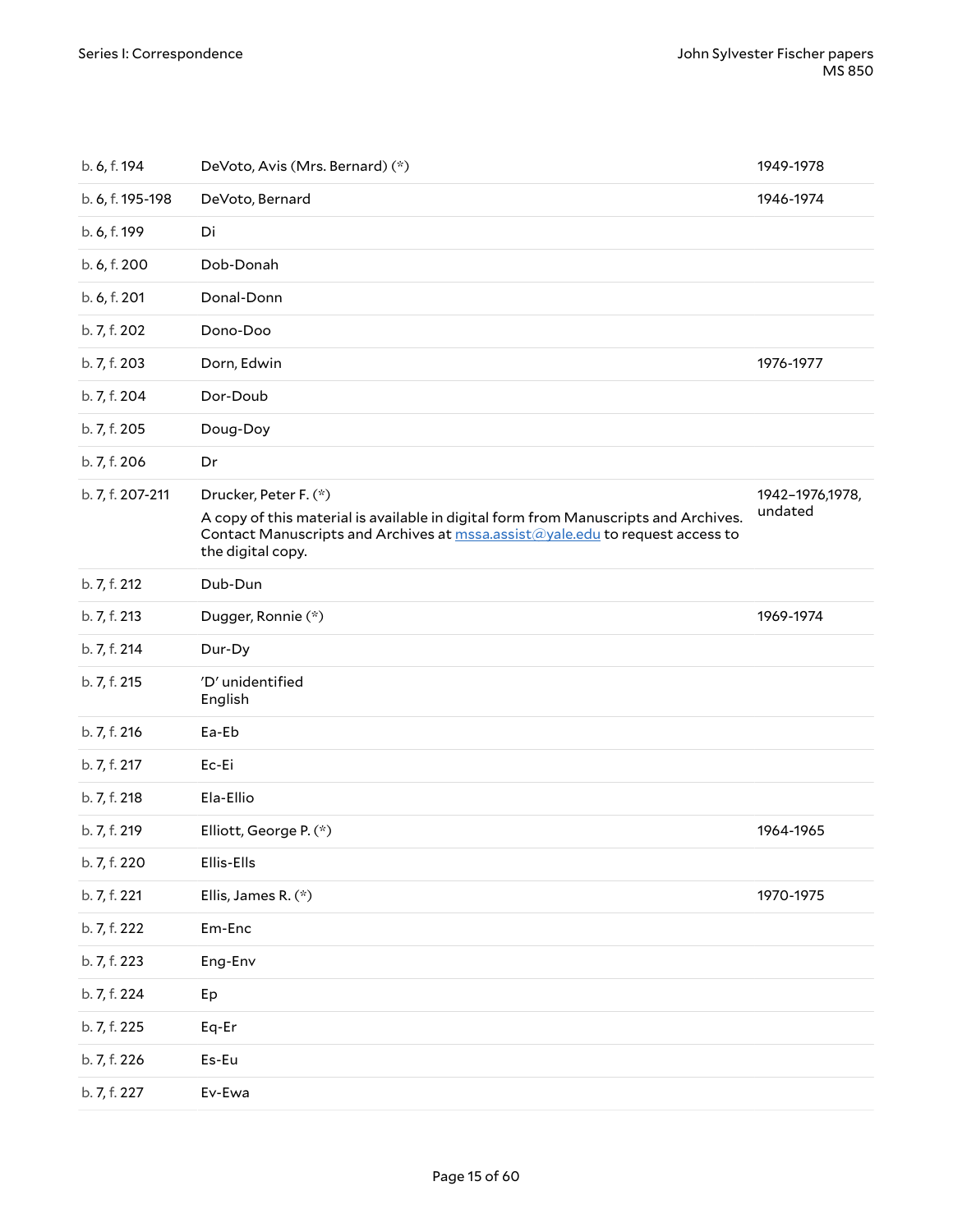| | | |
|---|---|---|
| b. 6, f. 194 | DeVoto, Avis (Mrs. Bernard) (*) | 1949-1978 |
| b. 6, f. 195-198 | DeVoto, Bernard | 1946-1974 |
| b. 6, f. 199 | Di | |
| b. 6, f. 200 | Dob-Donah | |
| b. 6, f. 201 | Donal-Donn | |
| b. 7, f. 202 | Dono-Doo | |
| b. 7, f. 203 | Dorn, Edwin | 1976-1977 |
| b. 7, f. 204 | Dor-Doub | |
| b. 7, f. 205 | Doug-Doy | |
| b. 7, f. 206 | Dr | |
| b. 7, f. 207-211 | Drucker, Peter F. (*)<br>A copy of this material is available in digital form from Manuscripts and Archives. Contact Manuscripts and Archives at mssa.assist@yale.edu to request access to the digital copy. | 1942–1976,1978, undated |
| b. 7, f. 212 | Dub-Dun | |
| b. 7, f. 213 | Dugger, Ronnie (*) | 1969-1974 |
| b. 7, f. 214 | Dur-Dy | |
| b. 7, f. 215 | 'D' unidentified<br>English | |
| b. 7, f. 216 | Ea-Eb | |
| b. 7, f. 217 | Ec-Ei | |
| b. 7, f. 218 | Ela-Ellio | |
| b. 7, f. 219 | Elliott, George P. (*) | 1964-1965 |
| b. 7, f. 220 | Ellis-Ells | |
| b. 7, f. 221 | Ellis, James R. (*) | 1970-1975 |
| b. 7, f. 222 | Em-Enc | |
| b. 7, f. 223 | Eng-Env | |
| b. 7, f. 224 | Ep | |
| b. 7, f. 225 | Eq-Er | |
| b. 7, f. 226 | Es-Eu | |
| b. 7, f. 227 | Ev-Ewa | |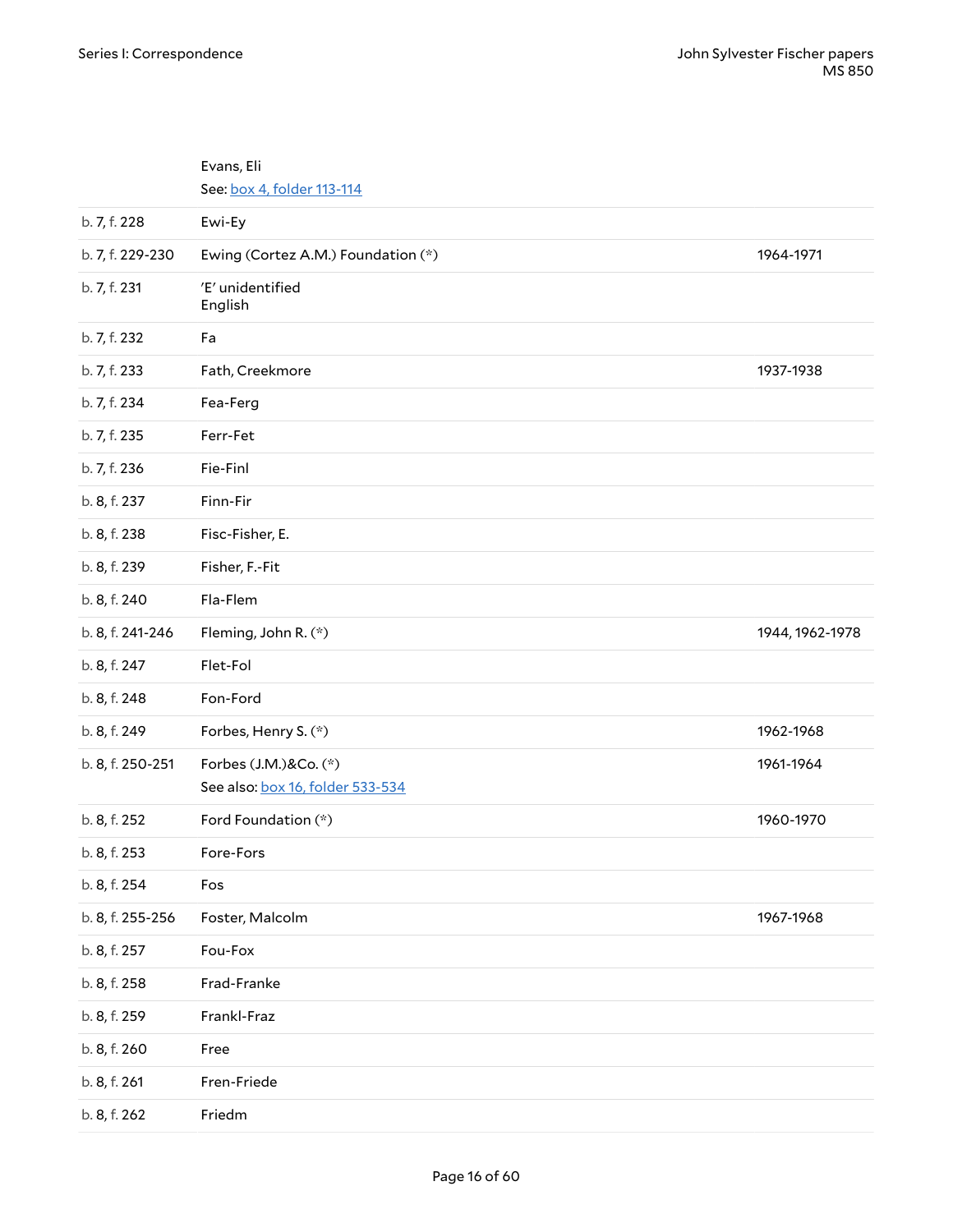| | | |
|---|---|---|
| | Evans, Eli<br>See: box 4, folder 113-114 | |
| b. 7, f. 228 | Ewi-Ey | |
| b. 7, f. 229-230 | Ewing (Cortez A.M.) Foundation (*) | 1964-1971 |
| b. 7, f. 231 | 'E' unidentified<br>English | |
| b. 7, f. 232 | Fa | |
| b. 7, f. 233 | Fath, Creekmore | 1937-1938 |
| b. 7, f. 234 | Fea-Ferg | |
| b. 7, f. 235 | Ferr-Fet | |
| b. 7, f. 236 | Fie-Finl | |
| b. 8, f. 237 | Finn-Fir | |
| b. 8, f. 238 | Fisc-Fisher, E. | |
| b. 8, f. 239 | Fisher, F.-Fit | |
| b. 8, f. 240 | Fla-Flem | |
| b. 8, f. 241-246 | Fleming, John R. (*) | 1944, 1962-1978 |
| b. 8, f. 247 | Flet-Fol | |
| b. 8, f. 248 | Fon-Ford | |
| b. 8, f. 249 | Forbes, Henry S. (*) | 1962-1968 |
| b. 8, f. 250-251 | Forbes (J.M.)&Co. (*)<br>See also: box 16, folder 533-534 | 1961-1964 |
| b. 8, f. 252 | Ford Foundation (*) | 1960-1970 |
| b. 8, f. 253 | Fore-Fors | |
| b. 8, f. 254 | Fos | |
| b. 8, f. 255-256 | Foster, Malcolm | 1967-1968 |
| b. 8, f. 257 | Fou-Fox | |
| b. 8, f. 258 | Frad-Franke | |
| b. 8, f. 259 | Frankl-Fraz | |
| b. 8, f. 260 | Free | |
| b. 8, f. 261 | Fren-Friede | |
| b. 8, f. 262 | Friedm | |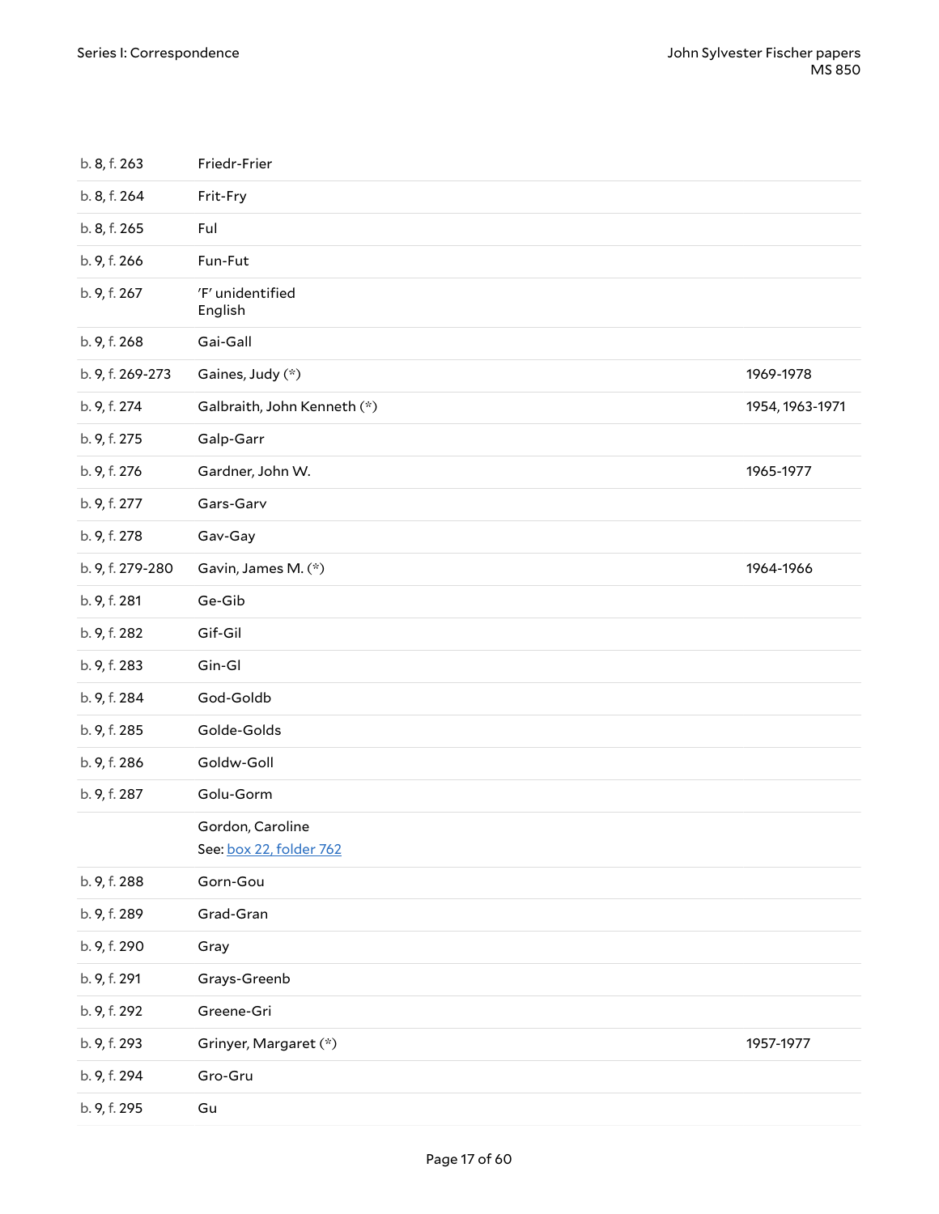| | | |
|---|---|---|
| b. 8, f. 263 | Friedr-Frier | |
| b. 8, f. 264 | Frit-Fry | |
| b. 8, f. 265 | Ful | |
| b. 9, f. 266 | Fun-Fut | |
| b. 9, f. 267 | 'F' unidentified<br>English | |
| b. 9, f. 268 | Gai-Gall | |
| b. 9, f. 269-273 | Gaines, Judy (*) | 1969-1978 |
| b. 9, f. 274 | Galbraith, John Kenneth (*) | 1954, 1963-1971 |
| b. 9, f. 275 | Galp-Garr | |
| b. 9, f. 276 | Gardner, John W. | 1965-1977 |
| b. 9, f. 277 | Gars-Garv | |
| b. 9, f. 278 | Gav-Gay | |
| b. 9, f. 279-280 | Gavin, James M. (*) | 1964-1966 |
| b. 9, f. 281 | Ge-Gib | |
| b. 9, f. 282 | Gif-Gil | |
| b. 9, f. 283 | Gin-Gl | |
| b. 9, f. 284 | God-Goldb | |
| b. 9, f. 285 | Golde-Golds | |
| b. 9, f. 286 | Goldw-Goll | |
| b. 9, f. 287 | Golu-Gorm | |
| | Gordon, Caroline<br>See: box 22, folder 762 | |
| b. 9, f. 288 | Gorn-Gou | |
| b. 9, f. 289 | Grad-Gran | |
| b. 9, f. 290 | Gray | |
| b. 9, f. 291 | Grays-Greenb | |
| b. 9, f. 292 | Greene-Gri | |
| b. 9, f. 293 | Grinyer, Margaret (*) | 1957-1977 |
| b. 9, f. 294 | Gro-Gru | |
| b. 9, f. 295 | Gu | |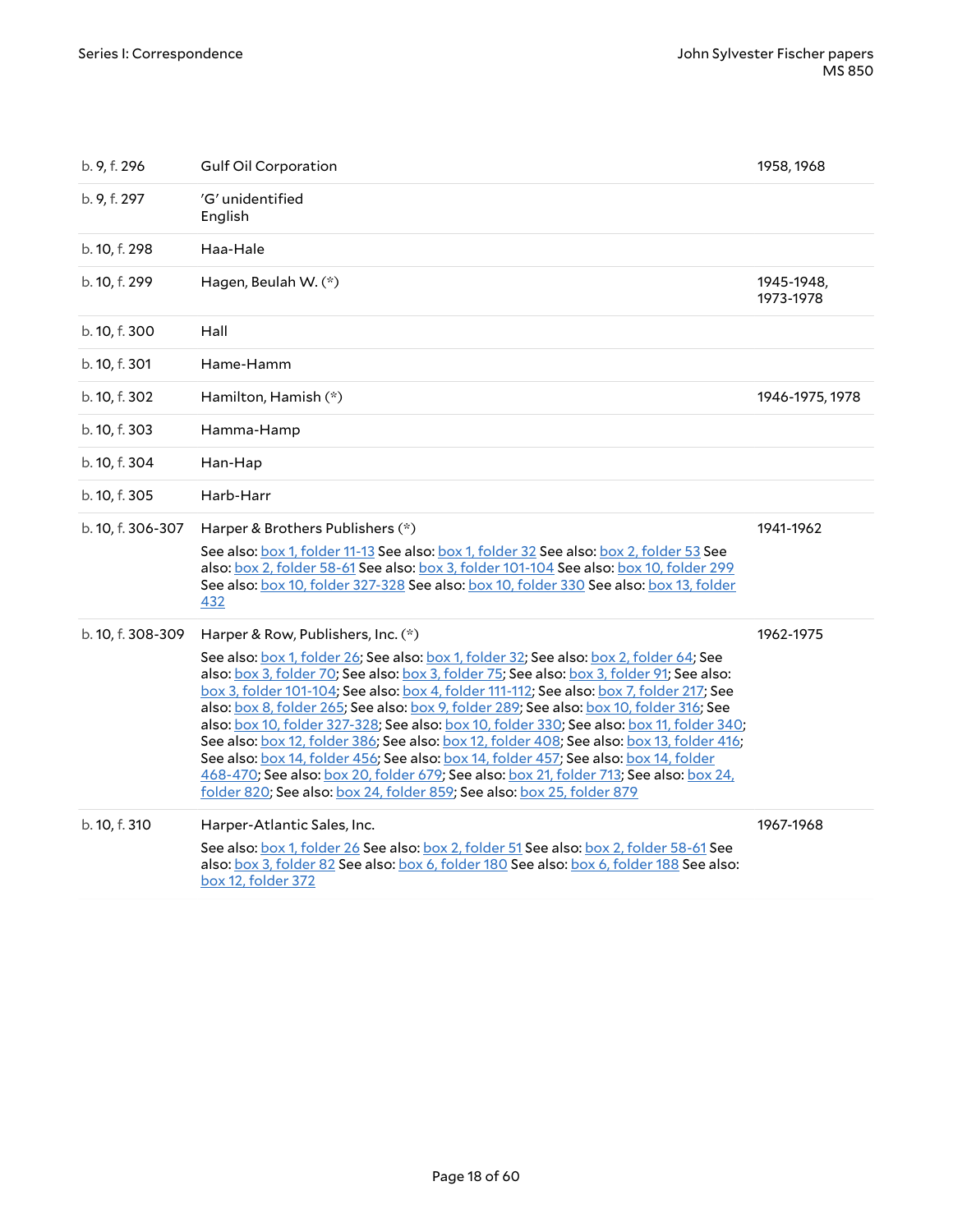| | | |
|---|---|---|
| b. 9, f. 296 | Gulf Oil Corporation | 1958, 1968 |
| b. 9, f. 297 | 'G' unidentified<br>English | |
| b. 10, f. 298 | Haa-Hale | |
| b. 10, f. 299 | Hagen, Beulah W. (*) | 1945-1948, 1973-1978 |
| b. 10, f. 300 | Hall | |
| b. 10, f. 301 | Hame-Hamm | |
| b. 10, f. 302 | Hamilton, Hamish (*) | 1946-1975, 1978 |
| b. 10, f. 303 | Hamma-Hamp | |
| b. 10, f. 304 | Han-Hap | |
| b. 10, f. 305 | Harb-Harr | |
| b. 10, f. 306-307 | Harper & Brothers Publishers (*)<br>See also: box 1, folder 11-13 See also: box 1, folder 32 See also: box 2, folder 53 See also: box 2, folder 58-61 See also: box 3, folder 101-104 See also: box 10, folder 299 See also: box 10, folder 327-328 See also: box 10, folder 330 See also: box 13, folder 432 | 1941-1962 |
| b. 10, f. 308-309 | Harper & Row, Publishers, Inc. (*)<br>See also: box 1, folder 26; See also: box 1, folder 32; See also: box 2, folder 64; See also: box 3, folder 70; See also: box 3, folder 75; See also: box 3, folder 91; See also: box 3, folder 101-104; See also: box 4, folder 111-112; See also: box 7, folder 217; See also: box 8, folder 265; See also: box 9, folder 289; See also: box 10, folder 316; See also: box 10, folder 327-328; See also: box 10, folder 330; See also: box 11, folder 340; See also: box 12, folder 386; See also: box 12, folder 408; See also: box 13, folder 416; See also: box 14, folder 456; See also: box 14, folder 457; See also: box 14, folder 468-470; See also: box 20, folder 679; See also: box 21, folder 713; See also: box 24, folder 820; See also: box 24, folder 859; See also: box 25, folder 879 | 1962-1975 |
| b. 10, f. 310 | Harper-Atlantic Sales, Inc.<br>See also: box 1, folder 26 See also: box 2, folder 51 See also: box 2, folder 58-61 See also: box 3, folder 82 See also: box 6, folder 180 See also: box 6, folder 188 See also: box 12, folder 372 | 1967-1968 |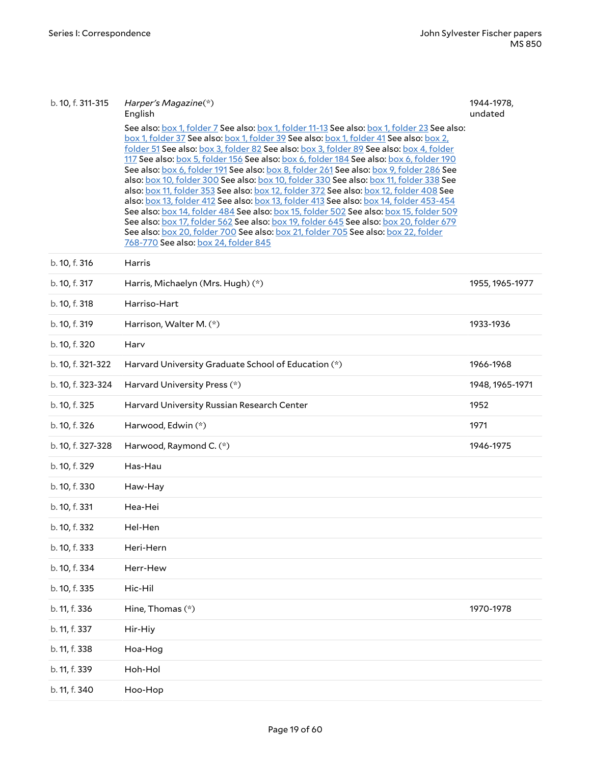| | | |
|---|---|---|
| b. 10, f. 311-315 | *Harper's Magazine*(*)<br>English<br>See also: box 1, folder 7 See also: box 1, folder 11-13 See also: box 1, folder 23 See also: box 1, folder 37 See also: box 1, folder 39 See also: box 1, folder 41 See also: box 2, folder 51 See also: box 3, folder 82 See also: box 3, folder 89 See also: box 4, folder 117 See also: box 5, folder 156 See also: box 6, folder 184 See also: box 6, folder 190 See also: box 6, folder 191 See also: box 8, folder 261 See also: box 9, folder 286 See also: box 10, folder 300 See also: box 10, folder 330 See also: box 11, folder 338 See also: box 11, folder 353 See also: box 12, folder 372 See also: box 12, folder 408 See also: box 13, folder 412 See also: box 13, folder 413 See also: box 14, folder 453-454 See also: box 14, folder 484 See also: box 15, folder 502 See also: box 15, folder 509 See also: box 17, folder 562 See also: box 19, folder 645 See also: box 20, folder 679 See also: box 20, folder 700 See also: box 21, folder 705 See also: box 22, folder 768-770 See also: box 24, folder 845 | 1944-1978, undated |
| b. 10, f. 316 | Harris | |
| b. 10, f. 317 | Harris, Michaelyn (Mrs. Hugh) (*) | 1955, 1965-1977 |
| b. 10, f. 318 | Harriso-Hart | |
| b. 10, f. 319 | Harrison, Walter M. (*) | 1933-1936 |
| b. 10, f. 320 | Harv | |
| b. 10, f. 321-322 | Harvard University Graduate School of Education (*) | 1966-1968 |
| b. 10, f. 323-324 | Harvard University Press (*) | 1948, 1965-1971 |
| b. 10, f. 325 | Harvard University Russian Research Center | 1952 |
| b. 10, f. 326 | Harwood, Edwin (*) | 1971 |
| b. 10, f. 327-328 | Harwood, Raymond C. (*) | 1946-1975 |
| b. 10, f. 329 | Has-Hau | |
| b. 10, f. 330 | Haw-Hay | |
| b. 10, f. 331 | Hea-Hei | |
| b. 10, f. 332 | Hel-Hen | |
| b. 10, f. 333 | Heri-Hern | |
| b. 10, f. 334 | Herr-Hew | |
| b. 10, f. 335 | Hic-Hil | |
| b. 11, f. 336 | Hine, Thomas (*) | 1970-1978 |
| b. 11, f. 337 | Hir-Hiy | |
| b. 11, f. 338 | Hoa-Hog | |
| b. 11, f. 339 | Hoh-Hol | |
| b. 11, f. 340 | Hoo-Hop | |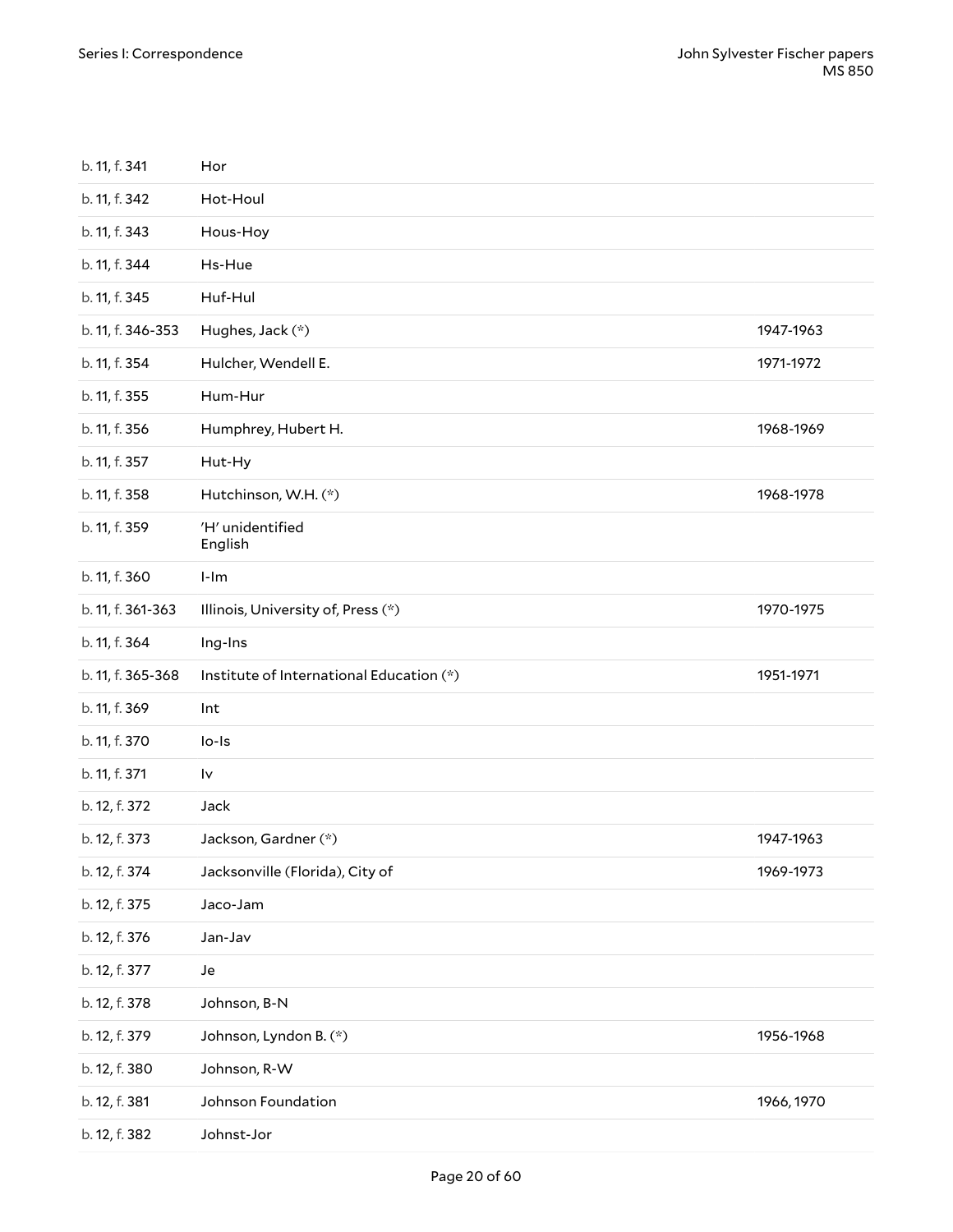| | | |
|---|---|---|
| b. 11, f. 341 | Hor | |
| b. 11, f. 342 | Hot-Houl | |
| b. 11, f. 343 | Hous-Hoy | |
| b. 11, f. 344 | Hs-Hue | |
| b. 11, f. 345 | Huf-Hul | |
| b. 11, f. 346-353 | Hughes, Jack (*) | 1947-1963 |
| b. 11, f. 354 | Hulcher, Wendell E. | 1971-1972 |
| b. 11, f. 355 | Hum-Hur | |
| b. 11, f. 356 | Humphrey, Hubert H. | 1968-1969 |
| b. 11, f. 357 | Hut-Hy | |
| b. 11, f. 358 | Hutchinson, W.H. (*) | 1968-1978 |
| b. 11, f. 359 | 'H' unidentified<br>English | |
| b. 11, f. 360 | I-Im | |
| b. 11, f. 361-363 | Illinois, University of, Press (*) | 1970-1975 |
| b. 11, f. 364 | Ing-Ins | |
| b. 11, f. 365-368 | Institute of International Education (*) | 1951-1971 |
| b. 11, f. 369 | Int | |
| b. 11, f. 370 | Io-Is | |
| b. 11, f. 371 | Iv | |
| b. 12, f. 372 | Jack | |
| b. 12, f. 373 | Jackson, Gardner (*) | 1947-1963 |
| b. 12, f. 374 | Jacksonville (Florida), City of | 1969-1973 |
| b. 12, f. 375 | Jaco-Jam | |
| b. 12, f. 376 | Jan-Jav | |
| b. 12, f. 377 | Je | |
| b. 12, f. 378 | Johnson, B-N | |
| b. 12, f. 379 | Johnson, Lyndon B. (*) | 1956-1968 |
| b. 12, f. 380 | Johnson, R-W | |
| b. 12, f. 381 | Johnson Foundation | 1966, 1970 |
| b. 12, f. 382 | Johnst-Jor | |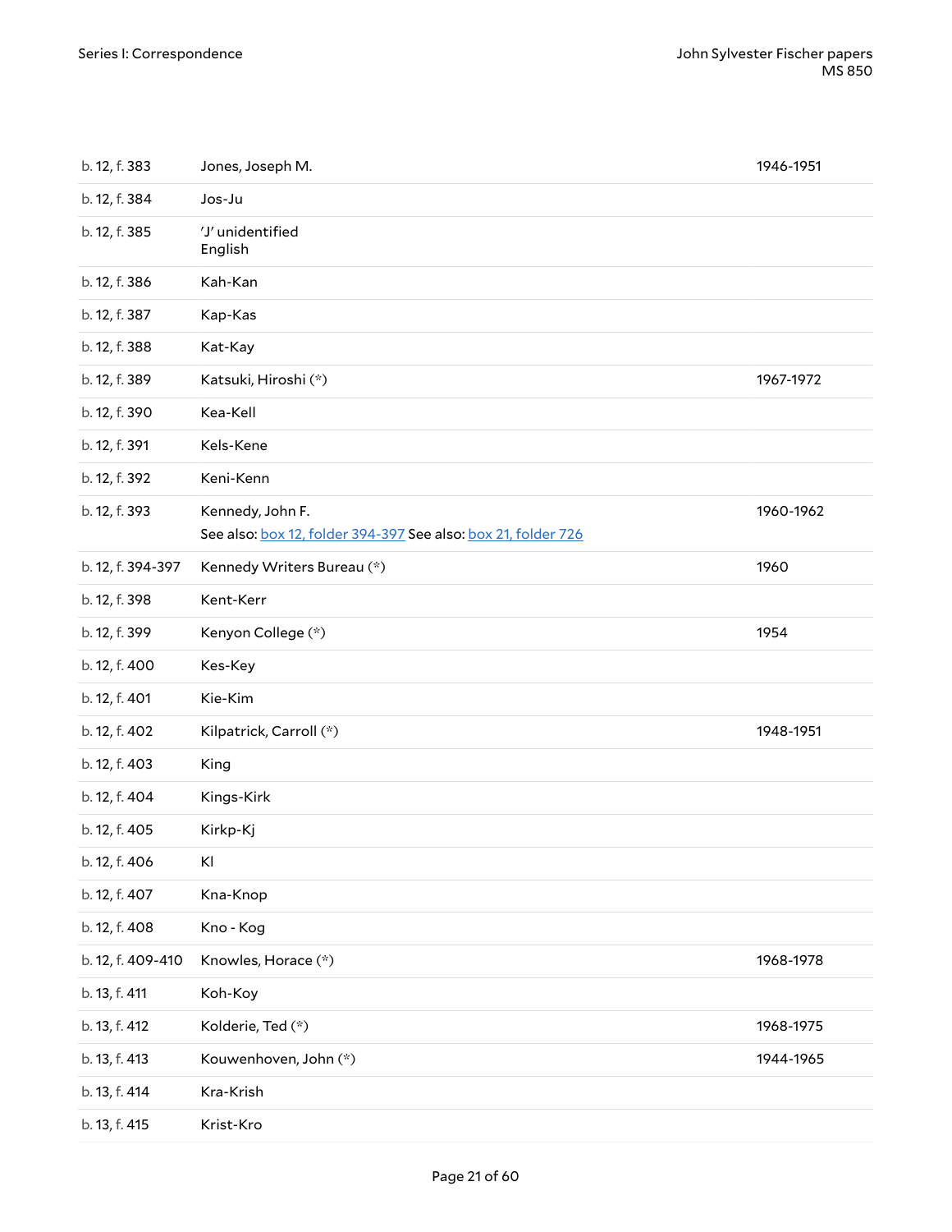| | | |
|---|---|---|
| b. 12, f. 383 | Jones, Joseph M. | 1946-1951 |
| b. 12, f. 384 | Jos-Ju | |
| b. 12, f. 385 | 'J' unidentified<br>English | |
| b. 12, f. 386 | Kah-Kan | |
| b. 12, f. 387 | Kap-Kas | |
| b. 12, f. 388 | Kat-Kay | |
| b. 12, f. 389 | Katsuki, Hiroshi (*) | 1967-1972 |
| b. 12, f. 390 | Kea-Kell | |
| b. 12, f. 391 | Kels-Kene | |
| b. 12, f. 392 | Keni-Kenn | |
| b. 12, f. 393 | Kennedy, John F.<br>See also: box 12, folder 394-397 See also: box 21, folder 726 | 1960-1962 |
| b. 12, f. 394-397 | Kennedy Writers Bureau (*) | 1960 |
| b. 12, f. 398 | Kent-Kerr | |
| b. 12, f. 399 | Kenyon College (*) | 1954 |
| b. 12, f. 400 | Kes-Key | |
| b. 12, f. 401 | Kie-Kim | |
| b. 12, f. 402 | Kilpatrick, Carroll (*) | 1948-1951 |
| b. 12, f. 403 | King | |
| b. 12, f. 404 | Kings-Kirk | |
| b. 12, f. 405 | Kirkp-Kj | |
| b. 12, f. 406 | Kl | |
| b. 12, f. 407 | Kna-Knop | |
| b. 12, f. 408 | Kno - Kog | |
| b. 12, f. 409-410 | Knowles, Horace (*) | 1968-1978 |
| b. 13, f. 411 | Koh-Koy | |
| b. 13, f. 412 | Kolderie, Ted (*) | 1968-1975 |
| b. 13, f. 413 | Kouwenhoven, John (*) | 1944-1965 |
| b. 13, f. 414 | Kra-Krish | |
| b. 13, f. 415 | Krist-Kro | |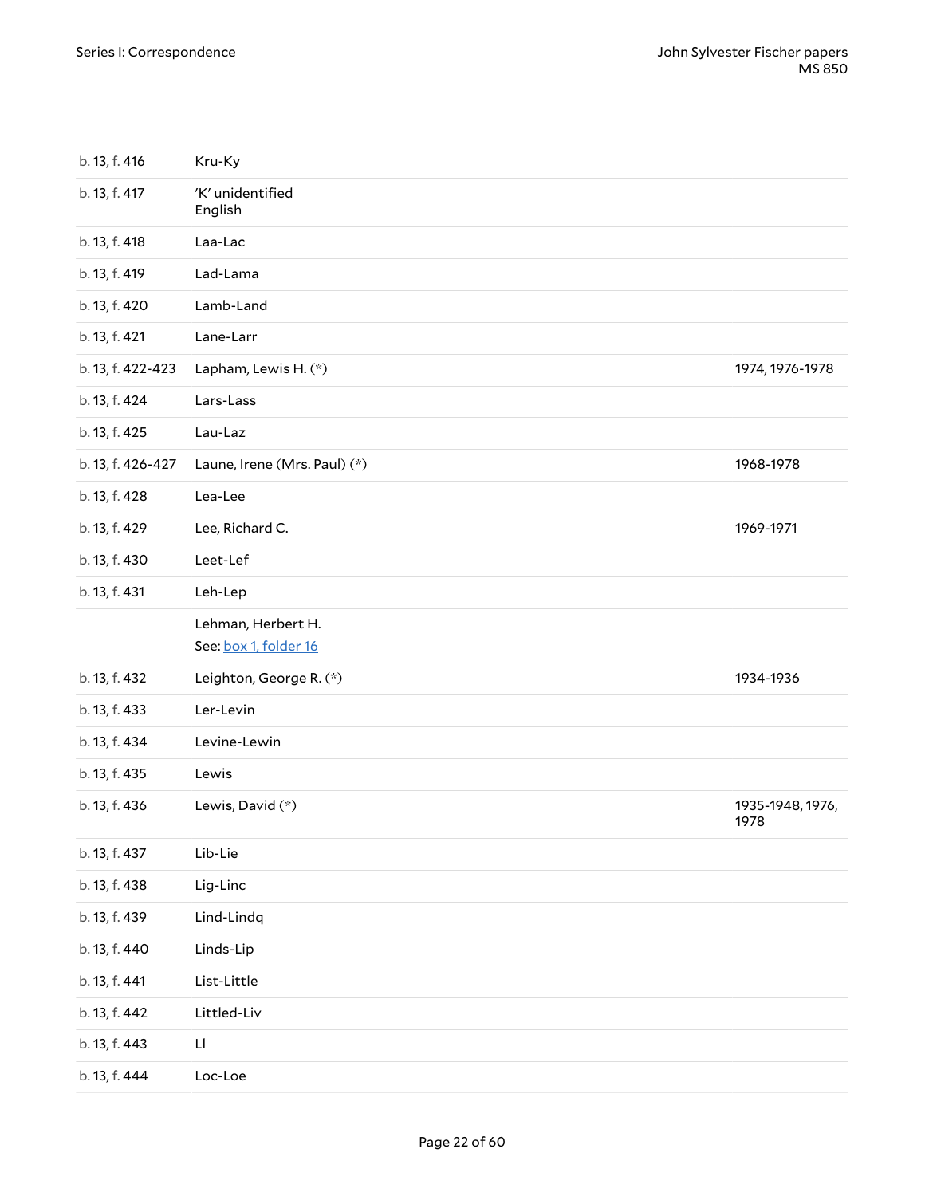| | | |
|---|---|---|
| b. 13, f. 416 | Kru-Ky | |
| b. 13, f. 417 | 'K' unidentified<br>English | |
| b. 13, f. 418 | Laa-Lac | |
| b. 13, f. 419 | Lad-Lama | |
| b. 13, f. 420 | Lamb-Land | |
| b. 13, f. 421 | Lane-Larr | |
| b. 13, f. 422-423 | Lapham, Lewis H. (*) | 1974, 1976-1978 |
| b. 13, f. 424 | Lars-Lass | |
| b. 13, f. 425 | Lau-Laz | |
| b. 13, f. 426-427 | Laune, Irene (Mrs. Paul) (*) | 1968-1978 |
| b. 13, f. 428 | Lea-Lee | |
| b. 13, f. 429 | Lee, Richard C. | 1969-1971 |
| b. 13, f. 430 | Leet-Lef | |
| b. 13, f. 431 | Leh-Lep | |
| | Lehman, Herbert H.<br>See: box 1, folder 16 | |
| b. 13, f. 432 | Leighton, George R. (*) | 1934-1936 |
| b. 13, f. 433 | Ler-Levin | |
| b. 13, f. 434 | Levine-Lewin | |
| b. 13, f. 435 | Lewis | |
| b. 13, f. 436 | Lewis, David (*) | 1935-1948, 1976, 1978 |
| b. 13, f. 437 | Lib-Lie | |
| b. 13, f. 438 | Lig-Linc | |
| b. 13, f. 439 | Lind-Lindq | |
| b. 13, f. 440 | Linds-Lip | |
| b. 13, f. 441 | List-Little | |
| b. 13, f. 442 | Littled-Liv | |
| b. 13, f. 443 | Ll | |
| b. 13, f. 444 | Loc-Loe | |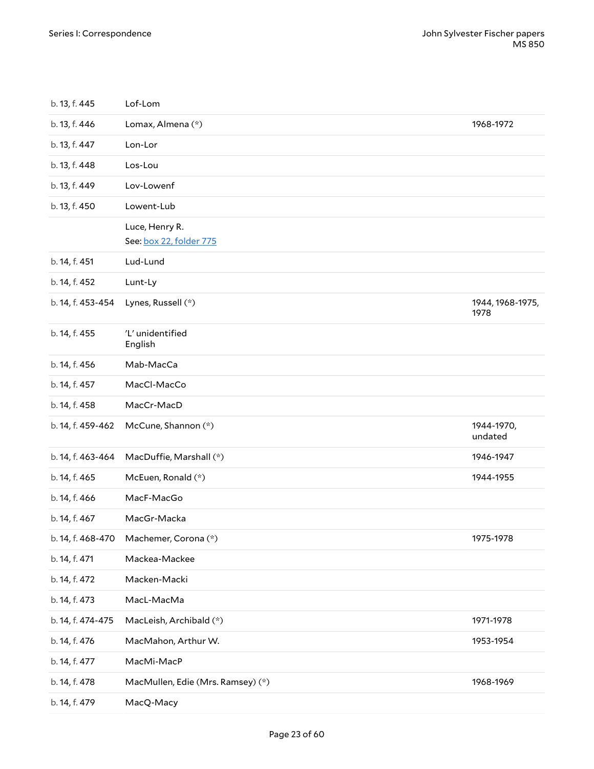| | | |
|---|---|---|
| b. 13, f. 445 | Lof-Lom | |
| b. 13, f. 446 | Lomax, Almena (*) | 1968-1972 |
| b. 13, f. 447 | Lon-Lor | |
| b. 13, f. 448 | Los-Lou | |
| b. 13, f. 449 | Lov-Lowenf | |
| b. 13, f. 450 | Lowent-Lub | |
| | Luce, Henry R.<br>See: box 22, folder 775 | |
| b. 14, f. 451 | Lud-Lund | |
| b. 14, f. 452 | Lunt-Ly | |
| b. 14, f. 453-454 | Lynes, Russell (*) | 1944, 1968-1975, 1978 |
| b. 14, f. 455 | 'L' unidentified<br>English | |
| b. 14, f. 456 | Mab-MacCa | |
| b. 14, f. 457 | MacCl-MacCo | |
| b. 14, f. 458 | MacCr-MacD | |
| b. 14, f. 459-462 | McCune, Shannon (*) | 1944-1970, undated |
| b. 14, f. 463-464 | MacDuffie, Marshall (*) | 1946-1947 |
| b. 14, f. 465 | McEuen, Ronald (*) | 1944-1955 |
| b. 14, f. 466 | MacF-MacGo | |
| b. 14, f. 467 | MacGr-Macka | |
| b. 14, f. 468-470 | Machemer, Corona (*) | 1975-1978 |
| b. 14, f. 471 | Mackea-Mackee | |
| b. 14, f. 472 | Macken-Macki | |
| b. 14, f. 473 | MacL-MacMa | |
| b. 14, f. 474-475 | MacLeish, Archibald (*) | 1971-1978 |
| b. 14, f. 476 | MacMahon, Arthur W. | 1953-1954 |
| b. 14, f. 477 | MacMi-MacP | |
| b. 14, f. 478 | MacMullen, Edie (Mrs. Ramsey) (*) | 1968-1969 |
| b. 14, f. 479 | MacQ-Macy | |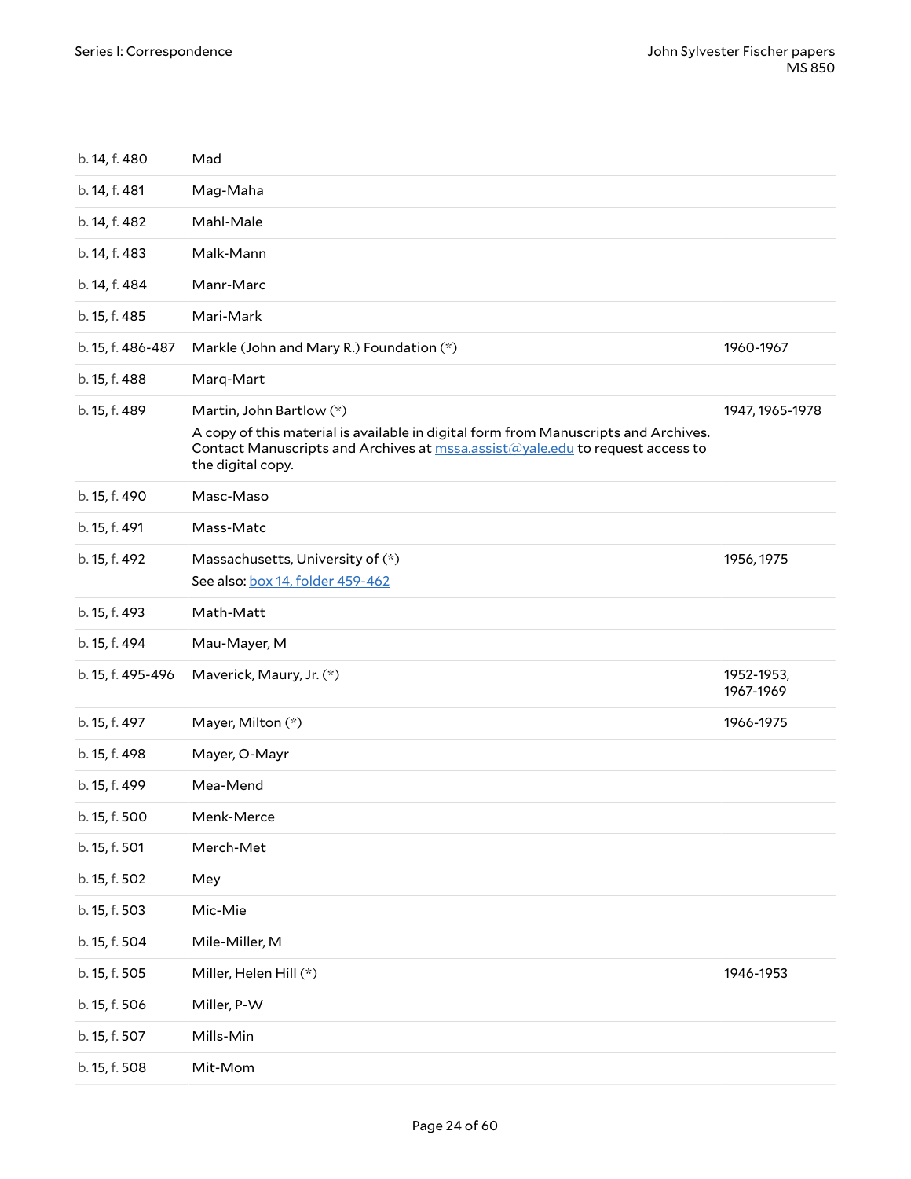| | | |
|---|---|---|
| b. 14, f. 480 | Mad | |
| b. 14, f. 481 | Mag-Maha | |
| b. 14, f. 482 | Mahl-Male | |
| b. 14, f. 483 | Malk-Mann | |
| b. 14, f. 484 | Manr-Marc | |
| b. 15, f. 485 | Mari-Mark | |
| b. 15, f. 486-487 | Markle (John and Mary R.) Foundation (*) | 1960-1967 |
| b. 15, f. 488 | Marq-Mart | |
| b. 15, f. 489 | Martin, John Bartlow (*)<br>A copy of this material is available in digital form from Manuscripts and Archives. Contact Manuscripts and Archives at mssa.assist@yale.edu to request access to the digital copy. | 1947, 1965-1978 |
| b. 15, f. 490 | Masc-Maso | |
| b. 15, f. 491 | Mass-Matc | |
| b. 15, f. 492 | Massachusetts, University of (*)<br>See also: box 14, folder 459-462 | 1956, 1975 |
| b. 15, f. 493 | Math-Matt | |
| b. 15, f. 494 | Mau-Mayer, M | |
| b. 15, f. 495-496 | Maverick, Maury, Jr. (*) | 1952-1953, 1967-1969 |
| b. 15, f. 497 | Mayer, Milton (*) | 1966-1975 |
| b. 15, f. 498 | Mayer, O-Mayr | |
| b. 15, f. 499 | Mea-Mend | |
| b. 15, f. 500 | Menk-Merce | |
| b. 15, f. 501 | Merch-Met | |
| b. 15, f. 502 | Mey | |
| b. 15, f. 503 | Mic-Mie | |
| b. 15, f. 504 | Mile-Miller, M | |
| b. 15, f. 505 | Miller, Helen Hill (*) | 1946-1953 |
| b. 15, f. 506 | Miller, P-W | |
| b. 15, f. 507 | Mills-Min | |
| b. 15, f. 508 | Mit-Mom | |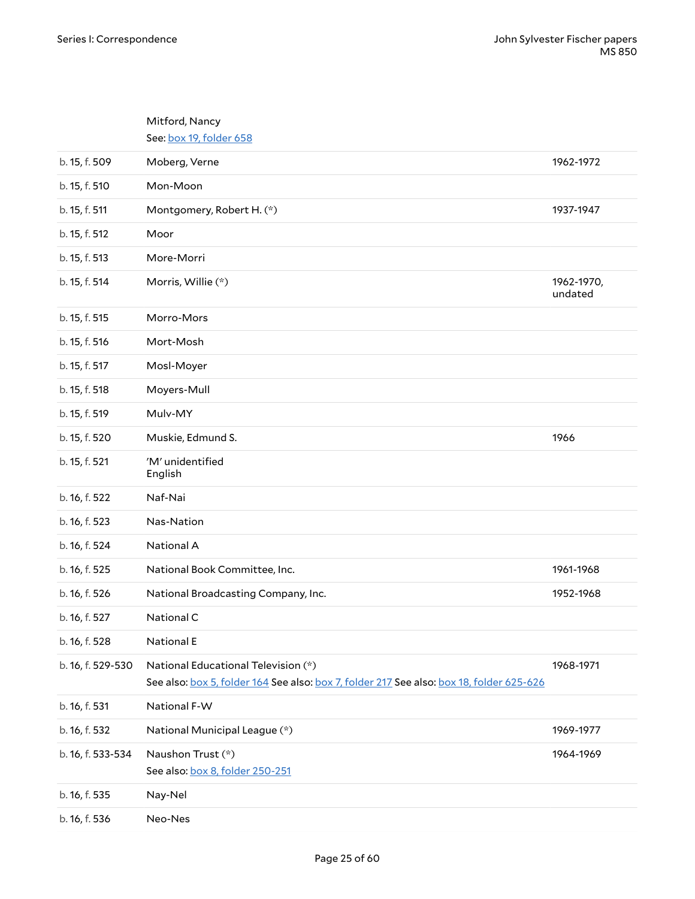| | | |
|---|---|---|
| | Mitford, Nancy<br>See: box 19, folder 658 | |
| b. 15, f. 509 | Moberg, Verne | 1962-1972 |
| b. 15, f. 510 | Mon-Moon | |
| b. 15, f. 511 | Montgomery, Robert H. (*) | 1937-1947 |
| b. 15, f. 512 | Moor | |
| b. 15, f. 513 | More-Morri | |
| b. 15, f. 514 | Morris, Willie (*) | 1962-1970, undated |
| b. 15, f. 515 | Morro-Mors | |
| b. 15, f. 516 | Mort-Mosh | |
| b. 15, f. 517 | Mosl-Moyer | |
| b. 15, f. 518 | Moyers-Mull | |
| b. 15, f. 519 | Mulv-MY | |
| b. 15, f. 520 | Muskie, Edmund S. | 1966 |
| b. 15, f. 521 | 'M' unidentified<br>English | |
| b. 16, f. 522 | Naf-Nai | |
| b. 16, f. 523 | Nas-Nation | |
| b. 16, f. 524 | National A | |
| b. 16, f. 525 | National Book Committee, Inc. | 1961-1968 |
| b. 16, f. 526 | National Broadcasting Company, Inc. | 1952-1968 |
| b. 16, f. 527 | National C | |
| b. 16, f. 528 | National E | |
| b. 16, f. 529-530 | National Educational Television (*)<br>See also: box 5, folder 164 See also: box 7, folder 217 See also: box 18, folder 625-626 | 1968-1971 |
| b. 16, f. 531 | National F-W | |
| b. 16, f. 532 | National Municipal League (*) | 1969-1977 |
| b. 16, f. 533-534 | Naushon Trust (*)<br>See also: box 8, folder 250-251 | 1964-1969 |
| b. 16, f. 535 | Nay-Nel | |
| b. 16, f. 536 | Neo-Nes | |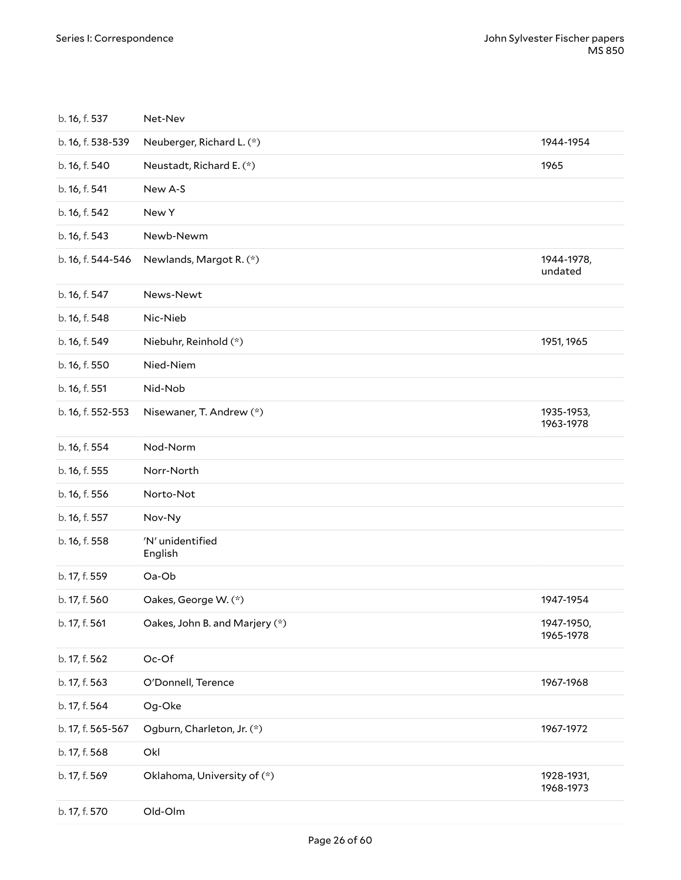| | | |
|---|---|---|
| b. 16, f. 537 | Net-Nev | |
| b. 16, f. 538-539 | Neuberger, Richard L. (*) | 1944-1954 |
| b. 16, f. 540 | Neustadt, Richard E. (*) | 1965 |
| b. 16, f. 541 | New A-S | |
| b. 16, f. 542 | New Y | |
| b. 16, f. 543 | Newb-Newm | |
| b. 16, f. 544-546 | Newlands, Margot R. (*) | 1944-1978, undated |
| b. 16, f. 547 | News-Newt | |
| b. 16, f. 548 | Nic-Nieb | |
| b. 16, f. 549 | Niebuhr, Reinhold (*) | 1951, 1965 |
| b. 16, f. 550 | Nied-Niem | |
| b. 16, f. 551 | Nid-Nob | |
| b. 16, f. 552-553 | Nisewaner, T. Andrew (*) | 1935-1953, 1963-1978 |
| b. 16, f. 554 | Nod-Norm | |
| b. 16, f. 555 | Norr-North | |
| b. 16, f. 556 | Norto-Not | |
| b. 16, f. 557 | Nov-Ny | |
| b. 16, f. 558 | 'N' unidentified<br>English | |
| b. 17, f. 559 | Oa-Ob | |
| b. 17, f. 560 | Oakes, George W. (*) | 1947-1954 |
| b. 17, f. 561 | Oakes, John B. and Marjery (*) | 1947-1950, 1965-1978 |
| b. 17, f. 562 | Oc-Of | |
| b. 17, f. 563 | O'Donnell, Terence | 1967-1968 |
| b. 17, f. 564 | Og-Oke | |
| b. 17, f. 565-567 | Ogburn, Charleton, Jr. (*) | 1967-1972 |
| b. 17, f. 568 | Okl | |
| b. 17, f. 569 | Oklahoma, University of (*) | 1928-1931, 1968-1973 |
| b. 17, f. 570 | Old-Olm | |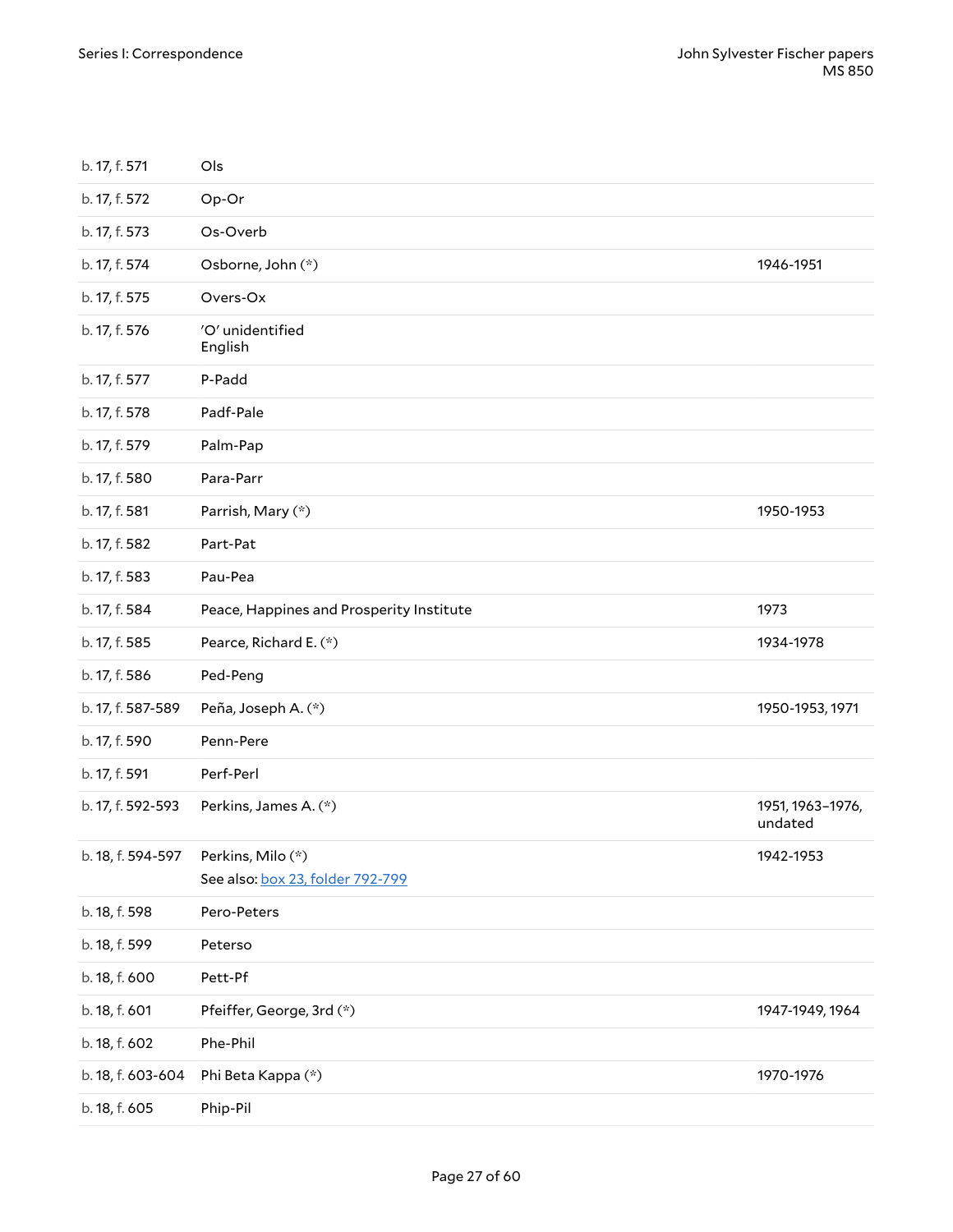| | | |
|---|---|---|
| b. 17, f. 571 | Ols | |
| b. 17, f. 572 | Op-Or | |
| b. 17, f. 573 | Os-Overb | |
| b. 17, f. 574 | Osborne, John (*) | 1946-1951 |
| b. 17, f. 575 | Overs-Ox | |
| b. 17, f. 576 | 'O' unidentified<br>English | |
| b. 17, f. 577 | P-Padd | |
| b. 17, f. 578 | Padf-Pale | |
| b. 17, f. 579 | Palm-Pap | |
| b. 17, f. 580 | Para-Parr | |
| b. 17, f. 581 | Parrish, Mary (*) | 1950-1953 |
| b. 17, f. 582 | Part-Pat | |
| b. 17, f. 583 | Pau-Pea | |
| b. 17, f. 584 | Peace, Happines and Prosperity Institute | 1973 |
| b. 17, f. 585 | Pearce, Richard E. (*) | 1934-1978 |
| b. 17, f. 586 | Ped-Peng | |
| b. 17, f. 587-589 | Peña, Joseph A. (*) | 1950-1953, 1971 |
| b. 17, f. 590 | Penn-Pere | |
| b. 17, f. 591 | Perf-Perl | |
| b. 17, f. 592-593 | Perkins, James A. (*) | 1951, 1963–1976, undated |
| b. 18, f. 594-597 | Perkins, Milo (*)<br>See also: box 23, folder 792-799 | 1942-1953 |
| b. 18, f. 598 | Pero-Peters | |
| b. 18, f. 599 | Peterso | |
| b. 18, f. 600 | Pett-Pf | |
| b. 18, f. 601 | Pfeiffer, George, 3rd (*) | 1947-1949, 1964 |
| b. 18, f. 602 | Phe-Phil | |
| b. 18, f. 603-604 | Phi Beta Kappa (*) | 1970-1976 |
| b. 18, f. 605 | Phip-Pil | |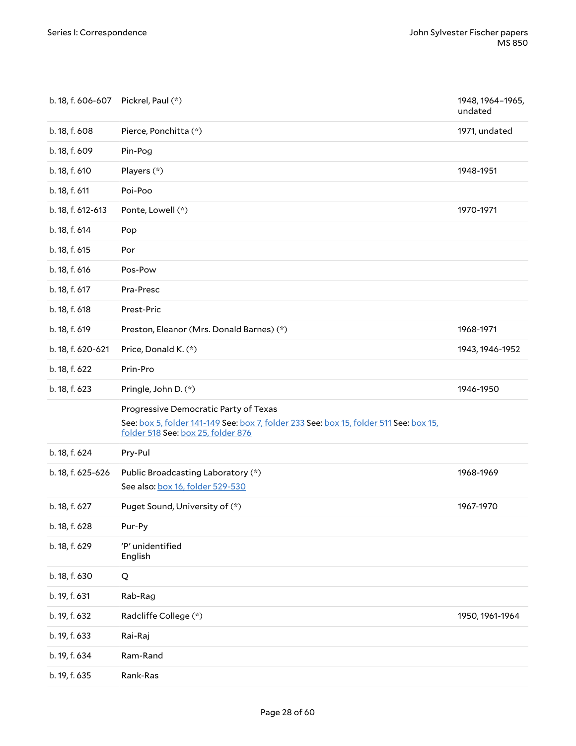| | | |
|---|---|---|
| b. 18, f. 606-607 | Pickrel, Paul (*) | 1948, 1964–1965, undated |
| b. 18, f. 608 | Pierce, Ponchitta (*) | 1971, undated |
| b. 18, f. 609 | Pin-Pog | |
| b. 18, f. 610 | Players (*) | 1948-1951 |
| b. 18, f. 611 | Poi-Poo | |
| b. 18, f. 612-613 | Ponte, Lowell (*) | 1970-1971 |
| b. 18, f. 614 | Pop | |
| b. 18, f. 615 | Por | |
| b. 18, f. 616 | Pos-Pow | |
| b. 18, f. 617 | Pra-Presc | |
| b. 18, f. 618 | Prest-Pric | |
| b. 18, f. 619 | Preston, Eleanor (Mrs. Donald Barnes) (*) | 1968-1971 |
| b. 18, f. 620-621 | Price, Donald K. (*) | 1943, 1946-1952 |
| b. 18, f. 622 | Prin-Pro | |
| b. 18, f. 623 | Pringle, John D. (*) | 1946-1950 |
| | Progressive Democratic Party of Texas<br>See: box 5, folder 141-149 See: box 7, folder 233 See: box 15, folder 511 See: box 15, folder 518 See: box 25, folder 876 | |
| b. 18, f. 624 | Pry-Pul | |
| b. 18, f. 625-626 | Public Broadcasting Laboratory (*)<br>See also: box 16, folder 529-530 | 1968-1969 |
| b. 18, f. 627 | Puget Sound, University of (*) | 1967-1970 |
| b. 18, f. 628 | Pur-Py | |
| b. 18, f. 629 | 'P' unidentified<br>English | |
| b. 18, f. 630 | Q | |
| b. 19, f. 631 | Rab-Rag | |
| b. 19, f. 632 | Radcliffe College (*) | 1950, 1961-1964 |
| b. 19, f. 633 | Rai-Raj | |
| b. 19, f. 634 | Ram-Rand | |
| b. 19, f. 635 | Rank-Ras | |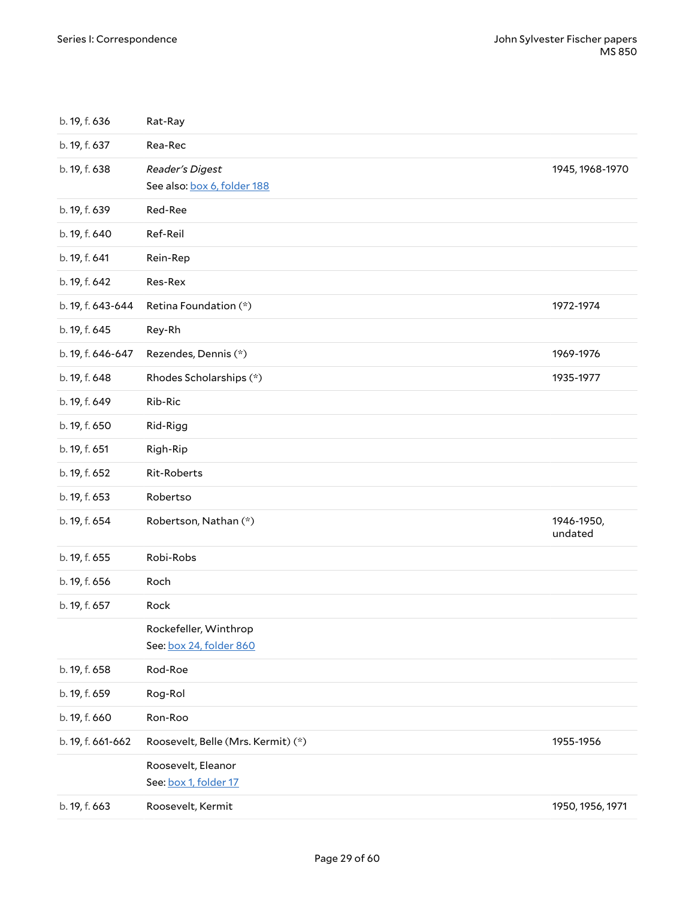| | | |
|---|---|---|
| b. 19, f. 636 | Rat-Ray | |
| b. 19, f. 637 | Rea-Rec | |
| b. 19, f. 638 | *Reader's Digest*<br>See also: box 6, folder 188 | 1945, 1968-1970 |
| b. 19, f. 639 | Red-Ree | |
| b. 19, f. 640 | Ref-Reil | |
| b. 19, f. 641 | Rein-Rep | |
| b. 19, f. 642 | Res-Rex | |
| b. 19, f. 643-644 | Retina Foundation (*) | 1972-1974 |
| b. 19, f. 645 | Rey-Rh | |
| b. 19, f. 646-647 | Rezendes, Dennis (*) | 1969-1976 |
| b. 19, f. 648 | Rhodes Scholarships (*) | 1935-1977 |
| b. 19, f. 649 | Rib-Ric | |
| b. 19, f. 650 | Rid-Rigg | |
| b. 19, f. 651 | Righ-Rip | |
| b. 19, f. 652 | Rit-Roberts | |
| b. 19, f. 653 | Robertso | |
| b. 19, f. 654 | Robertson, Nathan (*) | 1946-1950, undated |
| b. 19, f. 655 | Robi-Robs | |
| b. 19, f. 656 | Roch | |
| b. 19, f. 657 | Rock | |
| | Rockefeller, Winthrop<br>See: box 24, folder 860 | |
| b. 19, f. 658 | Rod-Roe | |
| b. 19, f. 659 | Rog-Rol | |
| b. 19, f. 660 | Ron-Roo | |
| b. 19, f. 661-662 | Roosevelt, Belle (Mrs. Kermit) (*) | 1955-1956 |
| | Roosevelt, Eleanor<br>See: box 1, folder 17 | |
| b. 19, f. 663 | Roosevelt, Kermit | 1950, 1956, 1971 |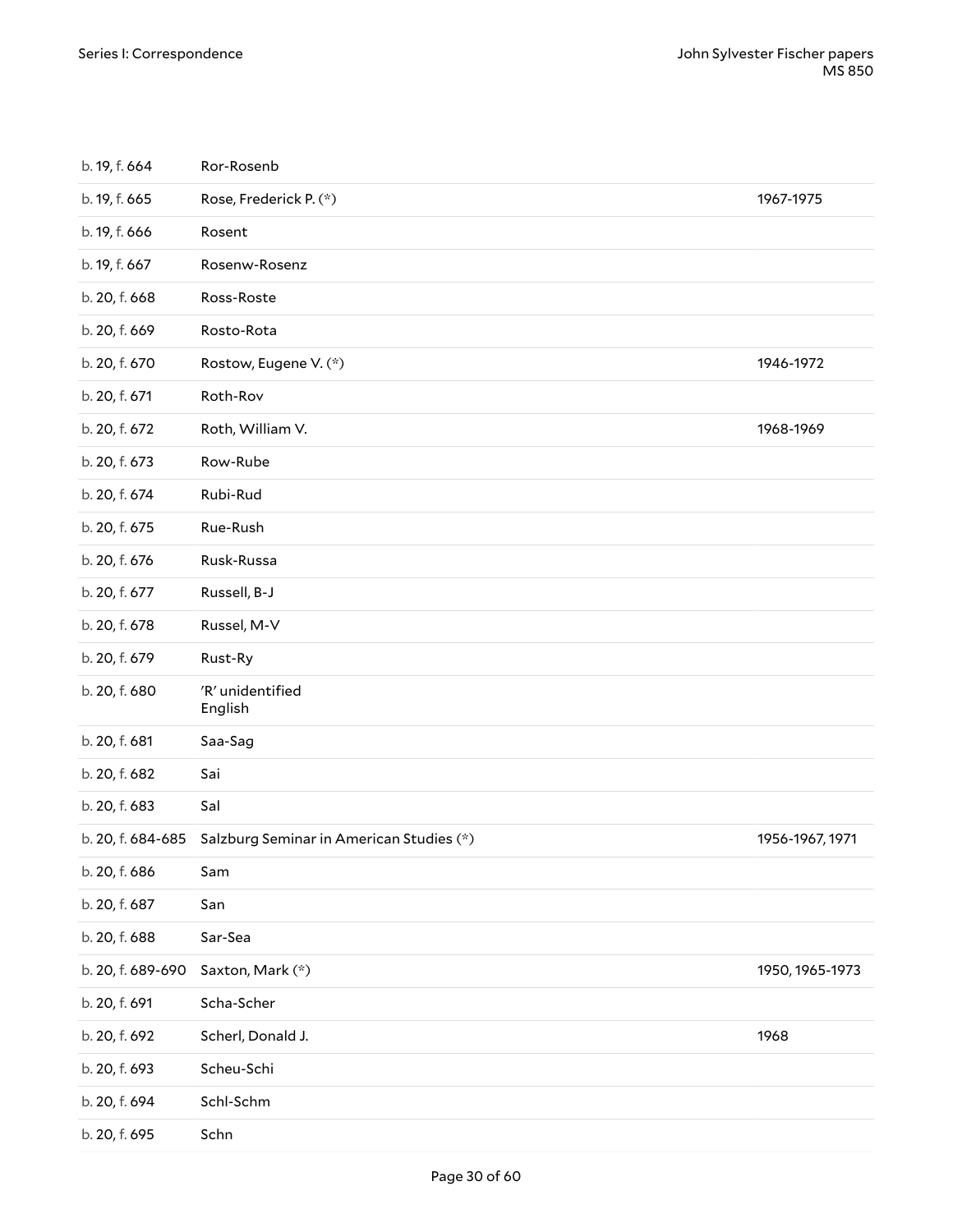| | | |
|---|---|---|
| b. 19, f. 664 | Ror-Rosenb | |
| b. 19, f. 665 | Rose, Frederick P. (*) | 1967-1975 |
| b. 19, f. 666 | Rosent | |
| b. 19, f. 667 | Rosenw-Rosenz | |
| b. 20, f. 668 | Ross-Roste | |
| b. 20, f. 669 | Rosto-Rota | |
| b. 20, f. 670 | Rostow, Eugene V. (*) | 1946-1972 |
| b. 20, f. 671 | Roth-Rov | |
| b. 20, f. 672 | Roth, William V. | 1968-1969 |
| b. 20, f. 673 | Row-Rube | |
| b. 20, f. 674 | Rubi-Rud | |
| b. 20, f. 675 | Rue-Rush | |
| b. 20, f. 676 | Rusk-Russa | |
| b. 20, f. 677 | Russell, B-J | |
| b. 20, f. 678 | Russel, M-V | |
| b. 20, f. 679 | Rust-Ry | |
| b. 20, f. 680 | 'R' unidentified English | |
| b. 20, f. 681 | Saa-Sag | |
| b. 20, f. 682 | Sai | |
| b. 20, f. 683 | Sal | |
| b. 20, f. 684-685 | Salzburg Seminar in American Studies (*) | 1956-1967, 1971 |
| b. 20, f. 686 | Sam | |
| b. 20, f. 687 | San | |
| b. 20, f. 688 | Sar-Sea | |
| b. 20, f. 689-690 | Saxton, Mark (*) | 1950, 1965-1973 |
| b. 20, f. 691 | Scha-Scher | |
| b. 20, f. 692 | Scherl, Donald J. | 1968 |
| b. 20, f. 693 | Scheu-Schi | |
| b. 20, f. 694 | Schl-Schm | |
| b. 20, f. 695 | Schn | |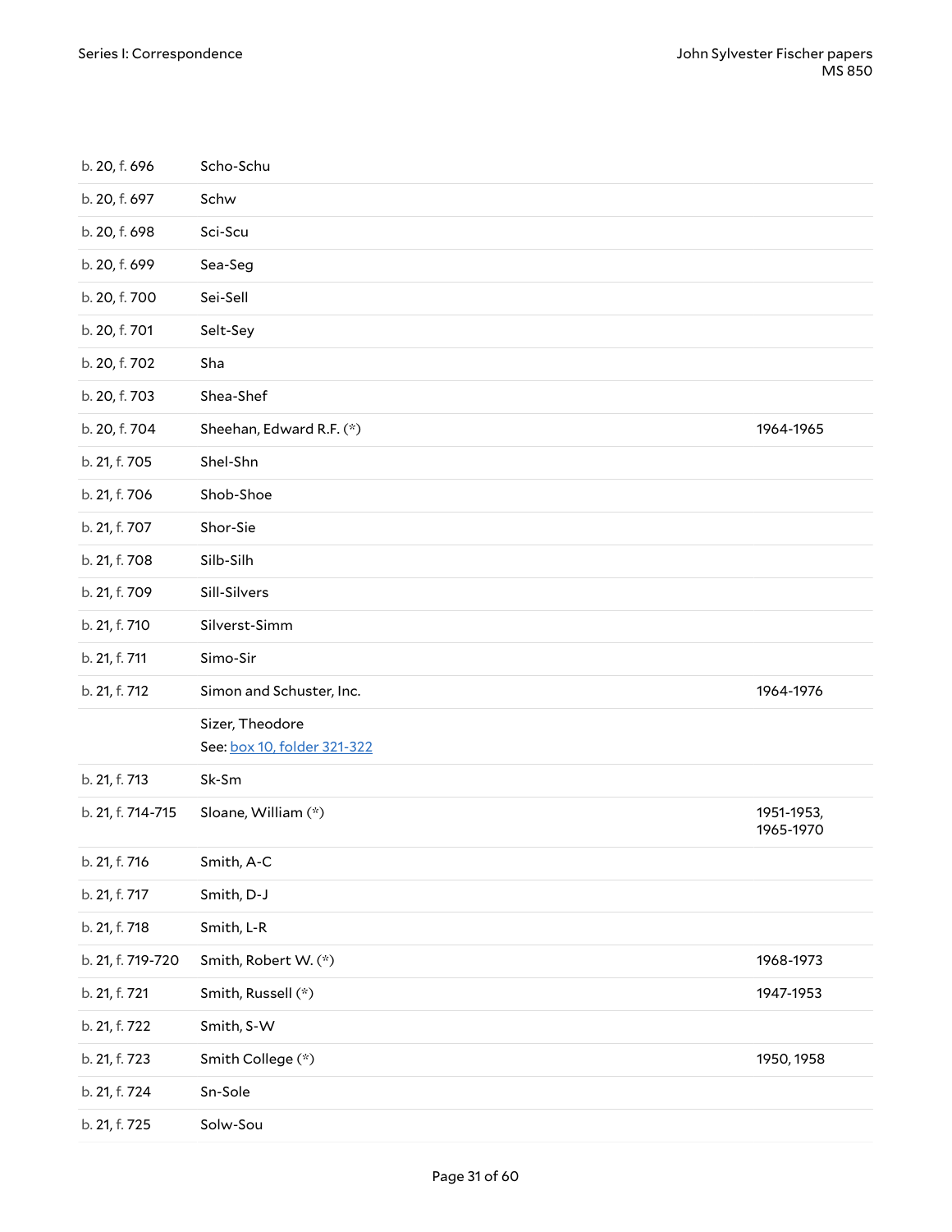| | | |
|---|---|---|
| b. 20, f. 696 | Scho-Schu | |
| b. 20, f. 697 | Schw | |
| b. 20, f. 698 | Sci-Scu | |
| b. 20, f. 699 | Sea-Seg | |
| b. 20, f. 700 | Sei-Sell | |
| b. 20, f. 701 | Selt-Sey | |
| b. 20, f. 702 | Sha | |
| b. 20, f. 703 | Shea-Shef | |
| b. 20, f. 704 | Sheehan, Edward R.F. (*) | 1964-1965 |
| b. 21, f. 705 | Shel-Shn | |
| b. 21, f. 706 | Shob-Shoe | |
| b. 21, f. 707 | Shor-Sie | |
| b. 21, f. 708 | Silb-Silh | |
| b. 21, f. 709 | Sill-Silvers | |
| b. 21, f. 710 | Silverst-Simm | |
| b. 21, f. 711 | Simo-Sir | |
| b. 21, f. 712 | Simon and Schuster, Inc. | 1964-1976 |
| | Sizer, Theodore<br>See: box 10, folder 321-322 | |
| b. 21, f. 713 | Sk-Sm | |
| b. 21, f. 714-715 | Sloane, William (*) | 1951-1953, 1965-1970 |
| b. 21, f. 716 | Smith, A-C | |
| b. 21, f. 717 | Smith, D-J | |
| b. 21, f. 718 | Smith, L-R | |
| b. 21, f. 719-720 | Smith, Robert W. (*) | 1968-1973 |
| b. 21, f. 721 | Smith, Russell (*) | 1947-1953 |
| b. 21, f. 722 | Smith, S-W | |
| b. 21, f. 723 | Smith College (*) | 1950, 1958 |
| b. 21, f. 724 | Sn-Sole | |
| b. 21, f. 725 | Solw-Sou | |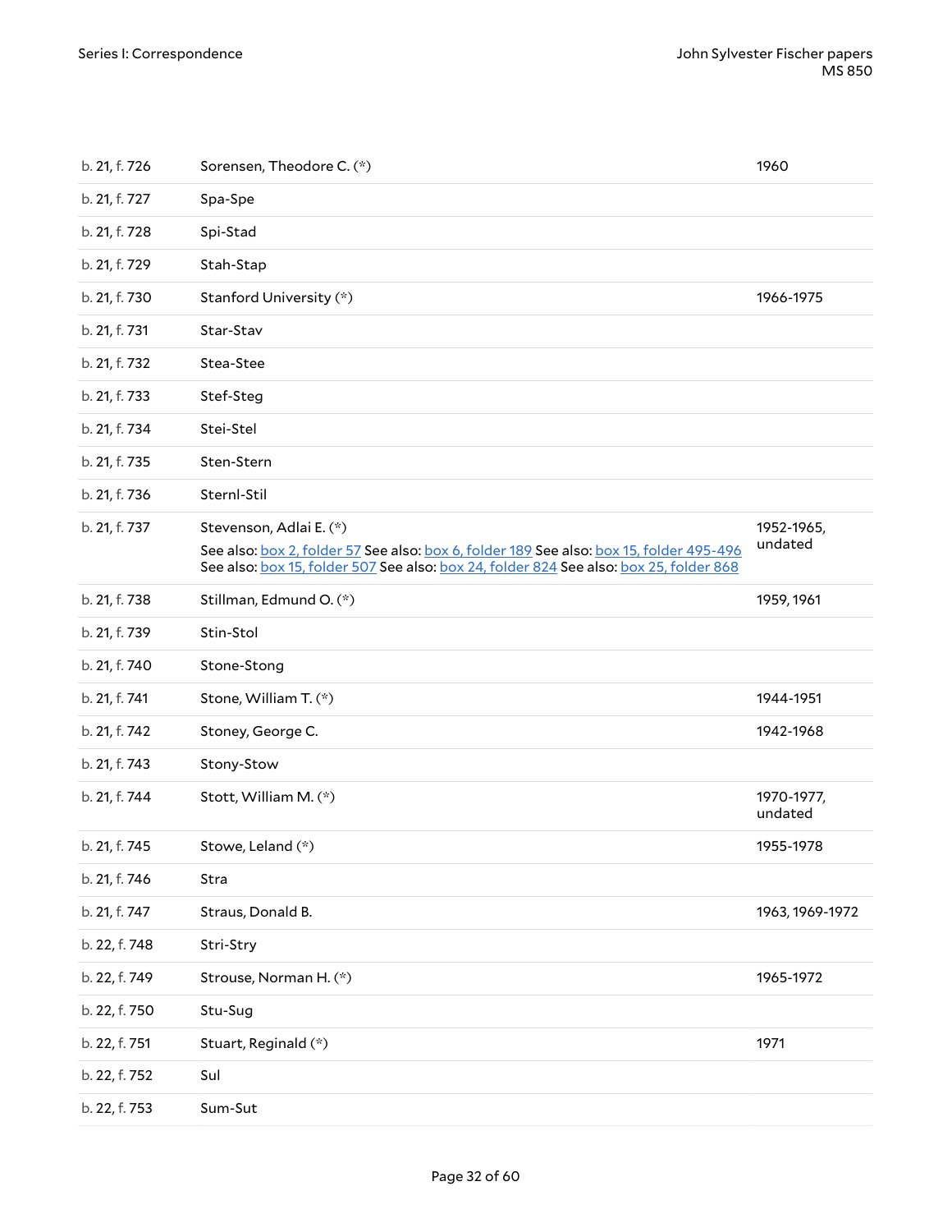| | | |
|---|---|---|
| b. 21, f. 726 | Sorensen, Theodore C. (*) | 1960 |
| b. 21, f. 727 | Spa-Spe | |
| b. 21, f. 728 | Spi-Stad | |
| b. 21, f. 729 | Stah-Stap | |
| b. 21, f. 730 | Stanford University (*) | 1966-1975 |
| b. 21, f. 731 | Star-Stav | |
| b. 21, f. 732 | Stea-Stee | |
| b. 21, f. 733 | Stef-Steg | |
| b. 21, f. 734 | Stei-Stel | |
| b. 21, f. 735 | Sten-Stern | |
| b. 21, f. 736 | Sternl-Stil | |
| b. 21, f. 737 | Stevenson, Adlai E. (*) See also: box 2, folder 57 See also: box 6, folder 189 See also: box 15, folder 495-496 See also: box 15, folder 507 See also: box 24, folder 824 See also: box 25, folder 868 | 1952-1965, undated |
| b. 21, f. 738 | Stillman, Edmund O. (*) | 1959, 1961 |
| b. 21, f. 739 | Stin-Stol | |
| b. 21, f. 740 | Stone-Stong | |
| b. 21, f. 741 | Stone, William T. (*) | 1944-1951 |
| b. 21, f. 742 | Stoney, George C. | 1942-1968 |
| b. 21, f. 743 | Stony-Stow | |
| b. 21, f. 744 | Stott, William M. (*) | 1970-1977, undated |
| b. 21, f. 745 | Stowe, Leland (*) | 1955-1978 |
| b. 21, f. 746 | Stra | |
| b. 21, f. 747 | Straus, Donald B. | 1963, 1969-1972 |
| b. 22, f. 748 | Stri-Stry | |
| b. 22, f. 749 | Strouse, Norman H. (*) | 1965-1972 |
| b. 22, f. 750 | Stu-Sug | |
| b. 22, f. 751 | Stuart, Reginald (*) | 1971 |
| b. 22, f. 752 | Sul | |
| b. 22, f. 753 | Sum-Sut | |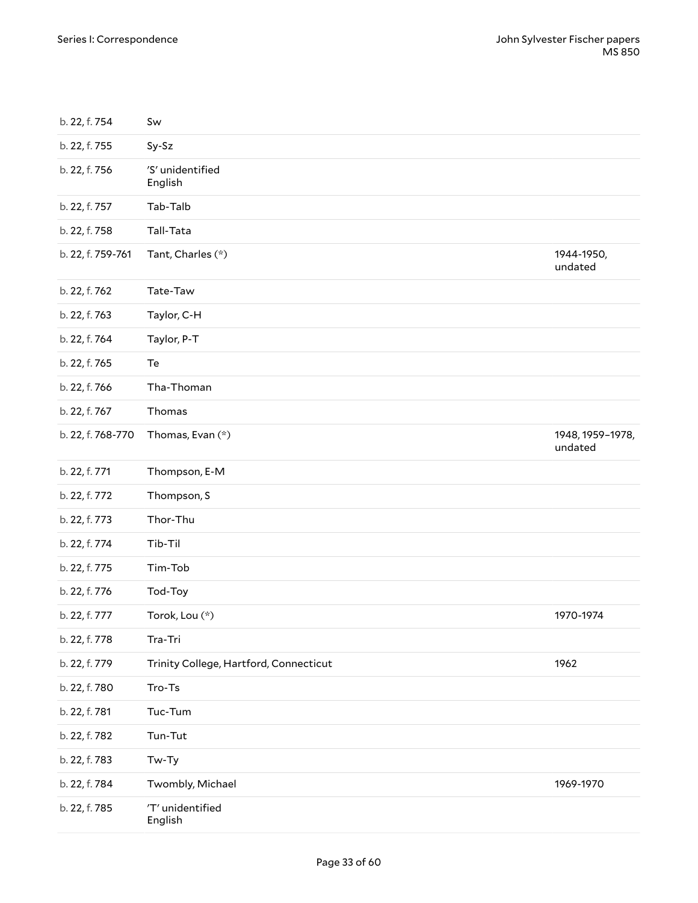| | | |
|---|---|---|
| b. 22, f. 754 | Sw | |
| b. 22, f. 755 | Sy-Sz | |
| b. 22, f. 756 | 'S' unidentified<br>English | |
| b. 22, f. 757 | Tab-Talb | |
| b. 22, f. 758 | Tall-Tata | |
| b. 22, f. 759-761 | Tant, Charles (*) | 1944-1950, undated |
| b. 22, f. 762 | Tate-Taw | |
| b. 22, f. 763 | Taylor, C-H | |
| b. 22, f. 764 | Taylor, P-T | |
| b. 22, f. 765 | Te | |
| b. 22, f. 766 | Tha-Thoman | |
| b. 22, f. 767 | Thomas | |
| b. 22, f. 768-770 | Thomas, Evan (*) | 1948, 1959–1978, undated |
| b. 22, f. 771 | Thompson, E-M | |
| b. 22, f. 772 | Thompson, S | |
| b. 22, f. 773 | Thor-Thu | |
| b. 22, f. 774 | Tib-Til | |
| b. 22, f. 775 | Tim-Tob | |
| b. 22, f. 776 | Tod-Toy | |
| b. 22, f. 777 | Torok, Lou (*) | 1970-1974 |
| b. 22, f. 778 | Tra-Tri | |
| b. 22, f. 779 | Trinity College, Hartford, Connecticut | 1962 |
| b. 22, f. 780 | Tro-Ts | |
| b. 22, f. 781 | Tuc-Tum | |
| b. 22, f. 782 | Tun-Tut | |
| b. 22, f. 783 | Tw-Ty | |
| b. 22, f. 784 | Twombly, Michael | 1969-1970 |
| b. 22, f. 785 | 'T' unidentified<br>English | |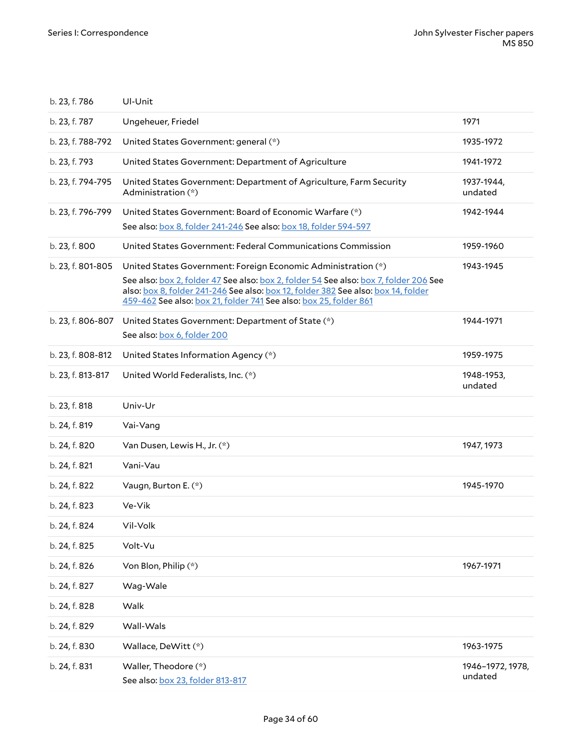| | | |
|---|---|---|
| b. 23, f. 786 | Ul-Unit | |
| b. 23, f. 787 | Ungeheuer, Friedel | 1971 |
| b. 23, f. 788-792 | United States Government: general (*) | 1935-1972 |
| b. 23, f. 793 | United States Government: Department of Agriculture | 1941-1972 |
| b. 23, f. 794-795 | United States Government: Department of Agriculture, Farm Security Administration (*) | 1937-1944, undated |
| b. 23, f. 796-799 | United States Government: Board of Economic Warfare (*)<br>See also: box 8, folder 241-246 See also: box 18, folder 594-597 | 1942-1944 |
| b. 23, f. 800 | United States Government: Federal Communications Commission | 1959-1960 |
| b. 23, f. 801-805 | United States Government: Foreign Economic Administration (*)<br>See also: box 2, folder 47 See also: box 2, folder 54 See also: box 7, folder 206 See also: box 8, folder 241-246 See also: box 12, folder 382 See also: box 14, folder 459-462 See also: box 21, folder 741 See also: box 25, folder 861 | 1943-1945 |
| b. 23, f. 806-807 | United States Government: Department of State (*)<br>See also: box 6, folder 200 | 1944-1971 |
| b. 23, f. 808-812 | United States Information Agency (*) | 1959-1975 |
| b. 23, f. 813-817 | United World Federalists, Inc. (*) | 1948-1953, undated |
| b. 23, f. 818 | Univ-Ur | |
| b. 24, f. 819 | Vai-Vang | |
| b. 24, f. 820 | Van Dusen, Lewis H., Jr. (*) | 1947, 1973 |
| b. 24, f. 821 | Vani-Vau | |
| b. 24, f. 822 | Vaugn, Burton E. (*) | 1945-1970 |
| b. 24, f. 823 | Ve-Vik | |
| b. 24, f. 824 | Vil-Volk | |
| b. 24, f. 825 | Volt-Vu | |
| b. 24, f. 826 | Von Blon, Philip (*) | 1967-1971 |
| b. 24, f. 827 | Wag-Wale | |
| b. 24, f. 828 | Walk | |
| b. 24, f. 829 | Wall-Wals | |
| b. 24, f. 830 | Wallace, DeWitt (*) | 1963-1975 |
| b. 24, f. 831 | Waller, Theodore (*)<br>See also: box 23, folder 813-817 | 1946–1972, 1978, undated |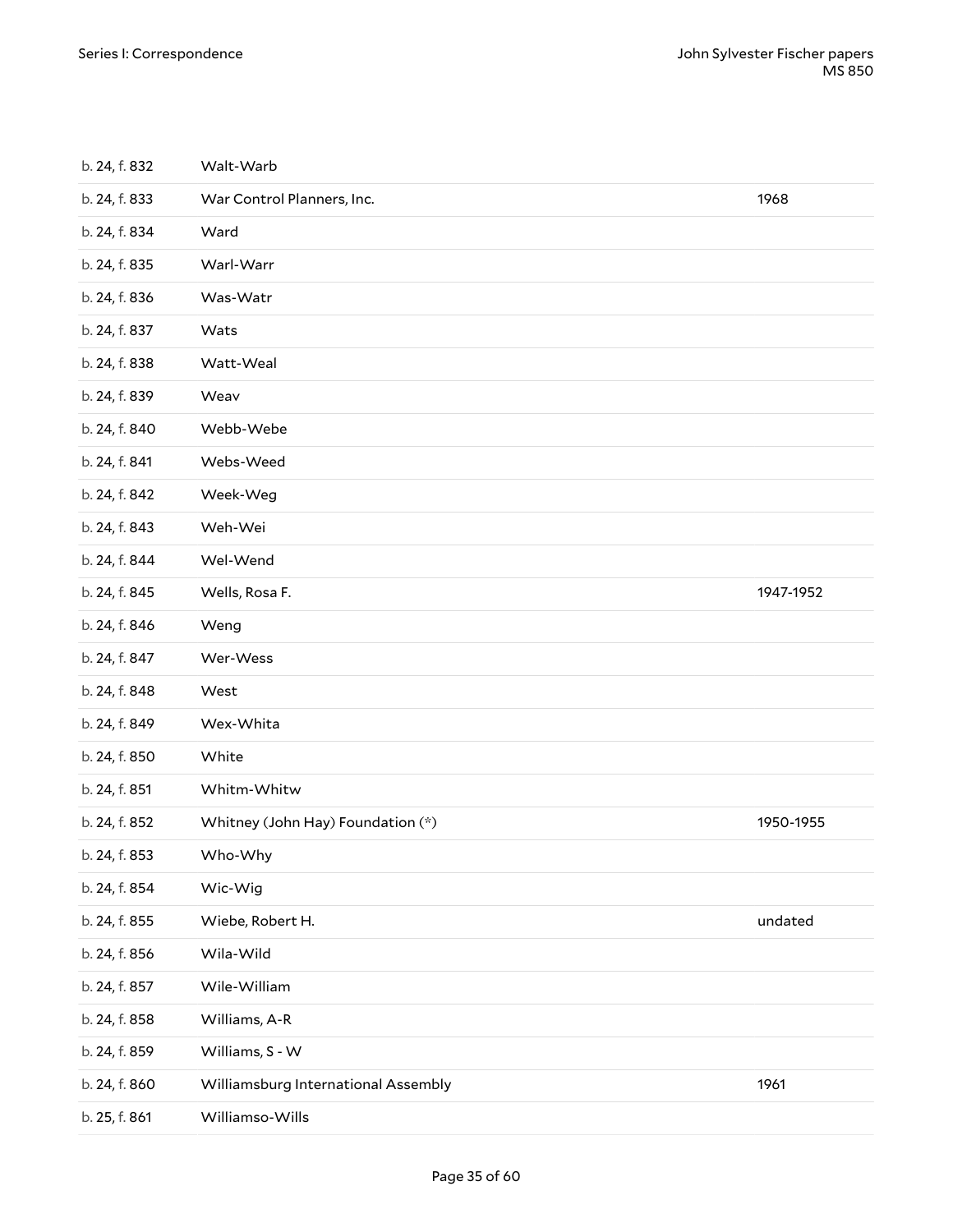| | | |
|---|---|---|
| b. 24, f. 832 | Walt-Warb | |
| b. 24, f. 833 | War Control Planners, Inc. | 1968 |
| b. 24, f. 834 | Ward | |
| b. 24, f. 835 | Warl-Warr | |
| b. 24, f. 836 | Was-Watr | |
| b. 24, f. 837 | Wats | |
| b. 24, f. 838 | Watt-Weal | |
| b. 24, f. 839 | Weav | |
| b. 24, f. 840 | Webb-Webe | |
| b. 24, f. 841 | Webs-Weed | |
| b. 24, f. 842 | Week-Weg | |
| b. 24, f. 843 | Weh-Wei | |
| b. 24, f. 844 | Wel-Wend | |
| b. 24, f. 845 | Wells, Rosa F. | 1947-1952 |
| b. 24, f. 846 | Weng | |
| b. 24, f. 847 | Wer-Wess | |
| b. 24, f. 848 | West | |
| b. 24, f. 849 | Wex-Whita | |
| b. 24, f. 850 | White | |
| b. 24, f. 851 | Whitm-Whitw | |
| b. 24, f. 852 | Whitney (John Hay) Foundation (*) | 1950-1955 |
| b. 24, f. 853 | Who-Why | |
| b. 24, f. 854 | Wic-Wig | |
| b. 24, f. 855 | Wiebe, Robert H. | undated |
| b. 24, f. 856 | Wila-Wild | |
| b. 24, f. 857 | Wile-William | |
| b. 24, f. 858 | Williams, A-R | |
| b. 24, f. 859 | Williams, S - W | |
| b. 24, f. 860 | Williamsburg International Assembly | 1961 |
| b. 25, f. 861 | Williamso-Wills | |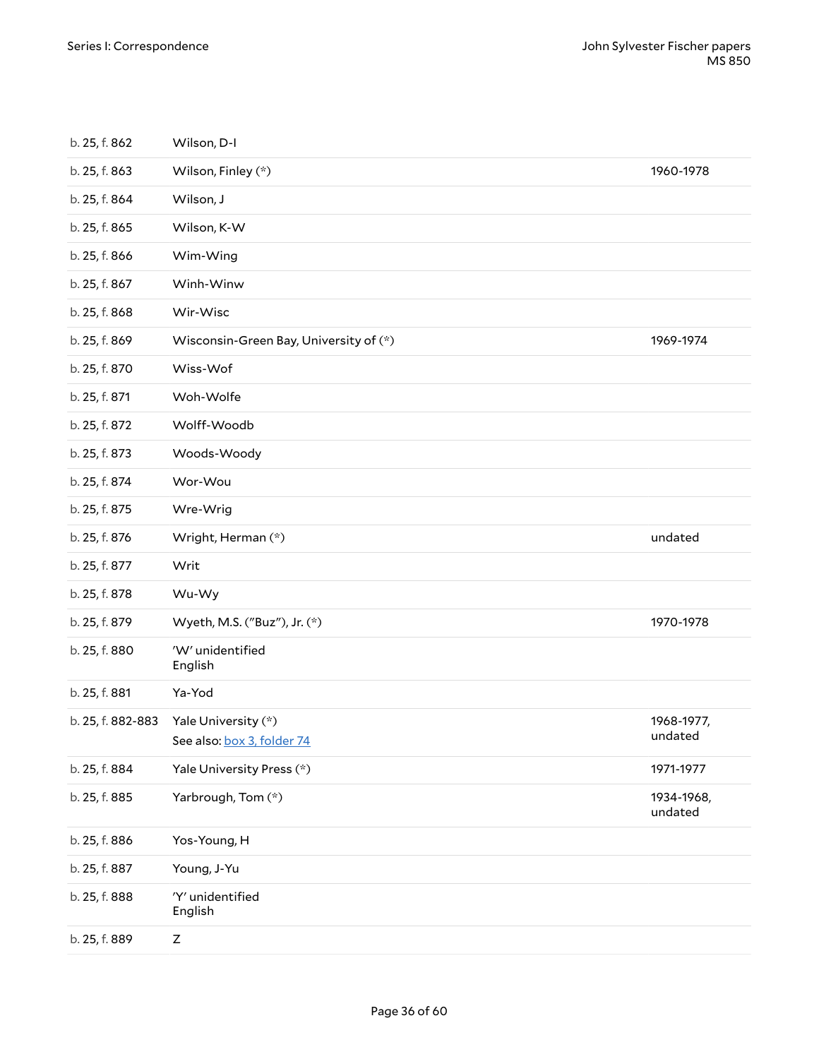| | | |
|---|---|---|
| b. 25, f. 862 | Wilson, D-I | |
| b. 25, f. 863 | Wilson, Finley (*) | 1960-1978 |
| b. 25, f. 864 | Wilson, J | |
| b. 25, f. 865 | Wilson, K-W | |
| b. 25, f. 866 | Wim-Wing | |
| b. 25, f. 867 | Winh-Winw | |
| b. 25, f. 868 | Wir-Wisc | |
| b. 25, f. 869 | Wisconsin-Green Bay, University of (*) | 1969-1974 |
| b. 25, f. 870 | Wiss-Wof | |
| b. 25, f. 871 | Woh-Wolfe | |
| b. 25, f. 872 | Wolff-Woodb | |
| b. 25, f. 873 | Woods-Woody | |
| b. 25, f. 874 | Wor-Wou | |
| b. 25, f. 875 | Wre-Wrig | |
| b. 25, f. 876 | Wright, Herman (*) | undated |
| b. 25, f. 877 | Writ | |
| b. 25, f. 878 | Wu-Wy | |
| b. 25, f. 879 | Wyeth, M.S. ("Buz"), Jr. (*) | 1970-1978 |
| b. 25, f. 880 | 'W' unidentified<br>English | |
| b. 25, f. 881 | Ya-Yod | |
| b. 25, f. 882-883 | Yale University (*)<br>See also: box 3, folder 74 | 1968-1977, undated |
| b. 25, f. 884 | Yale University Press (*) | 1971-1977 |
| b. 25, f. 885 | Yarbrough, Tom (*) | 1934-1968, undated |
| b. 25, f. 886 | Yos-Young, H | |
| b. 25, f. 887 | Young, J-Yu | |
| b. 25, f. 888 | 'Y' unidentified<br>English | |
| b. 25, f. 889 | Z | |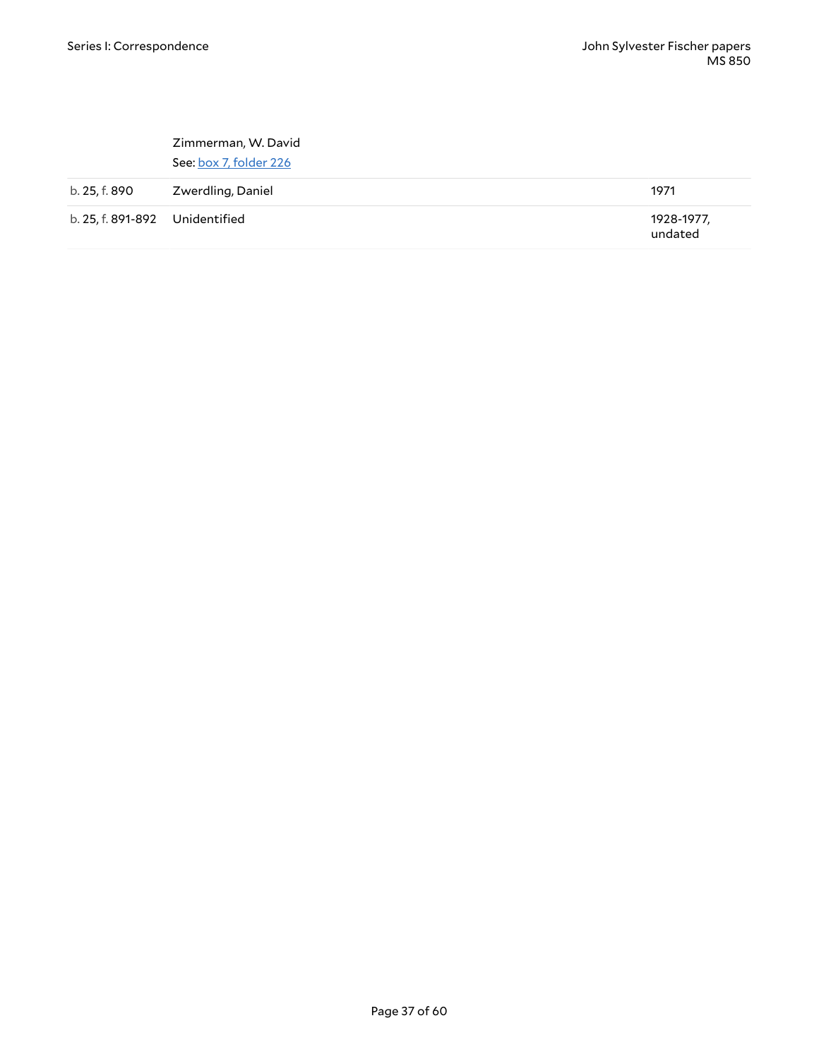| | | |
|---|---|---|
| | Zimmerman, W. David<br>See: box 7, folder 226 | |
| b. 25, f. 890 | Zwerdling, Daniel | 1971 |
| b. 25, f. 891-892 | Unidentified | 1928-1977, undated |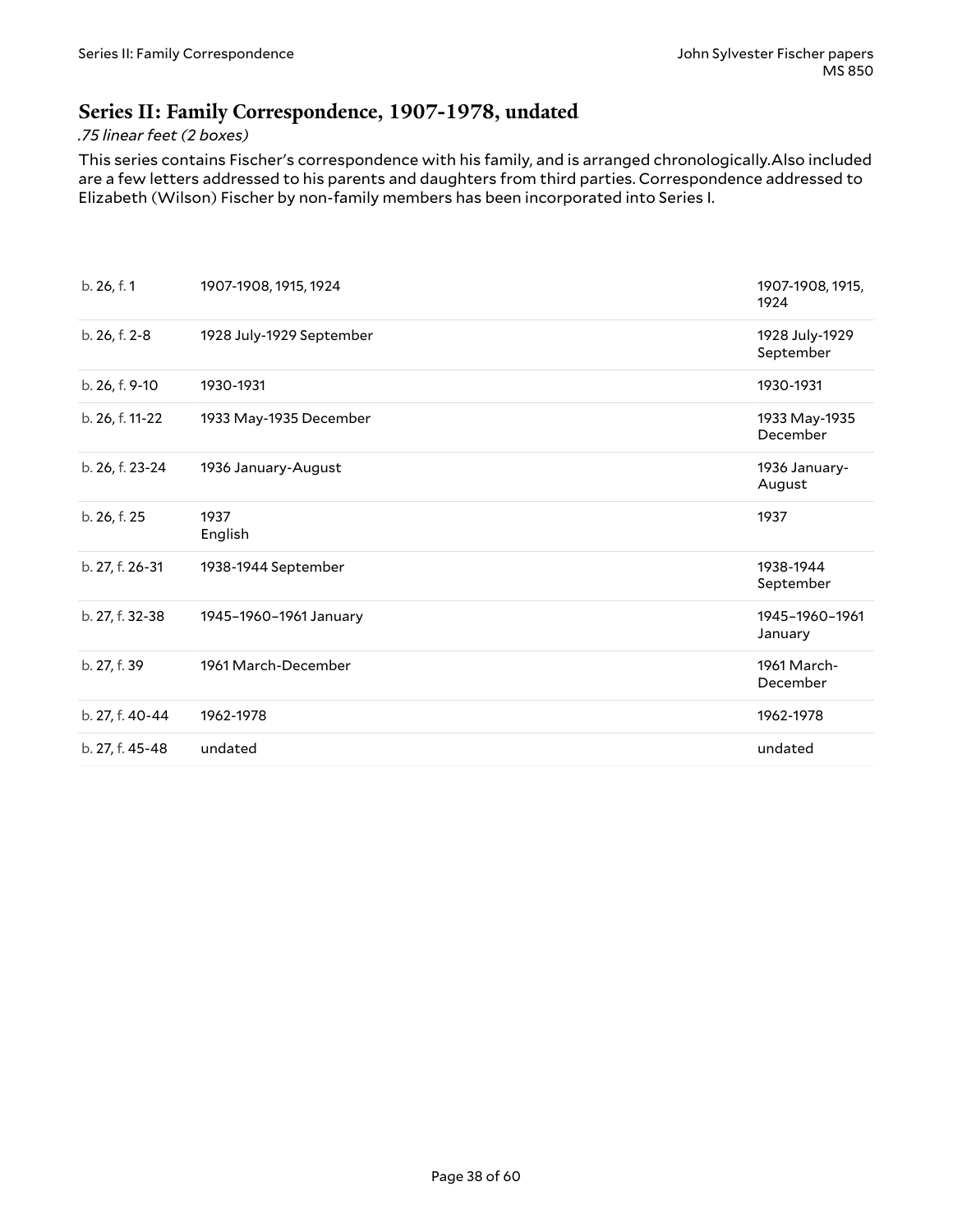## Series II: Family Correspondence, 1907-1978, undated

*.75 linear feet (2 boxes)*

This series contains Fischer's correspondence with his family, and is arranged chronologically.Also included are a few letters addressed to his parents and daughters from third parties. Correspondence addressed to Elizabeth (Wilson) Fischer by non-family members has been incorporated into Series I.

| | | |
|---|---|---|
| b. 26, f. 1 | 1907-1908, 1915, 1924 | 1907-1908, 1915, 1924 |
| b. 26, f. 2-8 | 1928 July-1929 September | 1928 July-1929 September |
| b. 26, f. 9-10 | 1930-1931 | 1930-1931 |
| b. 26, f. 11-22 | 1933 May-1935 December | 1933 May-1935 December |
| b. 26, f. 23-24 | 1936 January-August | 1936 January-August |
| b. 26, f. 25 | 1937<br>English | 1937 |
| b. 27, f. 26-31 | 1938-1944 September | 1938-1944 September |
| b. 27, f. 32-38 | 1945–1960–1961 January | 1945–1960–1961 January |
| b. 27, f. 39 | 1961 March-December | 1961 March-December |
| b. 27, f. 40-44 | 1962-1978 | 1962-1978 |
| b. 27, f. 45-48 | undated | undated |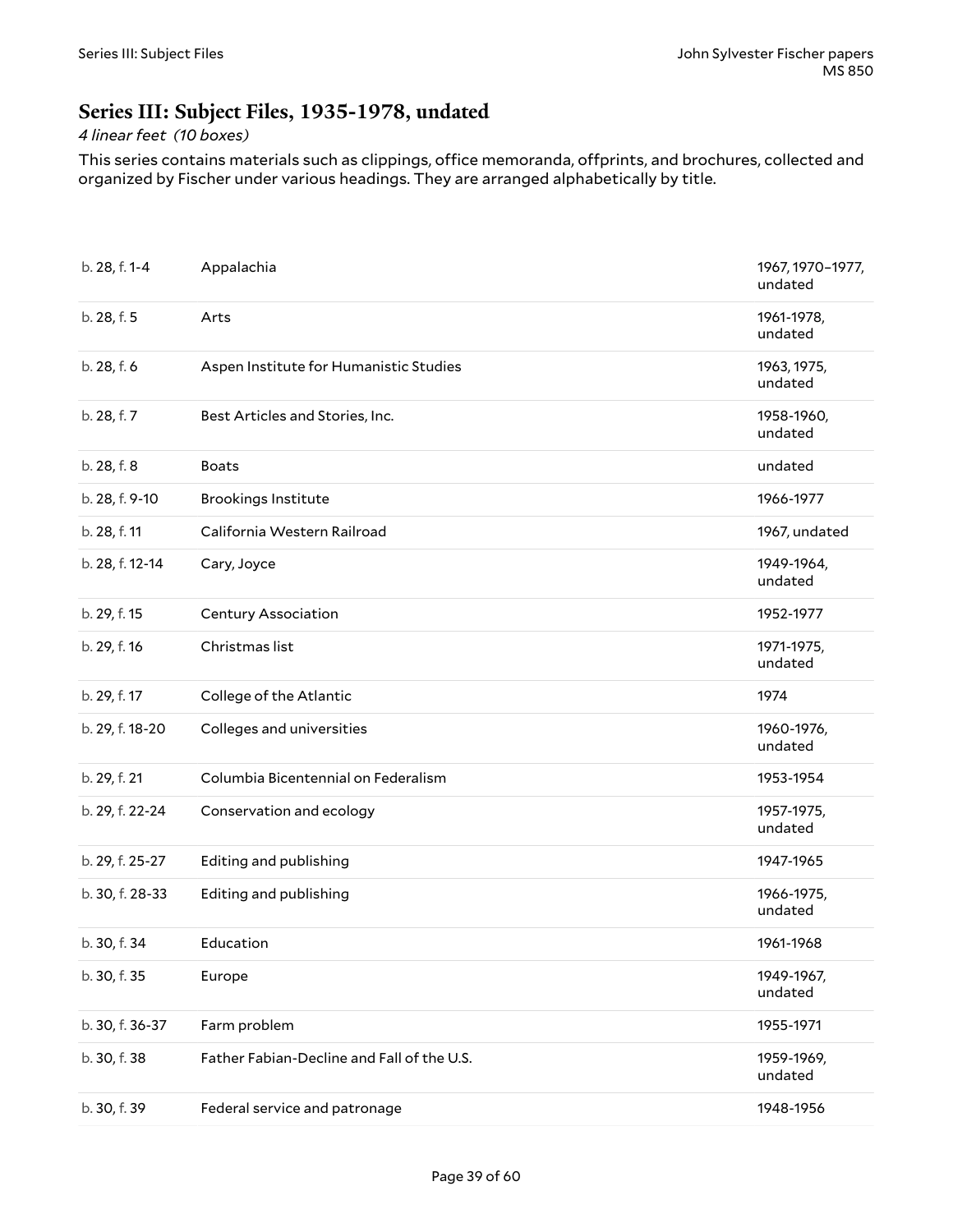## Series III: Subject Files, 1935-1978, undated

*4 linear feet (10 boxes)*

This series contains materials such as clippings, office memoranda, offprints, and brochures, collected and organized by Fischer under various headings. They are arranged alphabetically by title.

| | | |
|---|---|---|
| b. 28, f. 1-4 | Appalachia | 1967, 1970–1977, undated |
| b. 28, f. 5 | Arts | 1961-1978, undated |
| b. 28, f. 6 | Aspen Institute for Humanistic Studies | 1963, 1975, undated |
| b. 28, f. 7 | Best Articles and Stories, Inc. | 1958-1960, undated |
| b. 28, f. 8 | Boats | undated |
| b. 28, f. 9-10 | Brookings Institute | 1966-1977 |
| b. 28, f. 11 | California Western Railroad | 1967, undated |
| b. 28, f. 12-14 | Cary, Joyce | 1949-1964, undated |
| b. 29, f. 15 | Century Association | 1952-1977 |
| b. 29, f. 16 | Christmas list | 1971-1975, undated |
| b. 29, f. 17 | College of the Atlantic | 1974 |
| b. 29, f. 18-20 | Colleges and universities | 1960-1976, undated |
| b. 29, f. 21 | Columbia Bicentennial on Federalism | 1953-1954 |
| b. 29, f. 22-24 | Conservation and ecology | 1957-1975, undated |
| b. 29, f. 25-27 | Editing and publishing | 1947-1965 |
| b. 30, f. 28-33 | Editing and publishing | 1966-1975, undated |
| b. 30, f. 34 | Education | 1961-1968 |
| b. 30, f. 35 | Europe | 1949-1967, undated |
| b. 30, f. 36-37 | Farm problem | 1955-1971 |
| b. 30, f. 38 | Father Fabian-Decline and Fall of the U.S. | 1959-1969, undated |
| b. 30, f. 39 | Federal service and patronage | 1948-1956 |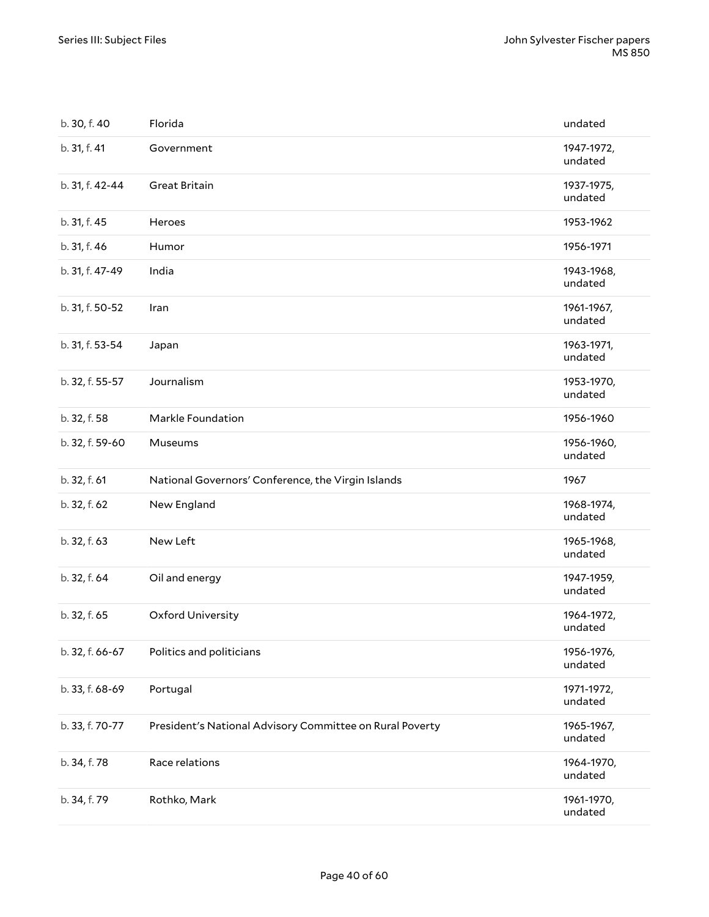| | | |
|---|---|---|
| b. 30, f. 40 | Florida | undated |
| b. 31, f. 41 | Government | 1947-1972, undated |
| b. 31, f. 42-44 | Great Britain | 1937-1975, undated |
| b. 31, f. 45 | Heroes | 1953-1962 |
| b. 31, f. 46 | Humor | 1956-1971 |
| b. 31, f. 47-49 | India | 1943-1968, undated |
| b. 31, f. 50-52 | Iran | 1961-1967, undated |
| b. 31, f. 53-54 | Japan | 1963-1971, undated |
| b. 32, f. 55-57 | Journalism | 1953-1970, undated |
| b. 32, f. 58 | Markle Foundation | 1956-1960 |
| b. 32, f. 59-60 | Museums | 1956-1960, undated |
| b. 32, f. 61 | National Governors' Conference, the Virgin Islands | 1967 |
| b. 32, f. 62 | New England | 1968-1974, undated |
| b. 32, f. 63 | New Left | 1965-1968, undated |
| b. 32, f. 64 | Oil and energy | 1947-1959, undated |
| b. 32, f. 65 | Oxford University | 1964-1972, undated |
| b. 32, f. 66-67 | Politics and politicians | 1956-1976, undated |
| b. 33, f. 68-69 | Portugal | 1971-1972, undated |
| b. 33, f. 70-77 | President's National Advisory Committee on Rural Poverty | 1965-1967, undated |
| b. 34, f. 78 | Race relations | 1964-1970, undated |
| b. 34, f. 79 | Rothko, Mark | 1961-1970, undated |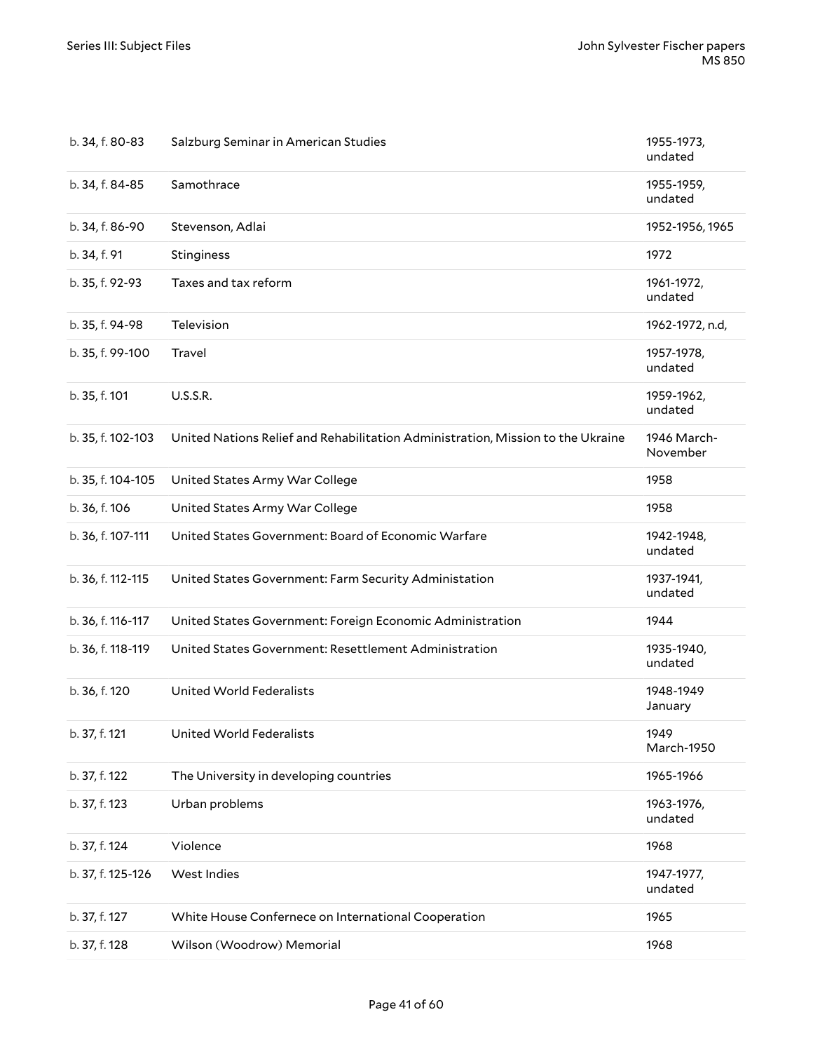| | | |
|---|---|---|
| b. 34, f. 80-83 | Salzburg Seminar in American Studies | 1955-1973, undated |
| b. 34, f. 84-85 | Samothrace | 1955-1959, undated |
| b. 34, f. 86-90 | Stevenson, Adlai | 1952-1956, 1965 |
| b. 34, f. 91 | Stinginess | 1972 |
| b. 35, f. 92-93 | Taxes and tax reform | 1961-1972, undated |
| b. 35, f. 94-98 | Television | 1962-1972, n.d, |
| b. 35, f. 99-100 | Travel | 1957-1978, undated |
| b. 35, f. 101 | U.S.S.R. | 1959-1962, undated |
| b. 35, f. 102-103 | United Nations Relief and Rehabilitation Administration, Mission to the Ukraine | 1946 March-November |
| b. 35, f. 104-105 | United States Army War College | 1958 |
| b. 36, f. 106 | United States Army War College | 1958 |
| b. 36, f. 107-111 | United States Government: Board of Economic Warfare | 1942-1948, undated |
| b. 36, f. 112-115 | United States Government: Farm Security Administation | 1937-1941, undated |
| b. 36, f. 116-117 | United States Government: Foreign Economic Administration | 1944 |
| b. 36, f. 118-119 | United States Government: Resettlement Administration | 1935-1940, undated |
| b. 36, f. 120 | United World Federalists | 1948-1949 January |
| b. 37, f. 121 | United World Federalists | 1949 March-1950 |
| b. 37, f. 122 | The University in developing countries | 1965-1966 |
| b. 37, f. 123 | Urban problems | 1963-1976, undated |
| b. 37, f. 124 | Violence | 1968 |
| b. 37, f. 125-126 | West Indies | 1947-1977, undated |
| b. 37, f. 127 | White House Confernece on International Cooperation | 1965 |
| b. 37, f. 128 | Wilson (Woodrow) Memorial | 1968 |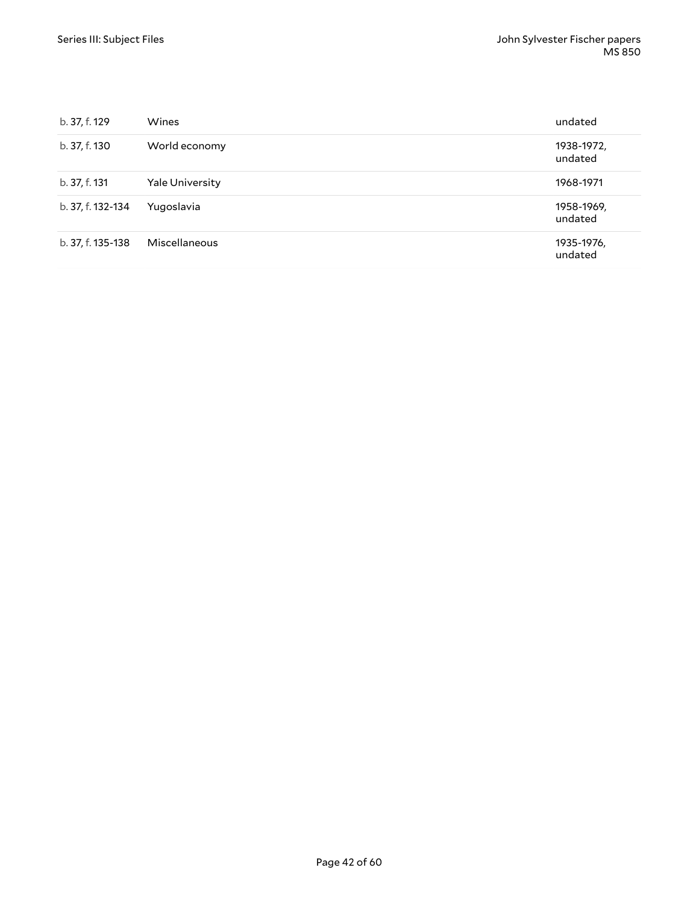| | | |
|---|---|---|
| b. 37, f. 129 | Wines | undated |
| b. 37, f. 130 | World economy | 1938-1972, undated |
| b. 37, f. 131 | Yale University | 1968-1971 |
| b. 37, f. 132-134 | Yugoslavia | 1958-1969, undated |
| b. 37, f. 135-138 | Miscellaneous | 1935-1976, undated |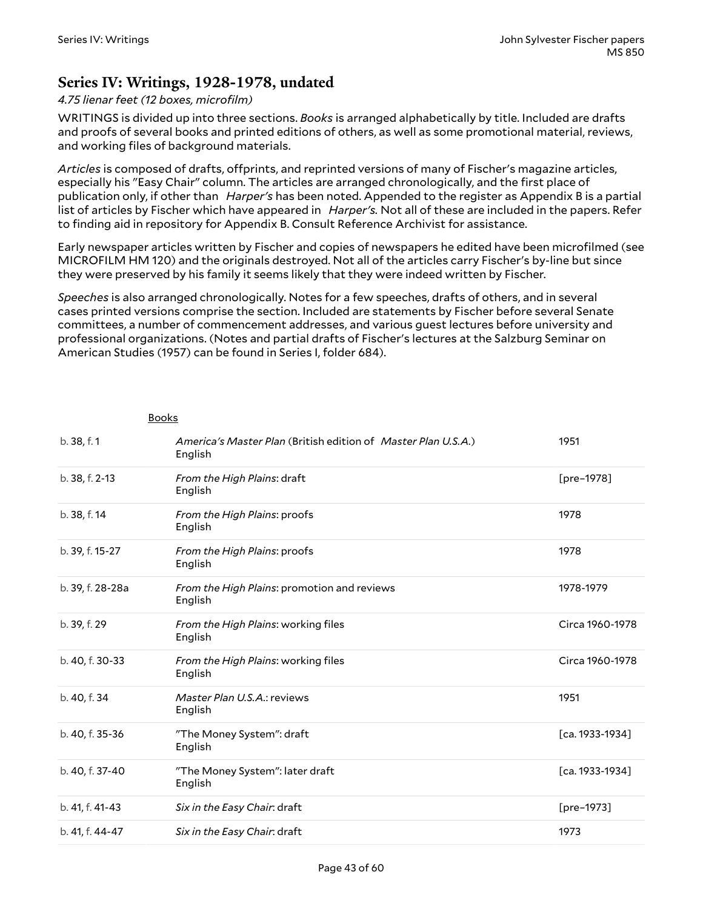## Series IV: Writings, 1928-1978, undated

*4.75 lienar feet (12 boxes, microfilm)*

WRITINGS is divided up into three sections. *Books* is arranged alphabetically by title. Included are drafts and proofs of several books and printed editions of others, as well as some promotional material, reviews, and working files of background materials.

*Articles* is composed of drafts, offprints, and reprinted versions of many of Fischer's magazine articles, especially his "Easy Chair" column. The articles are arranged chronologically, and the first place of publication only, if other than *Harper's* has been noted. Appended to the register as Appendix B is a partial list of articles by Fischer which have appeared in *Harper's*. Not all of these are included in the papers. Refer to finding aid in repository for Appendix B. Consult Reference Archivist for assistance.

Early newspaper articles written by Fischer and copies of newspapers he edited have been microfilmed (see MICROFILM HM 120) and the originals destroyed. Not all of the articles carry Fischer's by-line but since they were preserved by his family it seems likely that they were indeed written by Fischer.

*Speeches* is also arranged chronologically. Notes for a few speeches, drafts of others, and in several cases printed versions comprise the section. Included are statements by Fischer before several Senate committees, a number of commencement addresses, and various guest lectures before university and professional organizations. (Notes and partial drafts of Fischer's lectures at the Salzburg Seminar on American Studies (1957) can be found in Series I, folder 684).

Books

| | | |
|---|---|---|
| b. 38, f. 1 | *America's Master Plan* (British edition of *Master Plan U.S.A.*) English | 1951 |
| b. 38, f. 2-13 | *From the High Plains*: draft English | [pre–1978] |
| b. 38, f. 14 | *From the High Plains*: proofs English | 1978 |
| b. 39, f. 15-27 | *From the High Plains*: proofs English | 1978 |
| b. 39, f. 28-28a | *From the High Plains*: promotion and reviews English | 1978-1979 |
| b. 39, f. 29 | *From the High Plains*: working files English | Circa 1960-1978 |
| b. 40, f. 30-33 | *From the High Plains*: working files English | Circa 1960-1978 |
| b. 40, f. 34 | *Master Plan U.S.A.*: reviews English | 1951 |
| b. 40, f. 35-36 | "The Money System": draft English | [ca. 1933-1934] |
| b. 40, f. 37-40 | "The Money System": later draft English | [ca. 1933-1934] |
| b. 41, f. 41-43 | *Six in the Easy Chair*: draft | [pre–1973] |
| b. 41, f. 44-47 | *Six in the Easy Chair*: draft | 1973 |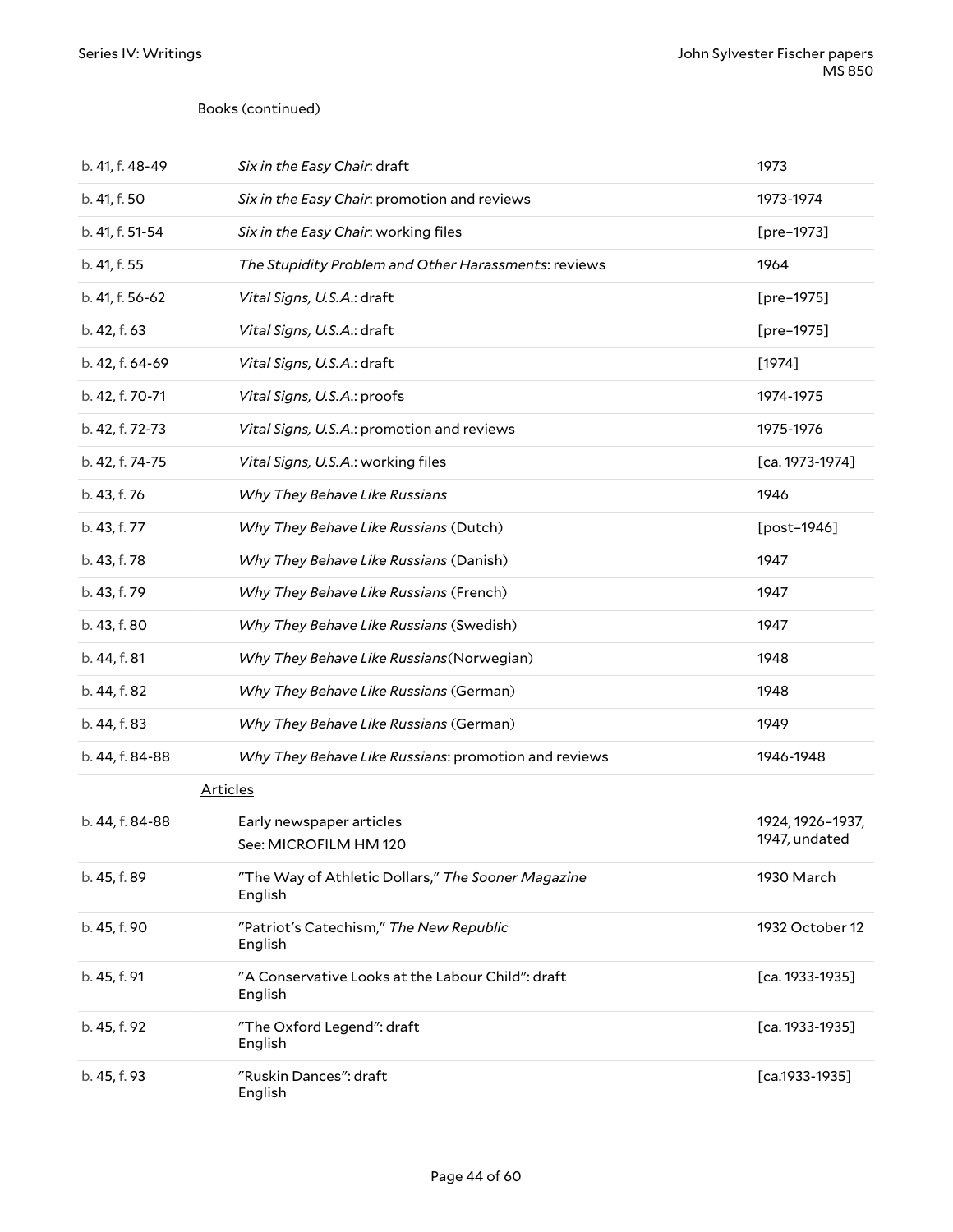Books (continued)

| | | |
|---|---|---|
| b. 41, f. 48-49 | *Six in the Easy Chair*: draft | 1973 |
| b. 41, f. 50 | *Six in the Easy Chair*: promotion and reviews | 1973-1974 |
| b. 41, f. 51-54 | *Six in the Easy Chair*: working files | [pre–1973] |
| b. 41, f. 55 | *The Stupidity Problem and Other Harassments*: reviews | 1964 |
| b. 41, f. 56-62 | *Vital Signs, U.S.A.*: draft | [pre–1975] |
| b. 42, f. 63 | *Vital Signs, U.S.A.*: draft | [pre–1975] |
| b. 42, f. 64-69 | *Vital Signs, U.S.A.*: draft | [1974] |
| b. 42, f. 70-71 | *Vital Signs, U.S.A.*: proofs | 1974-1975 |
| b. 42, f. 72-73 | *Vital Signs, U.S.A.*: promotion and reviews | 1975-1976 |
| b. 42, f. 74-75 | *Vital Signs, U.S.A.*: working files | [ca. 1973-1974] |
| b. 43, f. 76 | *Why They Behave Like Russians* | 1946 |
| b. 43, f. 77 | *Why They Behave Like Russians* (Dutch) | [post–1946] |
| b. 43, f. 78 | *Why They Behave Like Russians* (Danish) | 1947 |
| b. 43, f. 79 | *Why They Behave Like Russians* (French) | 1947 |
| b. 43, f. 80 | *Why They Behave Like Russians* (Swedish) | 1947 |
| b. 44, f. 81 | *Why They Behave Like Russians*(Norwegian) | 1948 |
| b. 44, f. 82 | *Why They Behave Like Russians* (German) | 1948 |
| b. 44, f. 83 | *Why They Behave Like Russians* (German) | 1949 |
| b. 44, f. 84-88 | *Why They Behave Like Russians*: promotion and reviews | 1946-1948 |

Articles

| | | |
|---|---|---|
| b. 44, f. 84-88 | Early newspaper articles<br>See: MICROFILM HM 120 | 1924, 1926–1937, 1947, undated |
| b. 45, f. 89 | "The Way of Athletic Dollars," *The Sooner Magazine*<br>English | 1930 March |
| b. 45, f. 90 | "Patriot's Catechism," *The New Republic*<br>English | 1932 October 12 |
| b. 45, f. 91 | "A Conservative Looks at the Labour Child": draft<br>English | [ca. 1933-1935] |
| b. 45, f. 92 | "The Oxford Legend": draft<br>English | [ca. 1933-1935] |
| b. 45, f. 93 | "Ruskin Dances": draft<br>English | [ca.1933-1935] |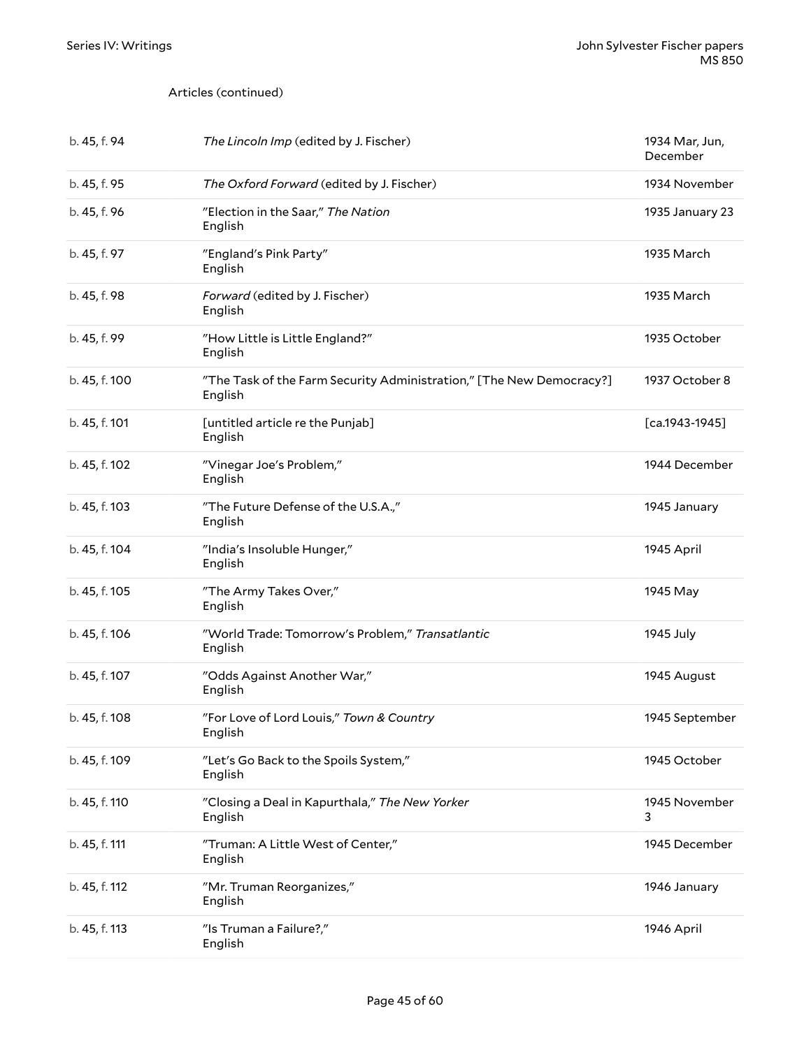Articles (continued)

| | | |
|---|---|---|
| b. 45, f. 94 | *The Lincoln Imp* (edited by J. Fischer) | 1934 Mar, Jun, December |
| b. 45, f. 95 | *The Oxford Forward* (edited by J. Fischer) | 1934 November |
| b. 45, f. 96 | "Election in the Saar," *The Nation*<br>English | 1935 January 23 |
| b. 45, f. 97 | "England's Pink Party"<br>English | 1935 March |
| b. 45, f. 98 | *Forward* (edited by J. Fischer)<br>English | 1935 March |
| b. 45, f. 99 | "How Little is Little England?"<br>English | 1935 October |
| b. 45, f. 100 | "The Task of the Farm Security Administration," [The New Democracy?]<br>English | 1937 October 8 |
| b. 45, f. 101 | [untitled article re the Punjab]<br>English | [ca.1943-1945] |
| b. 45, f. 102 | "Vinegar Joe's Problem,"<br>English | 1944 December |
| b. 45, f. 103 | "The Future Defense of the U.S.A.,"<br>English | 1945 January |
| b. 45, f. 104 | "India's Insoluble Hunger,"<br>English | 1945 April |
| b. 45, f. 105 | "The Army Takes Over,"<br>English | 1945 May |
| b. 45, f. 106 | "World Trade: Tomorrow's Problem," *Transatlantic*<br>English | 1945 July |
| b. 45, f. 107 | "Odds Against Another War,"<br>English | 1945 August |
| b. 45, f. 108 | "For Love of Lord Louis," *Town & Country*<br>English | 1945 September |
| b. 45, f. 109 | "Let's Go Back to the Spoils System,"<br>English | 1945 October |
| b. 45, f. 110 | "Closing a Deal in Kapurthala," *The New Yorker*<br>English | 1945 November 3 |
| b. 45, f. 111 | "Truman: A Little West of Center,"<br>English | 1945 December |
| b. 45, f. 112 | "Mr. Truman Reorganizes,"<br>English | 1946 January |
| b. 45, f. 113 | "Is Truman a Failure?,"<br>English | 1946 April |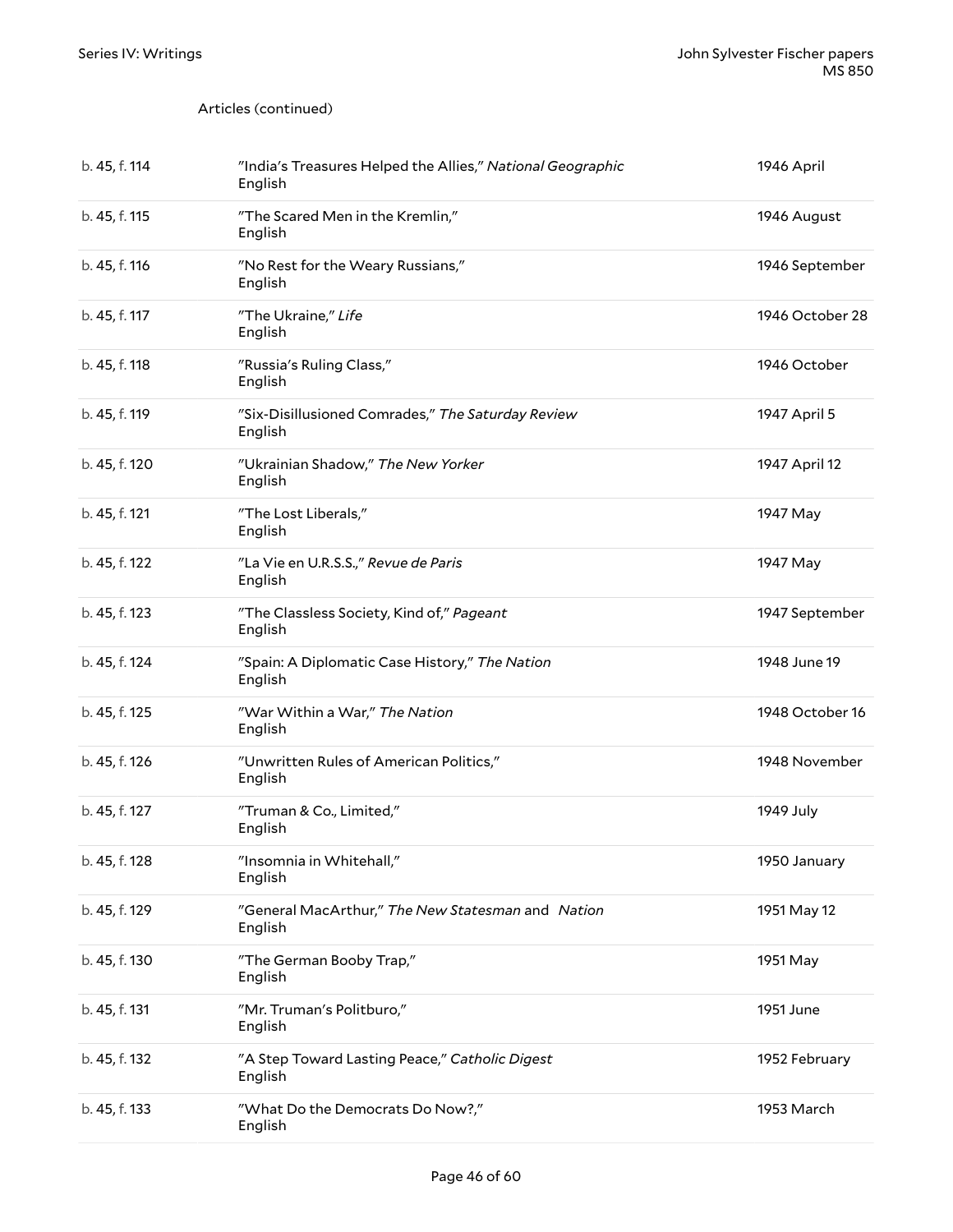Articles (continued)

| | | |
|---|---|---|
| b. 45, f. 114 | "India's Treasures Helped the Allies," *National Geographic*<br>English | 1946 April |
| b. 45, f. 115 | "The Scared Men in the Kremlin,"<br>English | 1946 August |
| b. 45, f. 116 | "No Rest for the Weary Russians,"<br>English | 1946 September |
| b. 45, f. 117 | "The Ukraine," *Life*<br>English | 1946 October 28 |
| b. 45, f. 118 | "Russia's Ruling Class,"<br>English | 1946 October |
| b. 45, f. 119 | "Six-Disillusioned Comrades," *The Saturday Review*<br>English | 1947 April 5 |
| b. 45, f. 120 | "Ukrainian Shadow," *The New Yorker*<br>English | 1947 April 12 |
| b. 45, f. 121 | "The Lost Liberals,"<br>English | 1947 May |
| b. 45, f. 122 | "La Vie en U.R.S.S.," *Revue de Paris*<br>English | 1947 May |
| b. 45, f. 123 | "The Classless Society, Kind of," *Pageant*<br>English | 1947 September |
| b. 45, f. 124 | "Spain: A Diplomatic Case History," *The Nation*<br>English | 1948 June 19 |
| b. 45, f. 125 | "War Within a War," *The Nation*<br>English | 1948 October 16 |
| b. 45, f. 126 | "Unwritten Rules of American Politics,"<br>English | 1948 November |
| b. 45, f. 127 | "Truman & Co., Limited,"<br>English | 1949 July |
| b. 45, f. 128 | "Insomnia in Whitehall,"<br>English | 1950 January |
| b. 45, f. 129 | "General MacArthur," *The New Statesman* and *Nation*<br>English | 1951 May 12 |
| b. 45, f. 130 | "The German Booby Trap,"<br>English | 1951 May |
| b. 45, f. 131 | "Mr. Truman's Politburo,"<br>English | 1951 June |
| b. 45, f. 132 | "A Step Toward Lasting Peace," *Catholic Digest*<br>English | 1952 February |
| b. 45, f. 133 | "What Do the Democrats Do Now?,"<br>English | 1953 March |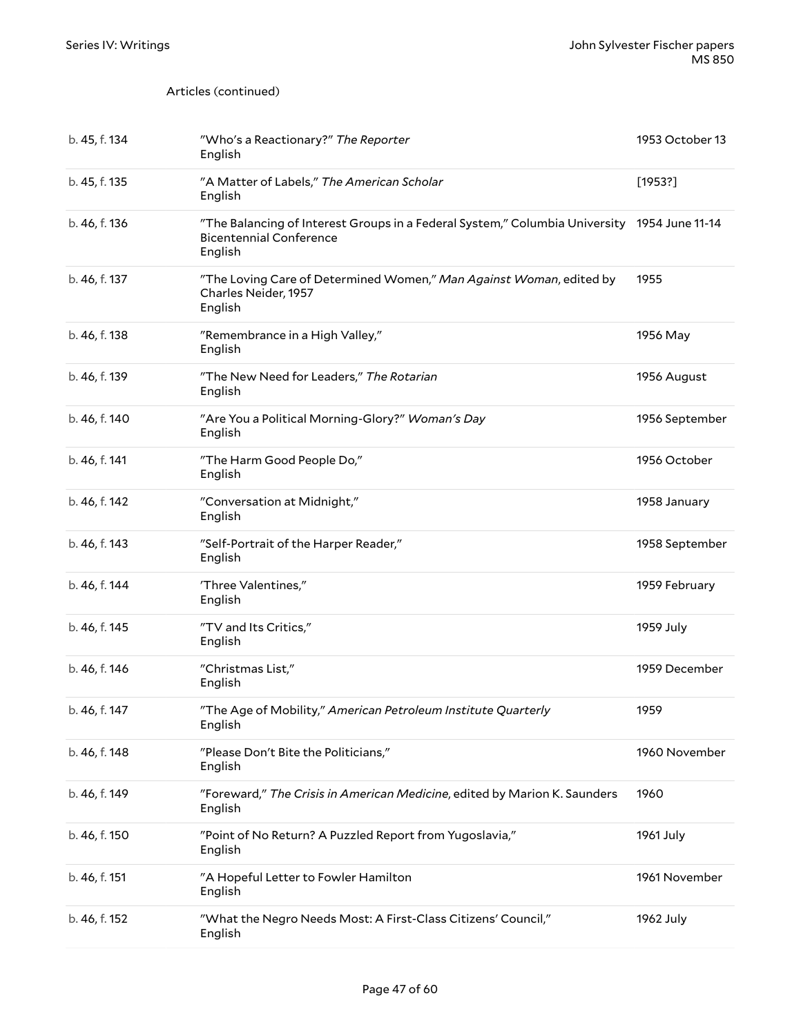Articles (continued)

| | | |
|---|---|---|
| b. 45, f. 134 | "Who's a Reactionary?" *The Reporter*<br>English | 1953 October 13 |
| b. 45, f. 135 | "A Matter of Labels," *The American Scholar*<br>English | [1953?] |
| b. 46, f. 136 | "The Balancing of Interest Groups in a Federal System," Columbia University Bicentennial Conference<br>English | 1954 June 11-14 |
| b. 46, f. 137 | "The Loving Care of Determined Women," *Man Against Woman*, edited by Charles Neider, 1957<br>English | 1955 |
| b. 46, f. 138 | "Remembrance in a High Valley,"<br>English | 1956 May |
| b. 46, f. 139 | "The New Need for Leaders," *The Rotarian*<br>English | 1956 August |
| b. 46, f. 140 | "Are You a Political Morning-Glory?" *Woman's Day*<br>English | 1956 September |
| b. 46, f. 141 | "The Harm Good People Do,"<br>English | 1956 October |
| b. 46, f. 142 | "Conversation at Midnight,"<br>English | 1958 January |
| b. 46, f. 143 | "Self-Portrait of the Harper Reader,"<br>English | 1958 September |
| b. 46, f. 144 | 'Three Valentines,"<br>English | 1959 February |
| b. 46, f. 145 | "TV and Its Critics,"<br>English | 1959 July |
| b. 46, f. 146 | "Christmas List,"<br>English | 1959 December |
| b. 46, f. 147 | "The Age of Mobility," *American Petroleum Institute Quarterly*<br>English | 1959 |
| b. 46, f. 148 | "Please Don't Bite the Politicians,"<br>English | 1960 November |
| b. 46, f. 149 | "Foreward," *The Crisis in American Medicine*, edited by Marion K. Saunders<br>English | 1960 |
| b. 46, f. 150 | "Point of No Return? A Puzzled Report from Yugoslavia,"<br>English | 1961 July |
| b. 46, f. 151 | "A Hopeful Letter to Fowler Hamilton<br>English | 1961 November |
| b. 46, f. 152 | "What the Negro Needs Most: A First-Class Citizens' Council,"<br>English | 1962 July |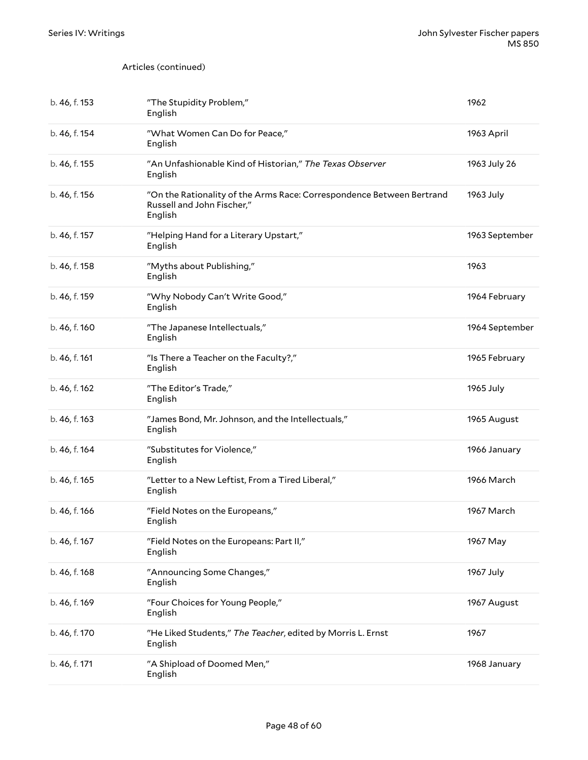Articles (continued)

| | | |
|---|---|---|
| b. 46, f. 153 | "The Stupidity Problem," English | 1962 |
| b. 46, f. 154 | "What Women Can Do for Peace," English | 1963 April |
| b. 46, f. 155 | "An Unfashionable Kind of Historian," *The Texas Observer* English | 1963 July 26 |
| b. 46, f. 156 | "On the Rationality of the Arms Race: Correspondence Between Bertrand Russell and John Fischer," English | 1963 July |
| b. 46, f. 157 | "Helping Hand for a Literary Upstart," English | 1963 September |
| b. 46, f. 158 | "Myths about Publishing," English | 1963 |
| b. 46, f. 159 | "Why Nobody Can't Write Good," English | 1964 February |
| b. 46, f. 160 | "The Japanese Intellectuals," English | 1964 September |
| b. 46, f. 161 | "Is There a Teacher on the Faculty?," English | 1965 February |
| b. 46, f. 162 | "The Editor's Trade," English | 1965 July |
| b. 46, f. 163 | "James Bond, Mr. Johnson, and the Intellectuals," English | 1965 August |
| b. 46, f. 164 | "Substitutes for Violence," English | 1966 January |
| b. 46, f. 165 | "Letter to a New Leftist, From a Tired Liberal," English | 1966 March |
| b. 46, f. 166 | "Field Notes on the Europeans," English | 1967 March |
| b. 46, f. 167 | "Field Notes on the Europeans: Part II," English | 1967 May |
| b. 46, f. 168 | "Announcing Some Changes," English | 1967 July |
| b. 46, f. 169 | "Four Choices for Young People," English | 1967 August |
| b. 46, f. 170 | "He Liked Students," *The Teacher*, edited by Morris L. Ernst English | 1967 |
| b. 46, f. 171 | "A Shipload of Doomed Men," English | 1968 January |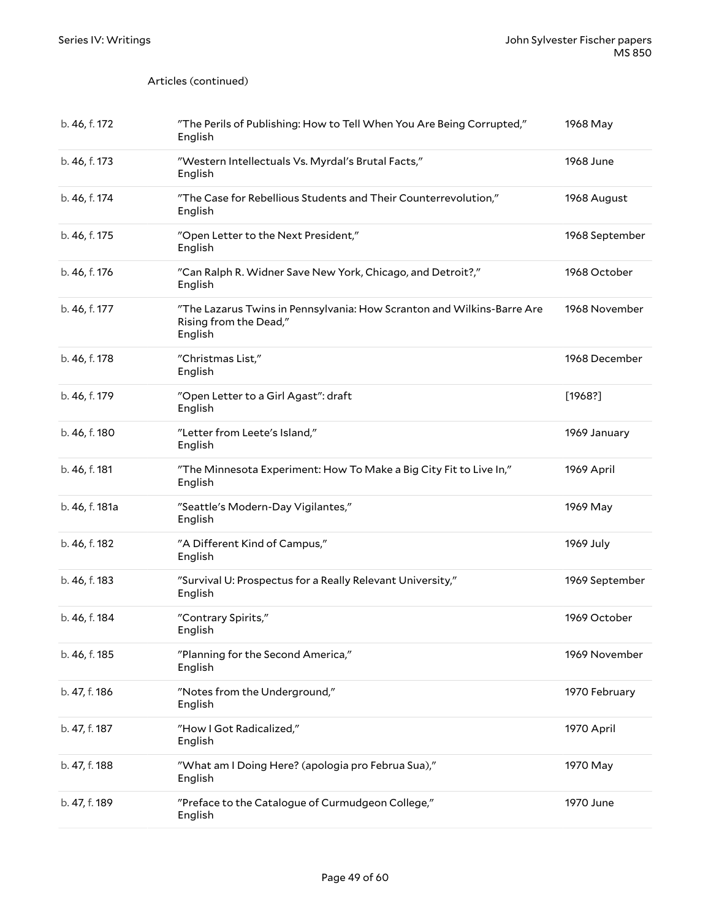Articles (continued)

| | | |
|---|---|---|
| b. 46, f. 172 | "The Perils of Publishing: How to Tell When You Are Being Corrupted," English | 1968 May |
| b. 46, f. 173 | "Western Intellectuals Vs. Myrdal's Brutal Facts," English | 1968 June |
| b. 46, f. 174 | "The Case for Rebellious Students and Their Counterrevolution," English | 1968 August |
| b. 46, f. 175 | "Open Letter to the Next President," English | 1968 September |
| b. 46, f. 176 | "Can Ralph R. Widner Save New York, Chicago, and Detroit?," English | 1968 October |
| b. 46, f. 177 | "The Lazarus Twins in Pennsylvania: How Scranton and Wilkins-Barre Are Rising from the Dead," English | 1968 November |
| b. 46, f. 178 | "Christmas List," English | 1968 December |
| b. 46, f. 179 | "Open Letter to a Girl Agast": draft English | [1968?] |
| b. 46, f. 180 | "Letter from Leete's Island," English | 1969 January |
| b. 46, f. 181 | "The Minnesota Experiment: How To Make a Big City Fit to Live In," English | 1969 April |
| b. 46, f. 181a | "Seattle's Modern-Day Vigilantes," English | 1969 May |
| b. 46, f. 182 | "A Different Kind of Campus," English | 1969 July |
| b. 46, f. 183 | "Survival U: Prospectus for a Really Relevant University," English | 1969 September |
| b. 46, f. 184 | "Contrary Spirits," English | 1969 October |
| b. 46, f. 185 | "Planning for the Second America," English | 1969 November |
| b. 47, f. 186 | "Notes from the Underground," English | 1970 February |
| b. 47, f. 187 | "How I Got Radicalized," English | 1970 April |
| b. 47, f. 188 | "What am I Doing Here? (apologia pro Februa Sua)," English | 1970 May |
| b. 47, f. 189 | "Preface to the Catalogue of Curmudgeon College," English | 1970 June |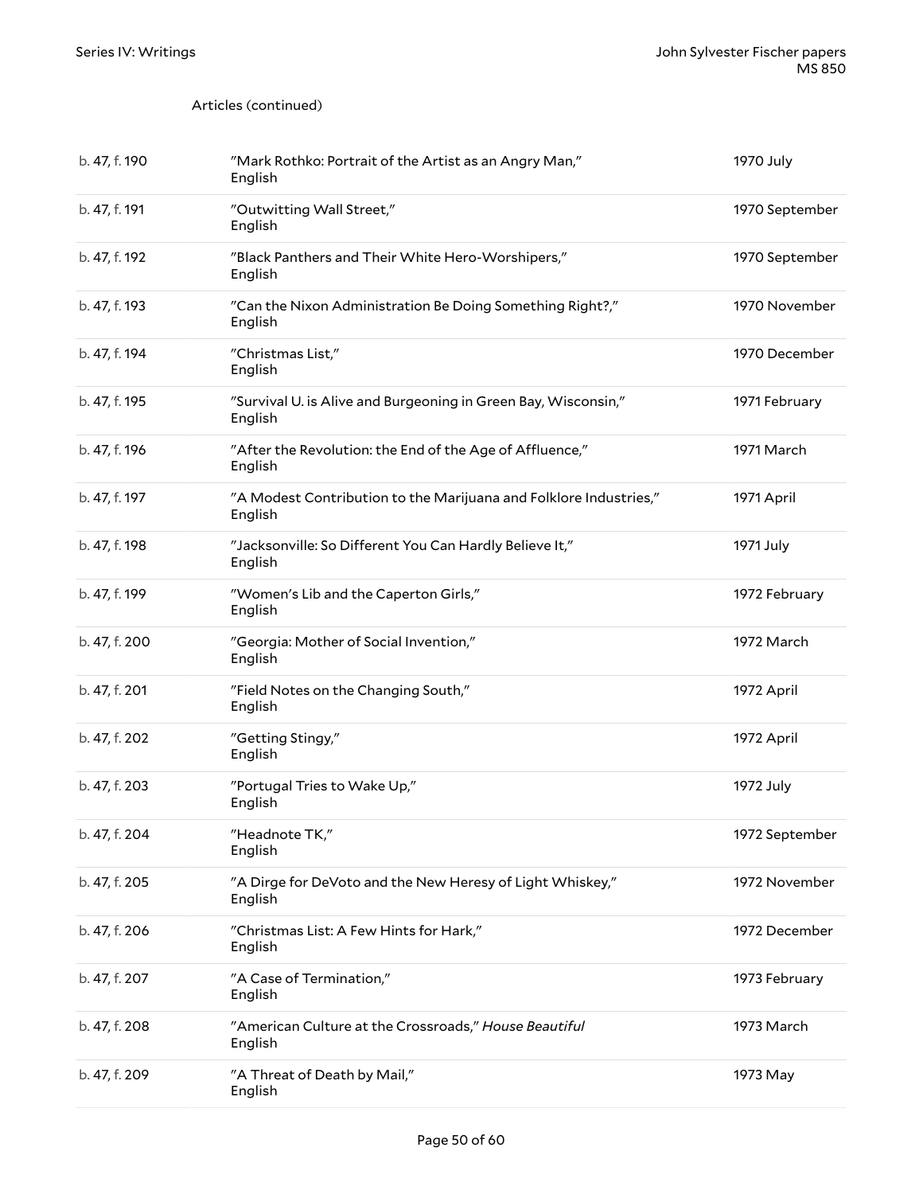Articles (continued)

| | | |
|---|---|---|
| b. 47, f. 190 | "Mark Rothko: Portrait of the Artist as an Angry Man," English | 1970 July |
| b. 47, f. 191 | "Outwitting Wall Street," English | 1970 September |
| b. 47, f. 192 | "Black Panthers and Their White Hero-Worshipers," English | 1970 September |
| b. 47, f. 193 | "Can the Nixon Administration Be Doing Something Right?," English | 1970 November |
| b. 47, f. 194 | "Christmas List," English | 1970 December |
| b. 47, f. 195 | "Survival U. is Alive and Burgeoning in Green Bay, Wisconsin," English | 1971 February |
| b. 47, f. 196 | "After the Revolution: the End of the Age of Affluence," English | 1971 March |
| b. 47, f. 197 | "A Modest Contribution to the Marijuana and Folklore Industries," English | 1971 April |
| b. 47, f. 198 | "Jacksonville: So Different You Can Hardly Believe It," English | 1971 July |
| b. 47, f. 199 | "Women's Lib and the Caperton Girls," English | 1972 February |
| b. 47, f. 200 | "Georgia: Mother of Social Invention," English | 1972 March |
| b. 47, f. 201 | "Field Notes on the Changing South," English | 1972 April |
| b. 47, f. 202 | "Getting Stingy," English | 1972 April |
| b. 47, f. 203 | "Portugal Tries to Wake Up," English | 1972 July |
| b. 47, f. 204 | "Headnote TK," English | 1972 September |
| b. 47, f. 205 | "A Dirge for DeVoto and the New Heresy of Light Whiskey," English | 1972 November |
| b. 47, f. 206 | "Christmas List: A Few Hints for Hark," English | 1972 December |
| b. 47, f. 207 | "A Case of Termination," English | 1973 February |
| b. 47, f. 208 | "American Culture at the Crossroads," *House Beautiful* English | 1973 March |
| b. 47, f. 209 | "A Threat of Death by Mail," English | 1973 May |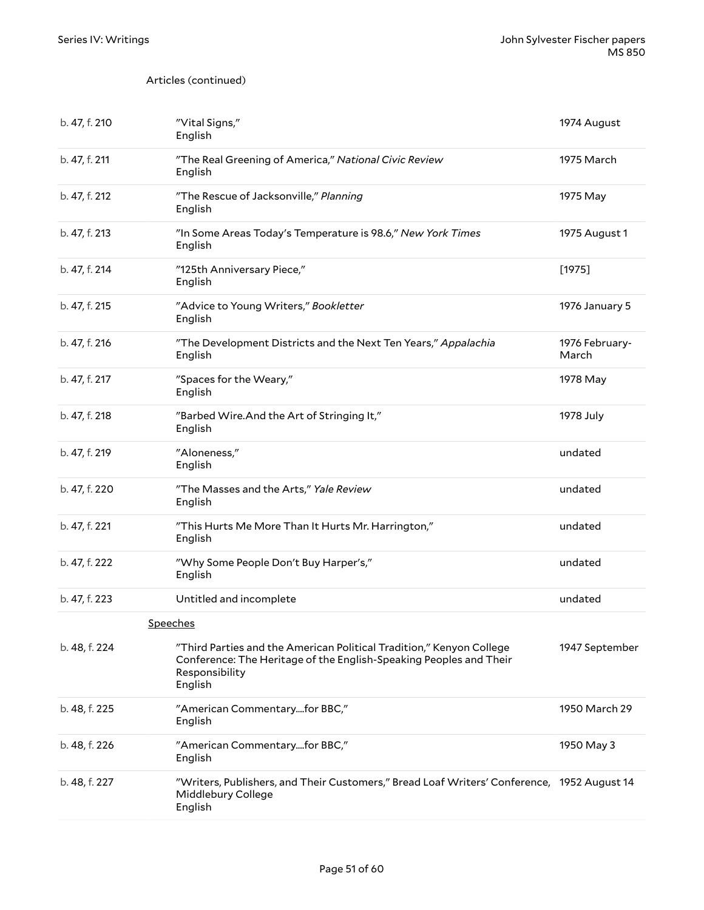Articles (continued)

| | | |
|---|---|---|
| b. 47, f. 210 | "Vital Signs," English | 1974 August |
| b. 47, f. 211 | "The Real Greening of America," *National Civic Review* English | 1975 March |
| b. 47, f. 212 | "The Rescue of Jacksonville," *Planning* English | 1975 May |
| b. 47, f. 213 | "In Some Areas Today's Temperature is 98.6," *New York Times* English | 1975 August 1 |
| b. 47, f. 214 | "125th Anniversary Piece," English | [1975] |
| b. 47, f. 215 | "Advice to Young Writers," *Bookletter* English | 1976 January 5 |
| b. 47, f. 216 | "The Development Districts and the Next Ten Years," *Appalachia* English | 1976 February-March |
| b. 47, f. 217 | "Spaces for the Weary," English | 1978 May |
| b. 47, f. 218 | "Barbed Wire.And the Art of Stringing It," English | 1978 July |
| b. 47, f. 219 | "Aloneness," English | undated |
| b. 47, f. 220 | "The Masses and the Arts," *Yale Review* English | undated |
| b. 47, f. 221 | "This Hurts Me More Than It Hurts Mr. Harrington," English | undated |
| b. 47, f. 222 | "Why Some People Don't Buy Harper's," English | undated |
| b. 47, f. 223 | Untitled and incomplete | undated |

Speeches

| | | |
|---|---|---|
| b. 48, f. 224 | "Third Parties and the American Political Tradition," Kenyon College Conference: The Heritage of the English-Speaking Peoples and Their Responsibility English | 1947 September |
| b. 48, f. 225 | "American Commentary....for BBC," English | 1950 March 29 |
| b. 48, f. 226 | "American Commentary....for BBC," English | 1950 May 3 |
| b. 48, f. 227 | "Writers, Publishers, and Their Customers," Bread Loaf Writers' Conference, Middlebury College English | 1952 August 14 |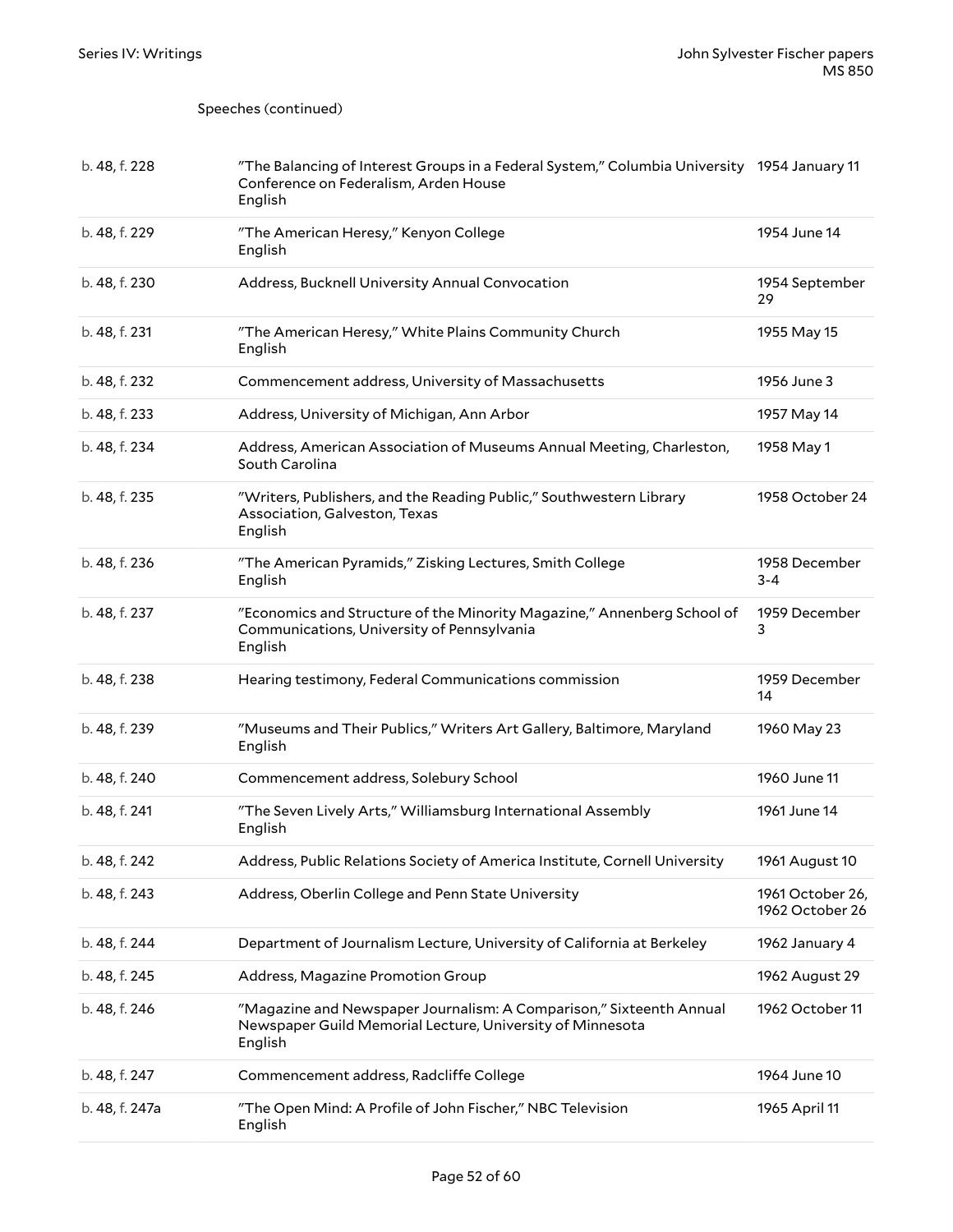Speeches (continued)

| | | |
|---|---|---|
| b. 48, f. 228 | "The Balancing of Interest Groups in a Federal System," Columbia University Conference on Federalism, Arden House<br>English | 1954 January 11 |
| b. 48, f. 229 | "The American Heresy," Kenyon College<br>English | 1954 June 14 |
| b. 48, f. 230 | Address, Bucknell University Annual Convocation | 1954 September 29 |
| b. 48, f. 231 | "The American Heresy," White Plains Community Church<br>English | 1955 May 15 |
| b. 48, f. 232 | Commencement address, University of Massachusetts | 1956 June 3 |
| b. 48, f. 233 | Address, University of Michigan, Ann Arbor | 1957 May 14 |
| b. 48, f. 234 | Address, American Association of Museums Annual Meeting, Charleston, South Carolina | 1958 May 1 |
| b. 48, f. 235 | "Writers, Publishers, and the Reading Public," Southwestern Library Association, Galveston, Texas<br>English | 1958 October 24 |
| b. 48, f. 236 | "The American Pyramids," Zisking Lectures, Smith College<br>English | 1958 December 3-4 |
| b. 48, f. 237 | "Economics and Structure of the Minority Magazine," Annenberg School of Communications, University of Pennsylvania<br>English | 1959 December 3 |
| b. 48, f. 238 | Hearing testimony, Federal Communications commission | 1959 December 14 |
| b. 48, f. 239 | "Museums and Their Publics," Writers Art Gallery, Baltimore, Maryland<br>English | 1960 May 23 |
| b. 48, f. 240 | Commencement address, Solebury School | 1960 June 11 |
| b. 48, f. 241 | "The Seven Lively Arts," Williamsburg International Assembly<br>English | 1961 June 14 |
| b. 48, f. 242 | Address, Public Relations Society of America Institute, Cornell University | 1961 August 10 |
| b. 48, f. 243 | Address, Oberlin College and Penn State University | 1961 October 26, 1962 October 26 |
| b. 48, f. 244 | Department of Journalism Lecture, University of California at Berkeley | 1962 January 4 |
| b. 48, f. 245 | Address, Magazine Promotion Group | 1962 August 29 |
| b. 48, f. 246 | "Magazine and Newspaper Journalism: A Comparison," Sixteenth Annual Newspaper Guild Memorial Lecture, University of Minnesota<br>English | 1962 October 11 |
| b. 48, f. 247 | Commencement address, Radcliffe College | 1964 June 10 |
| b. 48, f. 247a | "The Open Mind: A Profile of John Fischer," NBC Television<br>English | 1965 April 11 |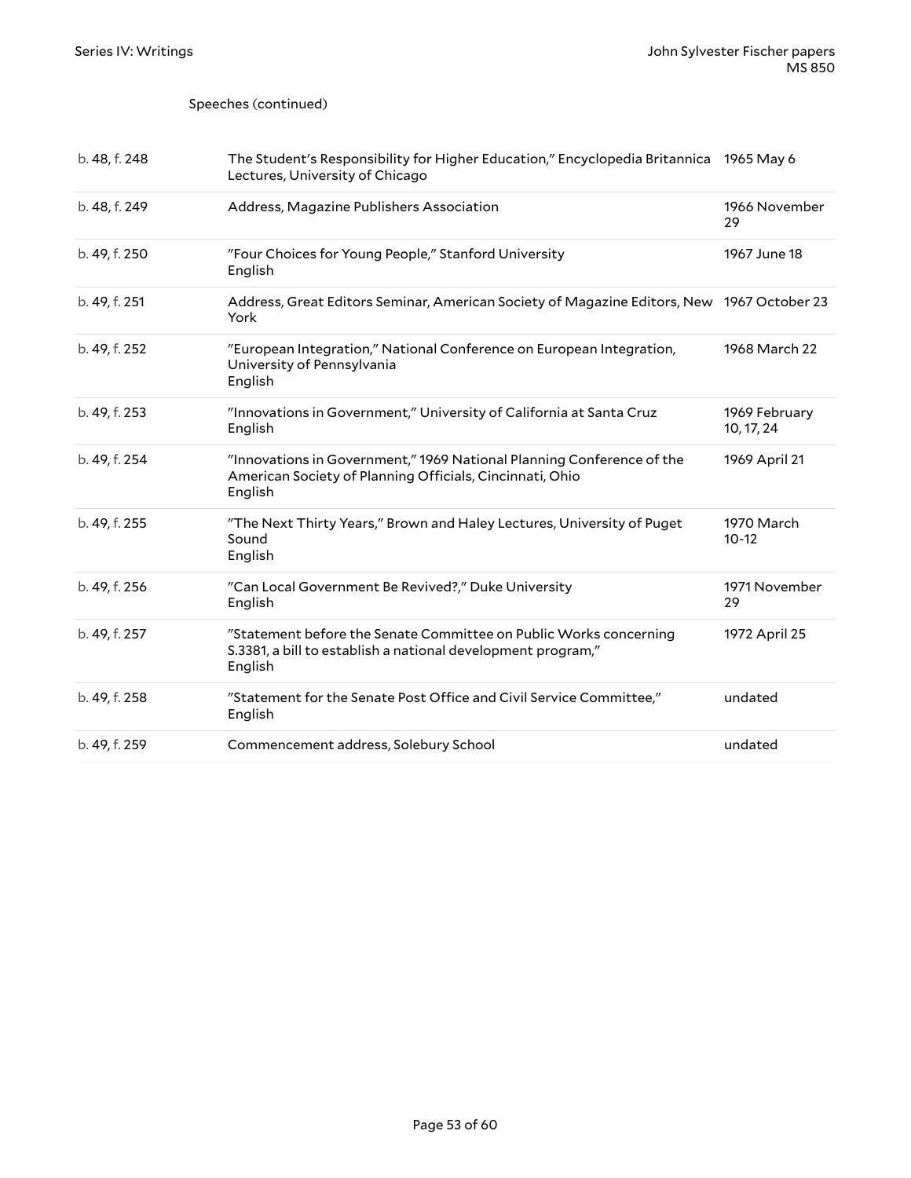Speeches (continued)

| | | |
|---|---|---|
| b. 48, f. 248 | The Student's Responsibility for Higher Education," Encyclopedia Britannica Lectures, University of Chicago | 1965 May 6 |
| b. 48, f. 249 | Address, Magazine Publishers Association | 1966 November 29 |
| b. 49, f. 250 | "Four Choices for Young People," Stanford University<br>English | 1967 June 18 |
| b. 49, f. 251 | Address, Great Editors Seminar, American Society of Magazine Editors, New York | 1967 October 23 |
| b. 49, f. 252 | "European Integration," National Conference on European Integration, University of Pennsylvania<br>English | 1968 March 22 |
| b. 49, f. 253 | "Innovations in Government," University of California at Santa Cruz<br>English | 1969 February 10, 17, 24 |
| b. 49, f. 254 | "Innovations in Government," 1969 National Planning Conference of the American Society of Planning Officials, Cincinnati, Ohio<br>English | 1969 April 21 |
| b. 49, f. 255 | "The Next Thirty Years," Brown and Haley Lectures, University of Puget Sound<br>English | 1970 March 10-12 |
| b. 49, f. 256 | "Can Local Government Be Revived?," Duke University<br>English | 1971 November 29 |
| b. 49, f. 257 | "Statement before the Senate Committee on Public Works concerning S.3381, a bill to establish a national development program,"<br>English | 1972 April 25 |
| b. 49, f. 258 | "Statement for the Senate Post Office and Civil Service Committee,"<br>English | undated |
| b. 49, f. 259 | Commencement address, Solebury School | undated |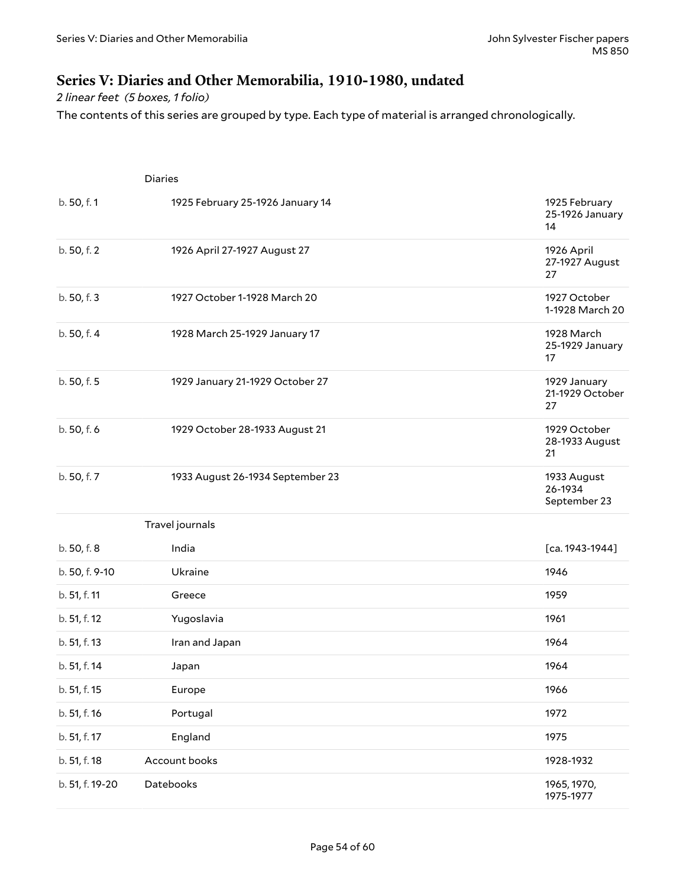## Series V: Diaries and Other Memorabilia, 1910-1980, undated

*2 linear feet (5 boxes, 1 folio)*

The contents of this series are grouped by type. Each type of material is arranged chronologically.

| | | |
|---|---|---|
| | Diaries | |
| b. 50, f. 1 | 1925 February 25-1926 January 14 | 1925 February 25-1926 January 14 |
| b. 50, f. 2 | 1926 April 27-1927 August 27 | 1926 April 27-1927 August 27 |
| b. 50, f. 3 | 1927 October 1-1928 March 20 | 1927 October 1-1928 March 20 |
| b. 50, f. 4 | 1928 March 25-1929 January 17 | 1928 March 25-1929 January 17 |
| b. 50, f. 5 | 1929 January 21-1929 October 27 | 1929 January 21-1929 October 27 |
| b. 50, f. 6 | 1929 October 28-1933 August 21 | 1929 October 28-1933 August 21 |
| b. 50, f. 7 | 1933 August 26-1934 September 23 | 1933 August 26-1934 September 23 |
| | Travel journals | |
| b. 50, f. 8 | India | [ca. 1943-1944] |
| b. 50, f. 9-10 | Ukraine | 1946 |
| b. 51, f. 11 | Greece | 1959 |
| b. 51, f. 12 | Yugoslavia | 1961 |
| b. 51, f. 13 | Iran and Japan | 1964 |
| b. 51, f. 14 | Japan | 1964 |
| b. 51, f. 15 | Europe | 1966 |
| b. 51, f. 16 | Portugal | 1972 |
| b. 51, f. 17 | England | 1975 |
| b. 51, f. 18 | Account books | 1928-1932 |
| b. 51, f. 19-20 | Datebooks | 1965, 1970, 1975-1977 |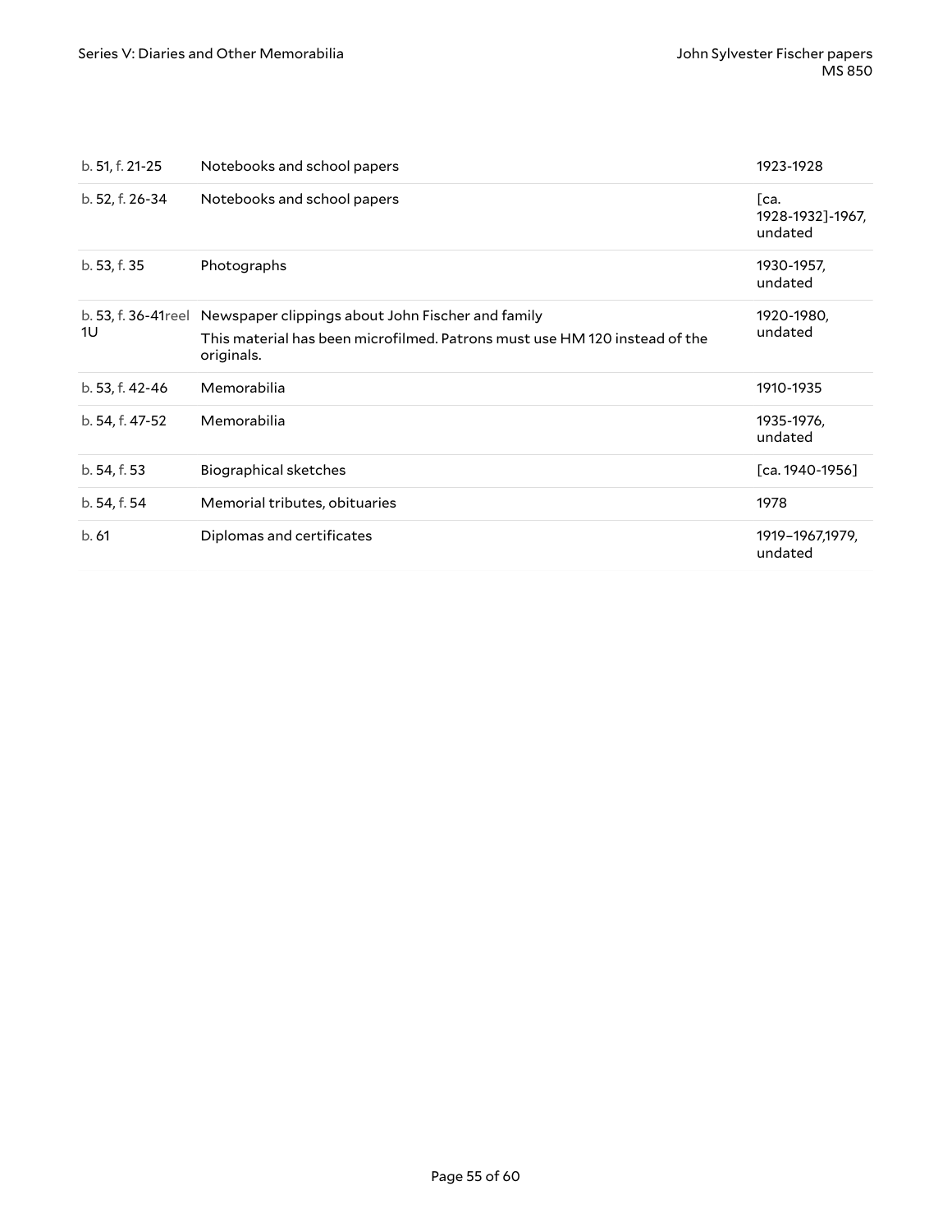| | | |
|---|---|---|
| b. 51, f. 21-25 | Notebooks and school papers | 1923-1928 |
| b. 52, f. 26-34 | Notebooks and school papers | [ca. 1928-1932]-1967, undated |
| b. 53, f. 35 | Photographs | 1930-1957, undated |
| b. 53, f. 36-41reel 1U | Newspaper clippings about John Fischer and family<br>This material has been microfilmed. Patrons must use HM 120 instead of the originals. | 1920-1980, undated |
| b. 53, f. 42-46 | Memorabilia | 1910-1935 |
| b. 54, f. 47-52 | Memorabilia | 1935-1976, undated |
| b. 54, f. 53 | Biographical sketches | [ca. 1940-1956] |
| b. 54, f. 54 | Memorial tributes, obituaries | 1978 |
| b. 61 | Diplomas and certificates | 1919–1967,1979, undated |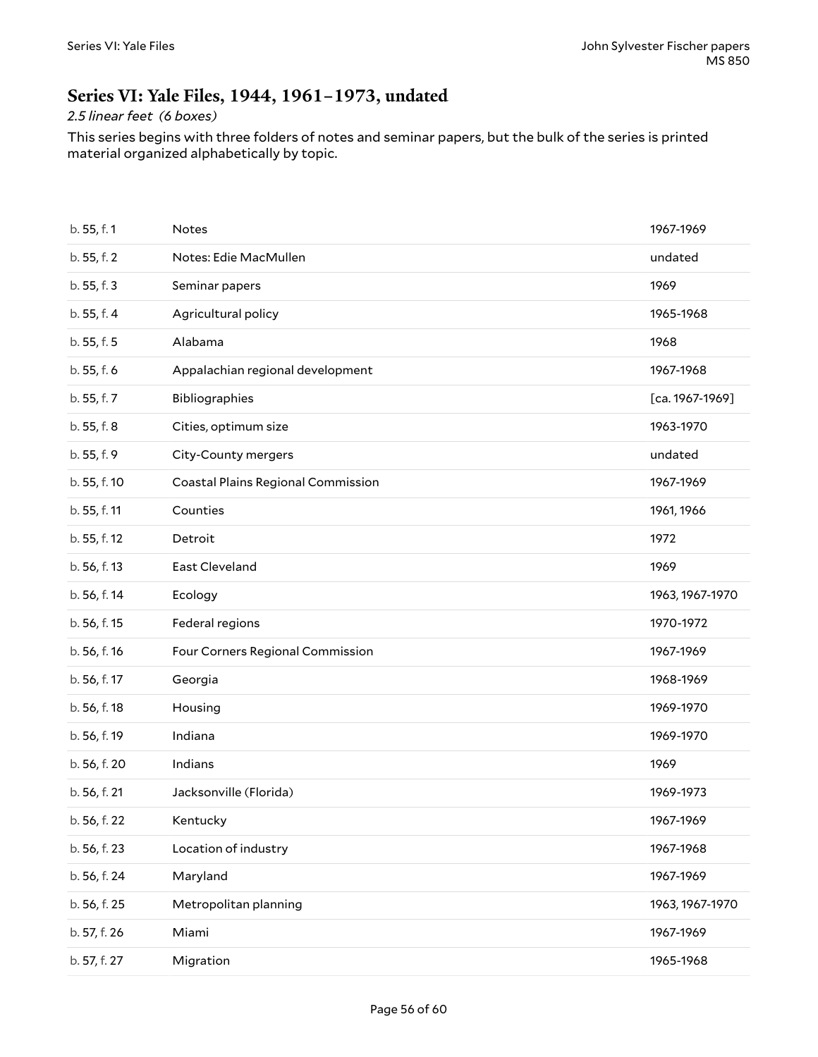## Series VI: Yale Files, 1944, 1961–1973, undated

*2.5 linear feet (6 boxes)*

This series begins with three folders of notes and seminar papers, but the bulk of the series is printed material organized alphabetically by topic.

| | | |
|---|---|---|
| b. 55, f. 1 | Notes | 1967-1969 |
| b. 55, f. 2 | Notes: Edie MacMullen | undated |
| b. 55, f. 3 | Seminar papers | 1969 |
| b. 55, f. 4 | Agricultural policy | 1965-1968 |
| b. 55, f. 5 | Alabama | 1968 |
| b. 55, f. 6 | Appalachian regional development | 1967-1968 |
| b. 55, f. 7 | Bibliographies | [ca. 1967-1969] |
| b. 55, f. 8 | Cities, optimum size | 1963-1970 |
| b. 55, f. 9 | City-County mergers | undated |
| b. 55, f. 10 | Coastal Plains Regional Commission | 1967-1969 |
| b. 55, f. 11 | Counties | 1961, 1966 |
| b. 55, f. 12 | Detroit | 1972 |
| b. 56, f. 13 | East Cleveland | 1969 |
| b. 56, f. 14 | Ecology | 1963, 1967-1970 |
| b. 56, f. 15 | Federal regions | 1970-1972 |
| b. 56, f. 16 | Four Corners Regional Commission | 1967-1969 |
| b. 56, f. 17 | Georgia | 1968-1969 |
| b. 56, f. 18 | Housing | 1969-1970 |
| b. 56, f. 19 | Indiana | 1969-1970 |
| b. 56, f. 20 | Indians | 1969 |
| b. 56, f. 21 | Jacksonville (Florida) | 1969-1973 |
| b. 56, f. 22 | Kentucky | 1967-1969 |
| b. 56, f. 23 | Location of industry | 1967-1968 |
| b. 56, f. 24 | Maryland | 1967-1969 |
| b. 56, f. 25 | Metropolitan planning | 1963, 1967-1970 |
| b. 57, f. 26 | Miami | 1967-1969 |
| b. 57, f. 27 | Migration | 1965-1968 |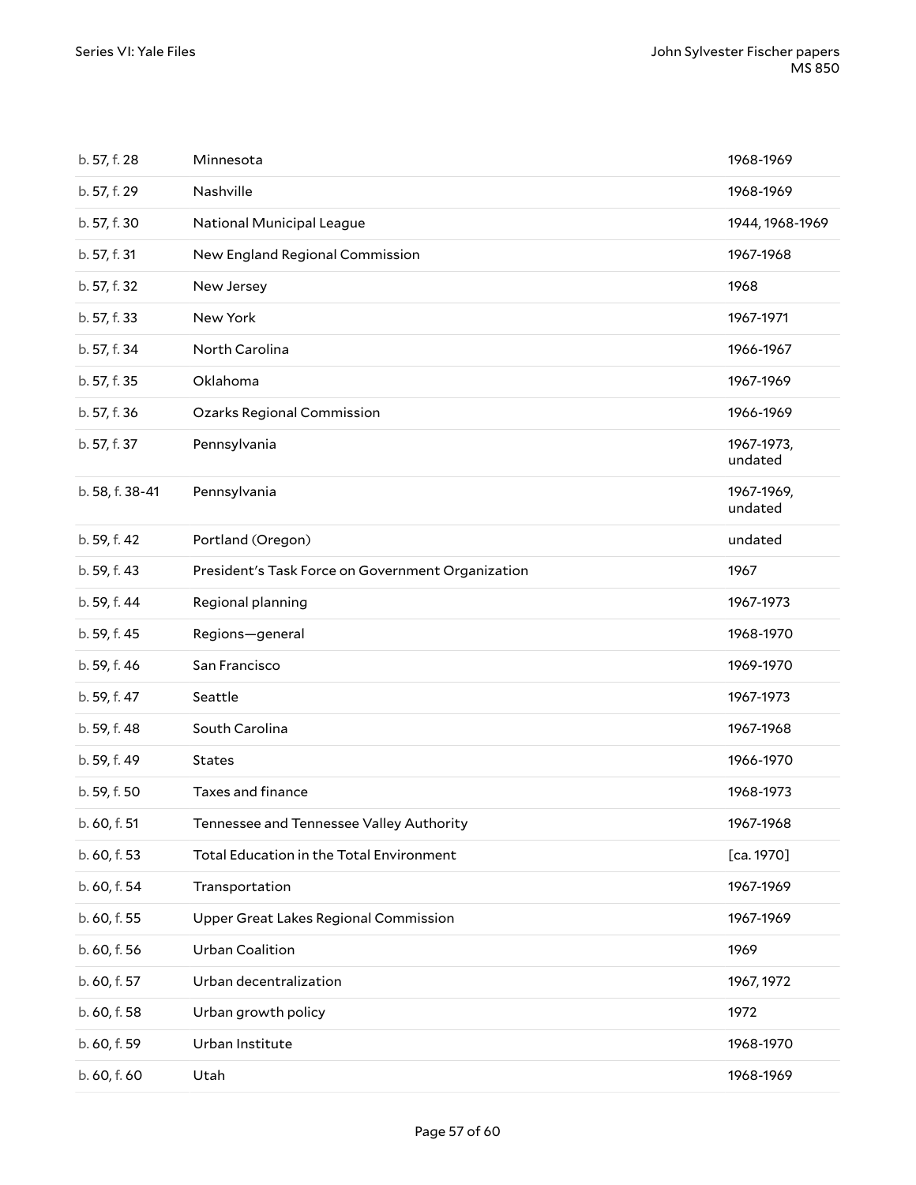| | | |
|---|---|---|
| b. 57, f. 28 | Minnesota | 1968-1969 |
| b. 57, f. 29 | Nashville | 1968-1969 |
| b. 57, f. 30 | National Municipal League | 1944, 1968-1969 |
| b. 57, f. 31 | New England Regional Commission | 1967-1968 |
| b. 57, f. 32 | New Jersey | 1968 |
| b. 57, f. 33 | New York | 1967-1971 |
| b. 57, f. 34 | North Carolina | 1966-1967 |
| b. 57, f. 35 | Oklahoma | 1967-1969 |
| b. 57, f. 36 | Ozarks Regional Commission | 1966-1969 |
| b. 57, f. 37 | Pennsylvania | 1967-1973, undated |
| b. 58, f. 38-41 | Pennsylvania | 1967-1969, undated |
| b. 59, f. 42 | Portland (Oregon) | undated |
| b. 59, f. 43 | President's Task Force on Government Organization | 1967 |
| b. 59, f. 44 | Regional planning | 1967-1973 |
| b. 59, f. 45 | Regions—general | 1968-1970 |
| b. 59, f. 46 | San Francisco | 1969-1970 |
| b. 59, f. 47 | Seattle | 1967-1973 |
| b. 59, f. 48 | South Carolina | 1967-1968 |
| b. 59, f. 49 | States | 1966-1970 |
| b. 59, f. 50 | Taxes and finance | 1968-1973 |
| b. 60, f. 51 | Tennessee and Tennessee Valley Authority | 1967-1968 |
| b. 60, f. 53 | Total Education in the Total Environment | [ca. 1970] |
| b. 60, f. 54 | Transportation | 1967-1969 |
| b. 60, f. 55 | Upper Great Lakes Regional Commission | 1967-1969 |
| b. 60, f. 56 | Urban Coalition | 1969 |
| b. 60, f. 57 | Urban decentralization | 1967, 1972 |
| b. 60, f. 58 | Urban growth policy | 1972 |
| b. 60, f. 59 | Urban Institute | 1968-1970 |
| b. 60, f. 60 | Utah | 1968-1969 |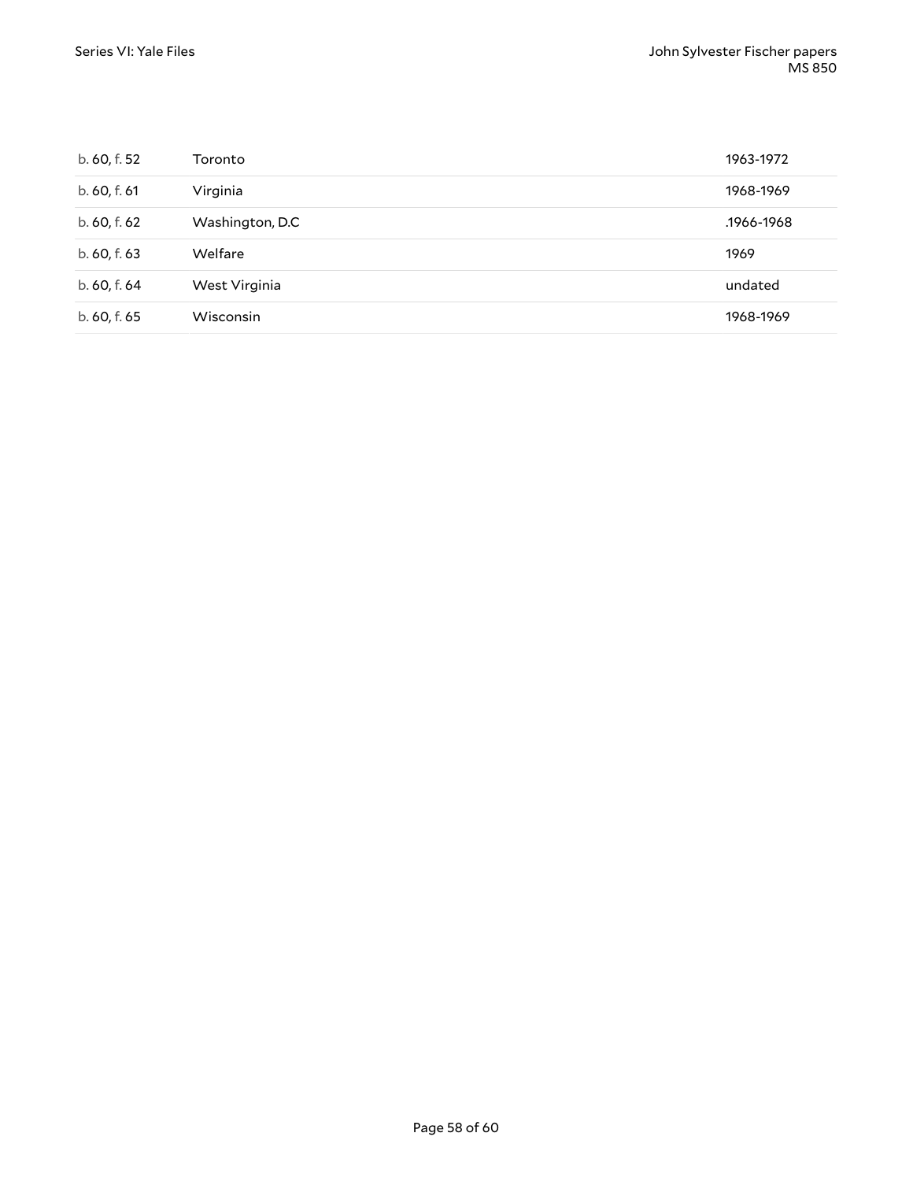| | | |
|---|---|---|
| b. 60, f. 52 | Toronto | 1963-1972 |
| b. 60, f. 61 | Virginia | 1968-1969 |
| b. 60, f. 62 | Washington, D.C | .1966-1968 |
| b. 60, f. 63 | Welfare | 1969 |
| b. 60, f. 64 | West Virginia | undated |
| b. 60, f. 65 | Wisconsin | 1968-1969 |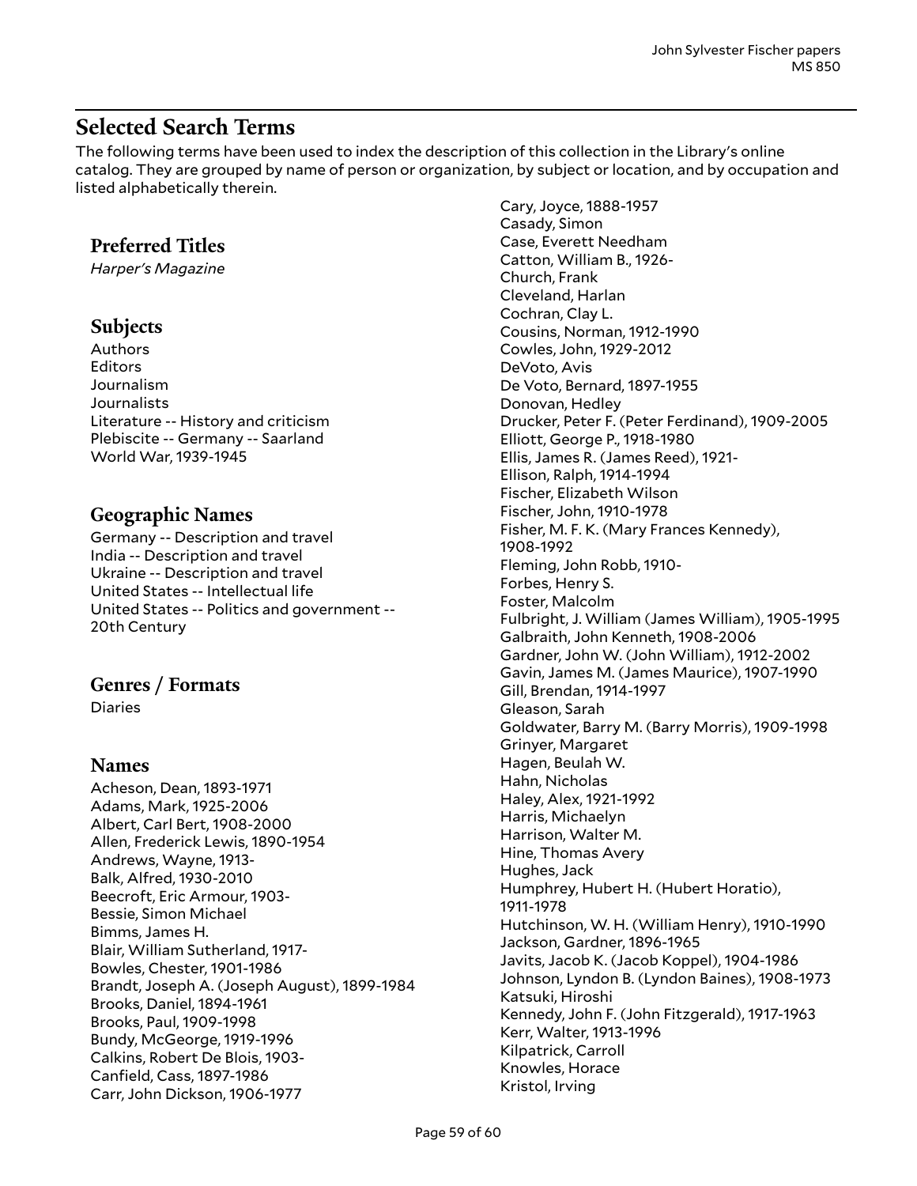## Selected Search Terms

The following terms have been used to index the description of this collection in the Library's online catalog. They are grouped by name of person or organization, by subject or location, and by occupation and listed alphabetically therein.

### Preferred Titles

*Harper's Magazine*

### Subjects

Authors
Editors
Journalism
Journalists
Literature -- History and criticism
Plebiscite -- Germany -- Saarland
World War, 1939-1945

### Geographic Names

Germany -- Description and travel
India -- Description and travel
Ukraine -- Description and travel
United States -- Intellectual life
United States -- Politics and government -- 20th Century

### Genres / Formats

Diaries

### Names

Acheson, Dean, 1893-1971
Adams, Mark, 1925-2006
Albert, Carl Bert, 1908-2000
Allen, Frederick Lewis, 1890-1954
Andrews, Wayne, 1913-
Balk, Alfred, 1930-2010
Beecroft, Eric Armour, 1903-
Bessie, Simon Michael
Bimms, James H.
Blair, William Sutherland, 1917-
Bowles, Chester, 1901-1986
Brandt, Joseph A. (Joseph August), 1899-1984
Brooks, Daniel, 1894-1961
Brooks, Paul, 1909-1998
Bundy, McGeorge, 1919-1996
Calkins, Robert De Blois, 1903-
Canfield, Cass, 1897-1986
Carr, John Dickson, 1906-1977
Cary, Joyce, 1888-1957
Casady, Simon
Case, Everett Needham
Catton, William B., 1926-
Church, Frank
Cleveland, Harlan
Cochran, Clay L.
Cousins, Norman, 1912-1990
Cowles, John, 1929-2012
DeVoto, Avis
De Voto, Bernard, 1897-1955
Donovan, Hedley
Drucker, Peter F. (Peter Ferdinand), 1909-2005
Elliott, George P., 1918-1980
Ellis, James R. (James Reed), 1921-
Ellison, Ralph, 1914-1994
Fischer, Elizabeth Wilson
Fischer, John, 1910-1978
Fisher, M. F. K. (Mary Frances Kennedy), 1908-1992
Fleming, John Robb, 1910-
Forbes, Henry S.
Foster, Malcolm
Fulbright, J. William (James William), 1905-1995
Galbraith, John Kenneth, 1908-2006
Gardner, John W. (John William), 1912-2002
Gavin, James M. (James Maurice), 1907-1990
Gill, Brendan, 1914-1997
Gleason, Sarah
Goldwater, Barry M. (Barry Morris), 1909-1998
Grinyer, Margaret
Hagen, Beulah W.
Hahn, Nicholas
Haley, Alex, 1921-1992
Harris, Michaelyn
Harrison, Walter M.
Hine, Thomas Avery
Hughes, Jack
Humphrey, Hubert H. (Hubert Horatio), 1911-1978
Hutchinson, W. H. (William Henry), 1910-1990
Jackson, Gardner, 1896-1965
Javits, Jacob K. (Jacob Koppel), 1904-1986
Johnson, Lyndon B. (Lyndon Baines), 1908-1973
Katsuki, Hiroshi
Kennedy, John F. (John Fitzgerald), 1917-1963
Kerr, Walter, 1913-1996
Kilpatrick, Carroll
Knowles, Horace
Kristol, Irving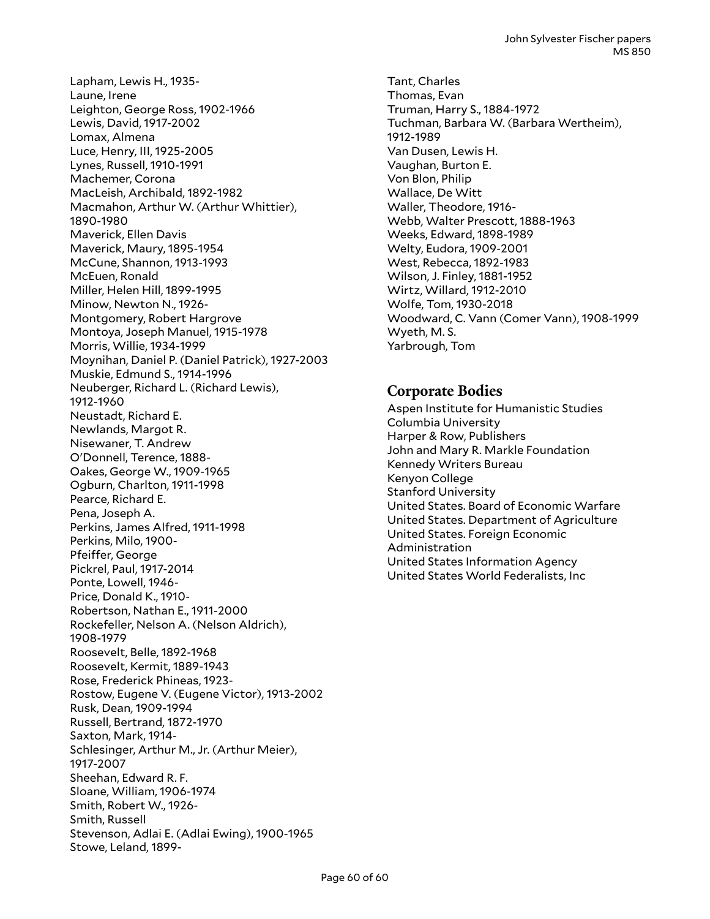Lapham, Lewis H., 1935-
Laune, Irene
Leighton, George Ross, 1902-1966
Lewis, David, 1917-2002
Lomax, Almena
Luce, Henry, III, 1925-2005
Lynes, Russell, 1910-1991
Machemer, Corona
MacLeish, Archibald, 1892-1982
Macmahon, Arthur W. (Arthur Whittier), 1890-1980
Maverick, Ellen Davis
Maverick, Maury, 1895-1954
McCune, Shannon, 1913-1993
McEuen, Ronald
Miller, Helen Hill, 1899-1995
Minow, Newton N., 1926-
Montgomery, Robert Hargrove
Montoya, Joseph Manuel, 1915-1978
Morris, Willie, 1934-1999
Moynihan, Daniel P. (Daniel Patrick), 1927-2003
Muskie, Edmund S., 1914-1996
Neuberger, Richard L. (Richard Lewis), 1912-1960
Neustadt, Richard E.
Newlands, Margot R.
Nisewaner, T. Andrew
O'Donnell, Terence, 1888-
Oakes, George W., 1909-1965
Ogburn, Charlton, 1911-1998
Pearce, Richard E.
Pena, Joseph A.
Perkins, James Alfred, 1911-1998
Perkins, Milo, 1900-
Pfeiffer, George
Pickrel, Paul, 1917-2014
Ponte, Lowell, 1946-
Price, Donald K., 1910-
Robertson, Nathan E., 1911-2000
Rockefeller, Nelson A. (Nelson Aldrich), 1908-1979
Roosevelt, Belle, 1892-1968
Roosevelt, Kermit, 1889-1943
Rose, Frederick Phineas, 1923-
Rostow, Eugene V. (Eugene Victor), 1913-2002
Rusk, Dean, 1909-1994
Russell, Bertrand, 1872-1970
Saxton, Mark, 1914-
Schlesinger, Arthur M., Jr. (Arthur Meier), 1917-2007
Sheehan, Edward R. F.
Sloane, William, 1906-1974
Smith, Robert W., 1926-
Smith, Russell
Stevenson, Adlai E. (Adlai Ewing), 1900-1965
Stowe, Leland, 1899-
Tant, Charles
Thomas, Evan
Truman, Harry S., 1884-1972
Tuchman, Barbara W. (Barbara Wertheim), 1912-1989
Van Dusen, Lewis H.
Vaughan, Burton E.
Von Blon, Philip
Wallace, De Witt
Waller, Theodore, 1916-
Webb, Walter Prescott, 1888-1963
Weeks, Edward, 1898-1989
Welty, Eudora, 1909-2001
West, Rebecca, 1892-1983
Wilson, J. Finley, 1881-1952
Wirtz, Willard, 1912-2010
Wolfe, Tom, 1930-2018
Woodward, C. Vann (Comer Vann), 1908-1999
Wyeth, M. S.
Yarbrough, Tom

## Corporate Bodies

Aspen Institute for Humanistic Studies
Columbia University
Harper & Row, Publishers
John and Mary R. Markle Foundation
Kennedy Writers Bureau
Kenyon College
Stanford University
United States. Board of Economic Warfare
United States. Department of Agriculture
United States. Foreign Economic Administration
United States Information Agency
United States World Federalists, Inc